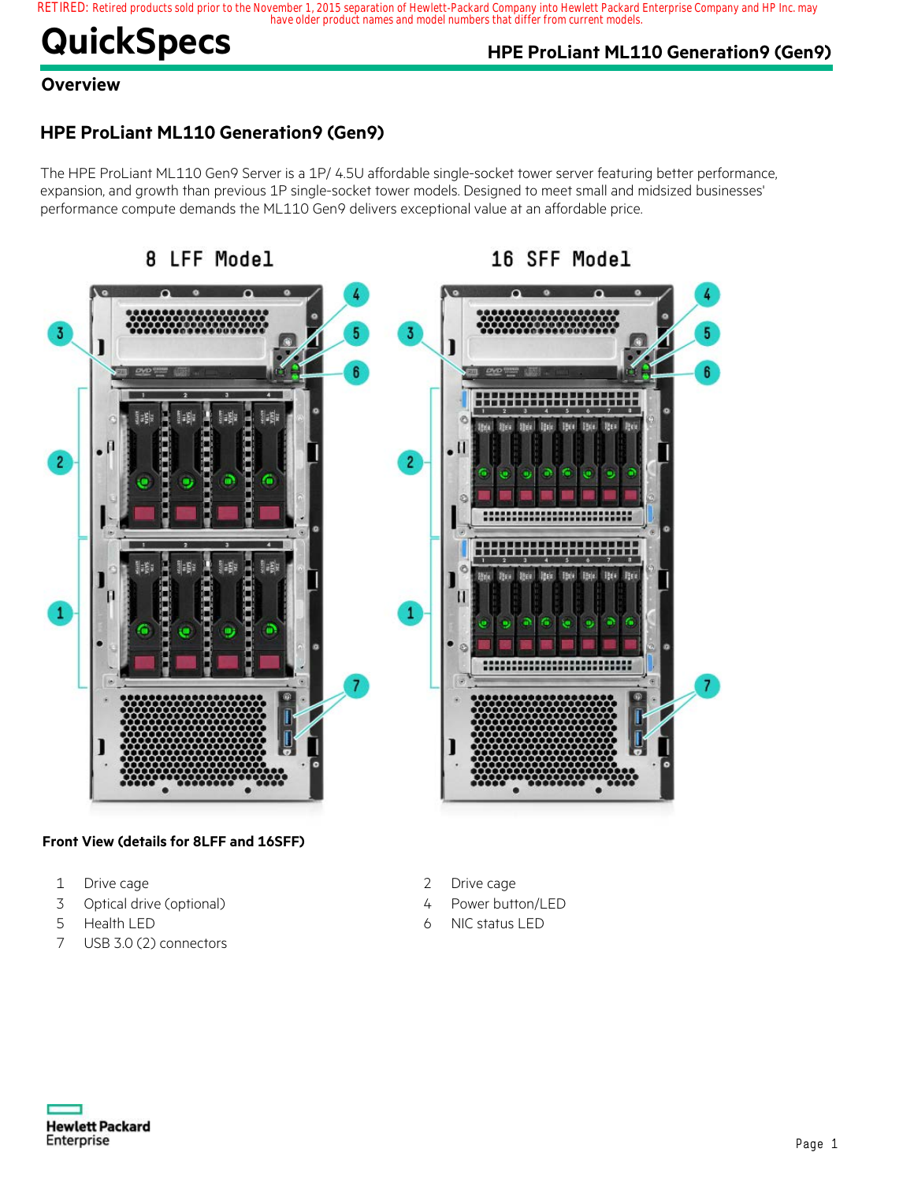RETIRED: Retired products sold prior to the November 1, 2015 separation of Hewlett-Packard Company into Hewlett Packard Enterprise Company and HP Inc. may have older product names and model numbers that differ from current models.

# QuickSpecs

## Overview

## HPE ProLiant ML110 Generation9 (Gen9)

The HPE ProLiant ML110 Gen9 Server is a 1P/ 4.5U affordable single-socket tower server featuring better performance, expansion, and growth than previous 1P single-socket tower models. Designed to meet small and midsized businesses' performance compute demands the ML110 Gen9 delivers exceptional value at an affordable price.

8 LFF Model

16 SFF Model

**Front View (details for 8LFF and 16SFF)**

| | | | |
|---|---|---|---|
| 1 | Drive cage | 2 | Drive cage |
| 3 | Optical drive (optional) | 4 | Power button/LED |
| 5 | Health LED | 6 | NIC status LED |
| 7 | USB 3.0 (2) connectors | | |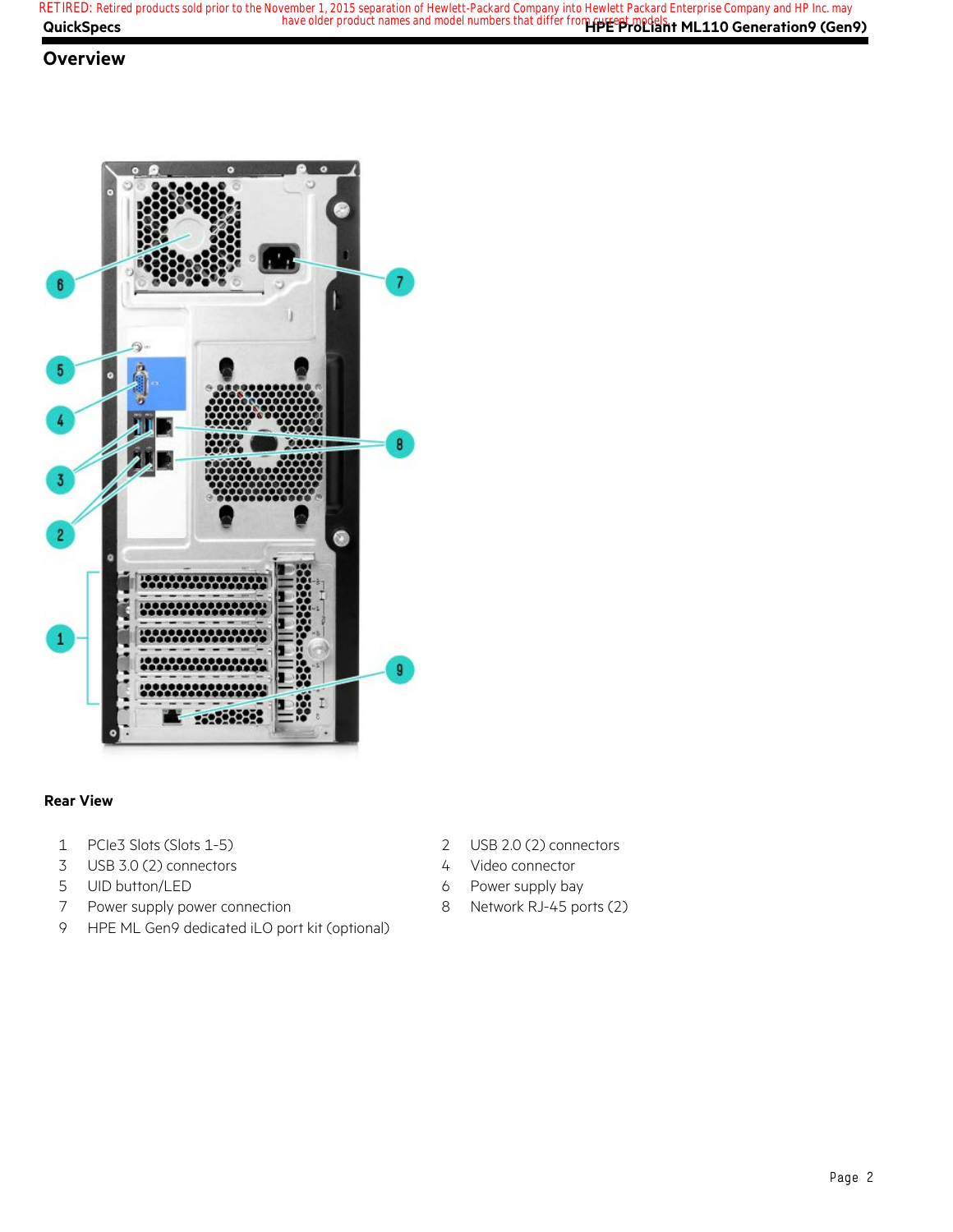## Overview

**Rear View**

1. PCIe3 Slots (Slots 1-5)
2. USB 2.0 (2) connectors
3. USB 3.0 (2) connectors
4. Video connector
5. UID button/LED
6. Power supply bay
7. Power supply power connection
8. Network RJ-45 ports (2)
9. HPE ML Gen9 dedicated iLO port kit (optional)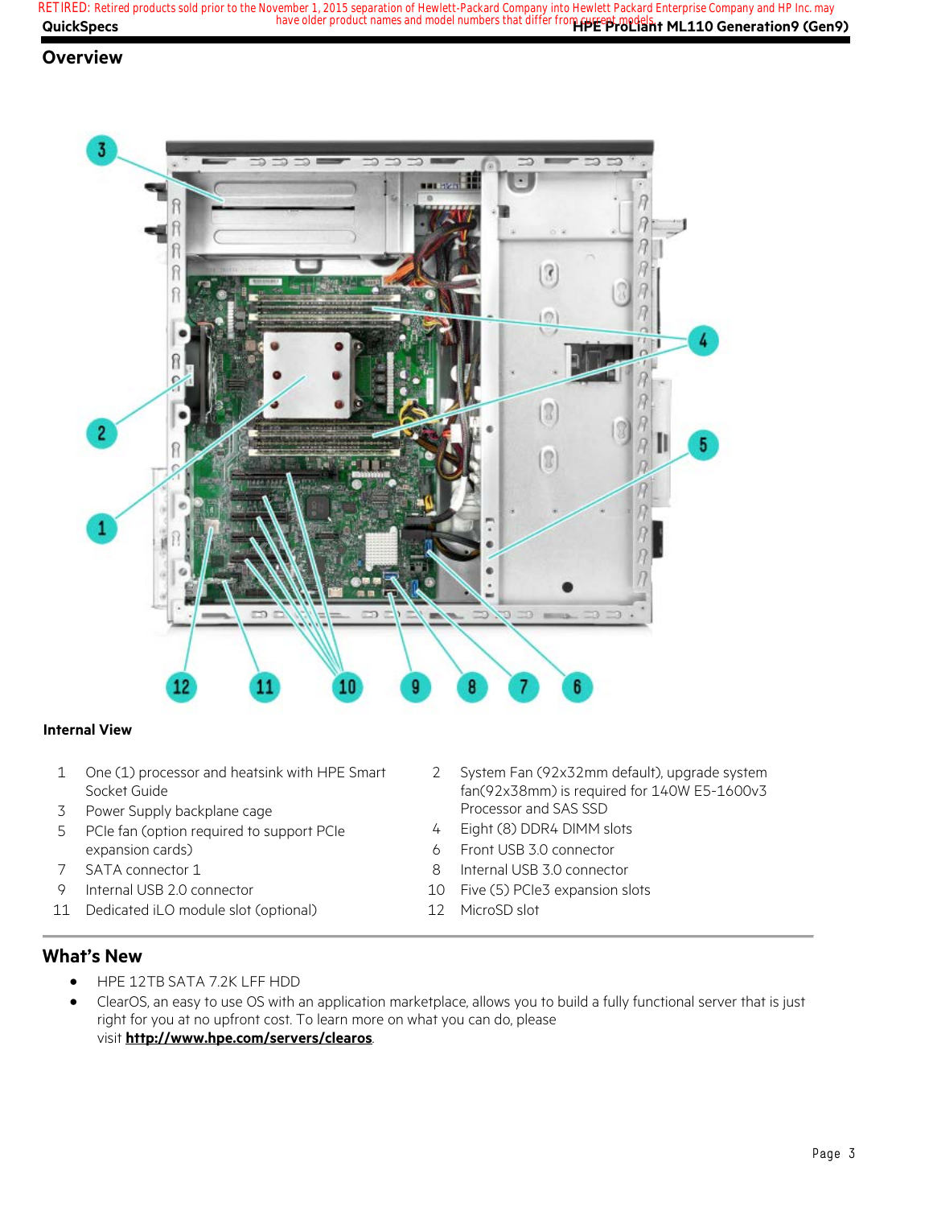## Overview

**Internal View**

| | | | |
|---|---|---|---|
| 1 | One (1) processor and heatsink with HPE Smart Socket Guide | 2 | System Fan (92x32mm default), upgrade system fan(92x38mm) is required for 140W E5-1600v3 Processor and SAS SSD |
| 3 | Power Supply backplane cage | 4 | Eight (8) DDR4 DIMM slots |
| 5 | PCIe fan (option required to support PCIe expansion cards) | 6 | Front USB 3.0 connector |
| 7 | SATA connector 1 | 8 | Internal USB 3.0 connector |
| 9 | Internal USB 2.0 connector | 10 | Five (5) PCIe3 expansion slots |
| 11 | Dedicated iLO module slot (optional) | 12 | MicroSD slot |

## What's New

- HPE 12TB SATA 7.2K LFF HDD
- ClearOS, an easy to use OS with an application marketplace, allows you to build a fully functional server that is just right for you at no upfront cost. To learn more on what you can do, please visit **http://www.hpe.com/servers/clearos**.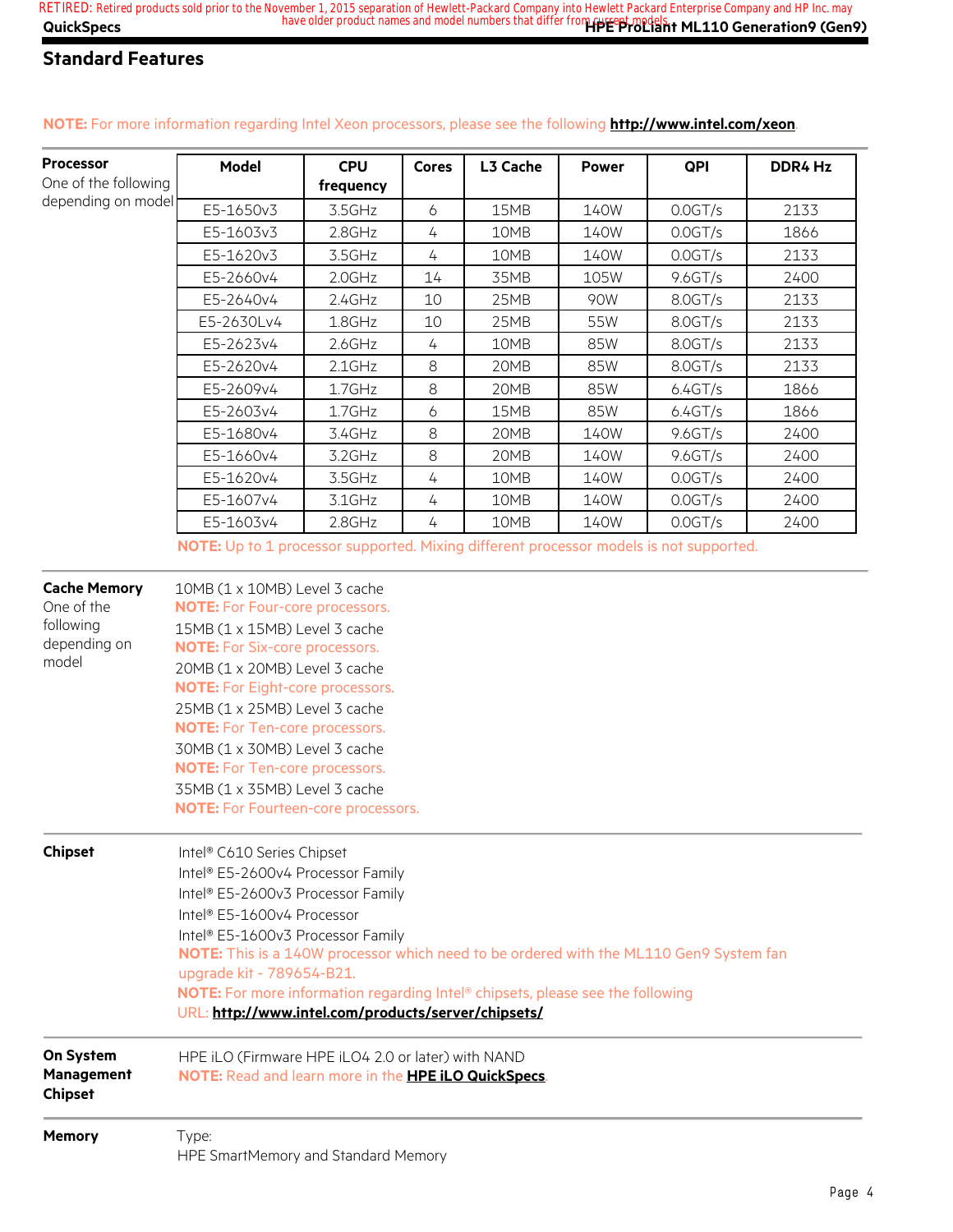## Standard Features

**NOTE:** For more information regarding Intel Xeon processors, please see the following **http://www.intel.com/xeon**.

**Processor**
One of the following depending on model

| Model | CPU frequency | Cores | L3 Cache | Power | QPI | DDR4 Hz |
|---|---|---|---|---|---|---|
| E5-1650v3 | 3.5GHz | 6 | 15MB | 140W | 0.0GT/s | 2133 |
| E5-1603v3 | 2.8GHz | 4 | 10MB | 140W | 0.0GT/s | 1866 |
| E5-1620v3 | 3.5GHz | 4 | 10MB | 140W | 0.0GT/s | 2133 |
| E5-2660v4 | 2.0GHz | 14 | 35MB | 105W | 9.6GT/s | 2400 |
| E5-2640v4 | 2.4GHz | 10 | 25MB | 90W | 8.0GT/s | 2133 |
| E5-2630Lv4 | 1.8GHz | 10 | 25MB | 55W | 8.0GT/s | 2133 |
| E5-2623v4 | 2.6GHz | 4 | 10MB | 85W | 8.0GT/s | 2133 |
| E5-2620v4 | 2.1GHz | 8 | 20MB | 85W | 8.0GT/s | 2133 |
| E5-2609v4 | 1.7GHz | 8 | 20MB | 85W | 6.4GT/s | 1866 |
| E5-2603v4 | 1.7GHz | 6 | 15MB | 85W | 6.4GT/s | 1866 |
| E5-1680v4 | 3.4GHz | 8 | 20MB | 140W | 9.6GT/s | 2400 |
| E5-1660v4 | 3.2GHz | 8 | 20MB | 140W | 9.6GT/s | 2400 |
| E5-1620v4 | 3.5GHz | 4 | 10MB | 140W | 0.0GT/s | 2400 |
| E5-1607v4 | 3.1GHz | 4 | 10MB | 140W | 0.0GT/s | 2400 |
| E5-1603v4 | 2.8GHz | 4 | 10MB | 140W | 0.0GT/s | 2400 |

**NOTE:** Up to 1 processor supported. Mixing different processor models is not supported.

**Cache Memory**
One of the following depending on model

10MB (1 x 10MB) Level 3 cache
**NOTE:** For Four-core processors.

15MB (1 x 15MB) Level 3 cache
**NOTE:** For Six-core processors.

20MB (1 x 20MB) Level 3 cache
**NOTE:** For Eight-core processors.

25MB (1 x 25MB) Level 3 cache
**NOTE:** For Ten-core processors.

30MB (1 x 30MB) Level 3 cache
**NOTE:** For Ten-core processors.

35MB (1 x 35MB) Level 3 cache
**NOTE:** For Fourteen-core processors.

**Chipset**

Intel® C610 Series Chipset
Intel® E5-2600v4 Processor Family
Intel® E5-2600v3 Processor Family
Intel® E5-1600v4 Processor
Intel® E5-1600v3 Processor Family
**NOTE:** This is a 140W processor which need to be ordered with the ML110 Gen9 System fan upgrade kit - 789654-B21.
**NOTE:** For more information regarding Intel® chipsets, please see the following URL: **http://www.intel.com/products/server/chipsets/**

**On System Management Chipset**

HPE iLO (Firmware HPE iLO4 2.0 or later) with NAND
**NOTE:** Read and learn more in the **HPE iLO QuickSpecs**.

**Memory**

Type:
HPE SmartMemory and Standard Memory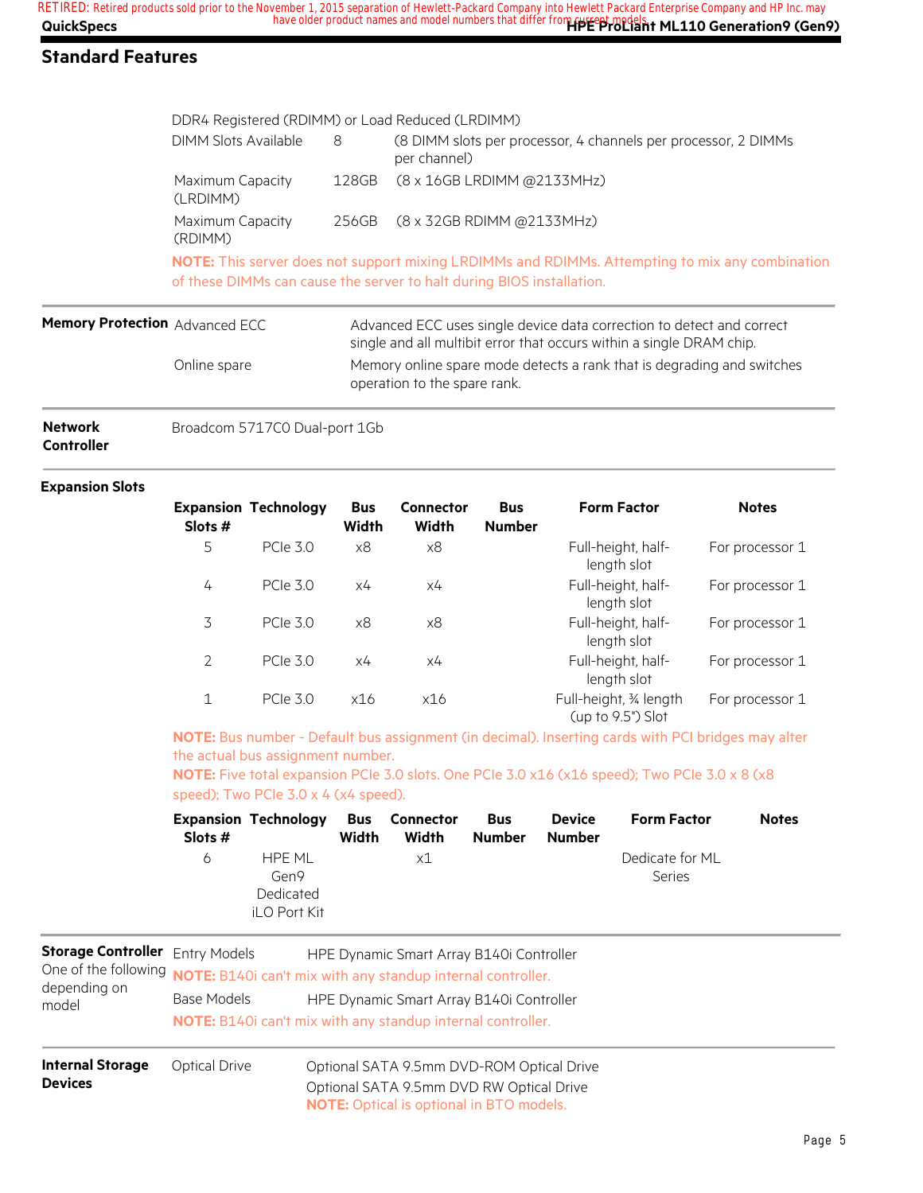## Standard Features

DDR4 Registered (RDIMM) or Load Reduced (LRDIMM)

| | | |
|---|---|---|
| DIMM Slots Available | 8 | (8 DIMM slots per processor, 4 channels per processor, 2 DIMMs per channel) |
| Maximum Capacity (LRDIMM) | 128GB | (8 x 16GB LRDIMM @2133MHz) |
| Maximum Capacity (RDIMM) | 256GB | (8 x 32GB RDIMM @2133MHz) |

**NOTE:** This server does not support mixing LRDIMMs and RDIMMs. Attempting to mix any combination of these DIMMs can cause the server to halt during BIOS installation.

**Memory Protection**

| | |
|---|---|
| Advanced ECC | Advanced ECC uses single device data correction to detect and correct single and all multibit error that occurs within a single DRAM chip. |
| Online spare | Memory online spare mode detects a rank that is degrading and switches operation to the spare rank. |

**Network Controller**

Broadcom 5717C0 Dual-port 1Gb

**Expansion Slots**

| Expansion Slots # | Technology | Bus Width | Connector Width | Bus Number | Form Factor | Notes |
|---|---|---|---|---|---|---|
| 5 | PCIe 3.0 | x8 | x8 | | Full-height, half-length slot | For processor 1 |
| 4 | PCIe 3.0 | x4 | x4 | | Full-height, half-length slot | For processor 1 |
| 3 | PCIe 3.0 | x8 | x8 | | Full-height, half-length slot | For processor 1 |
| 2 | PCIe 3.0 | x4 | x4 | | Full-height, half-length slot | For processor 1 |
| 1 | PCIe 3.0 | x16 | x16 | | Full-height, ¾ length (up to 9.5") Slot | For processor 1 |

**NOTE:** Bus number - Default bus assignment (in decimal). Inserting cards with PCI bridges may alter the actual bus assignment number.

**NOTE:** Five total expansion PCIe 3.0 slots. One PCIe 3.0 x16 (x16 speed); Two PCIe 3.0 x 8 (x8 speed); Two PCIe 3.0 x 4 (x4 speed).

| Expansion Slots # | Technology | Bus Width | Connector Width | Bus Number | Device Number | Form Factor | Notes |
|---|---|---|---|---|---|---|---|
| 6 | HPE ML Gen9 Dedicated iLO Port Kit | | x1 | | | Dedicate for ML Series | |

**Storage Controller**
One of the following depending on model

| | |
|---|---|
| Entry Models | HPE Dynamic Smart Array B140i Controller |

**NOTE:** B140i can't mix with any standup internal controller.

| | |
|---|---|
| Base Models | HPE Dynamic Smart Array B140i Controller |

**NOTE:** B140i can't mix with any standup internal controller.

**Internal Storage Devices**

Optical Drive
- Optional SATA 9.5mm DVD-ROM Optical Drive
- Optional SATA 9.5mm DVD RW Optical Drive

**NOTE:** Optical is optional in BTO models.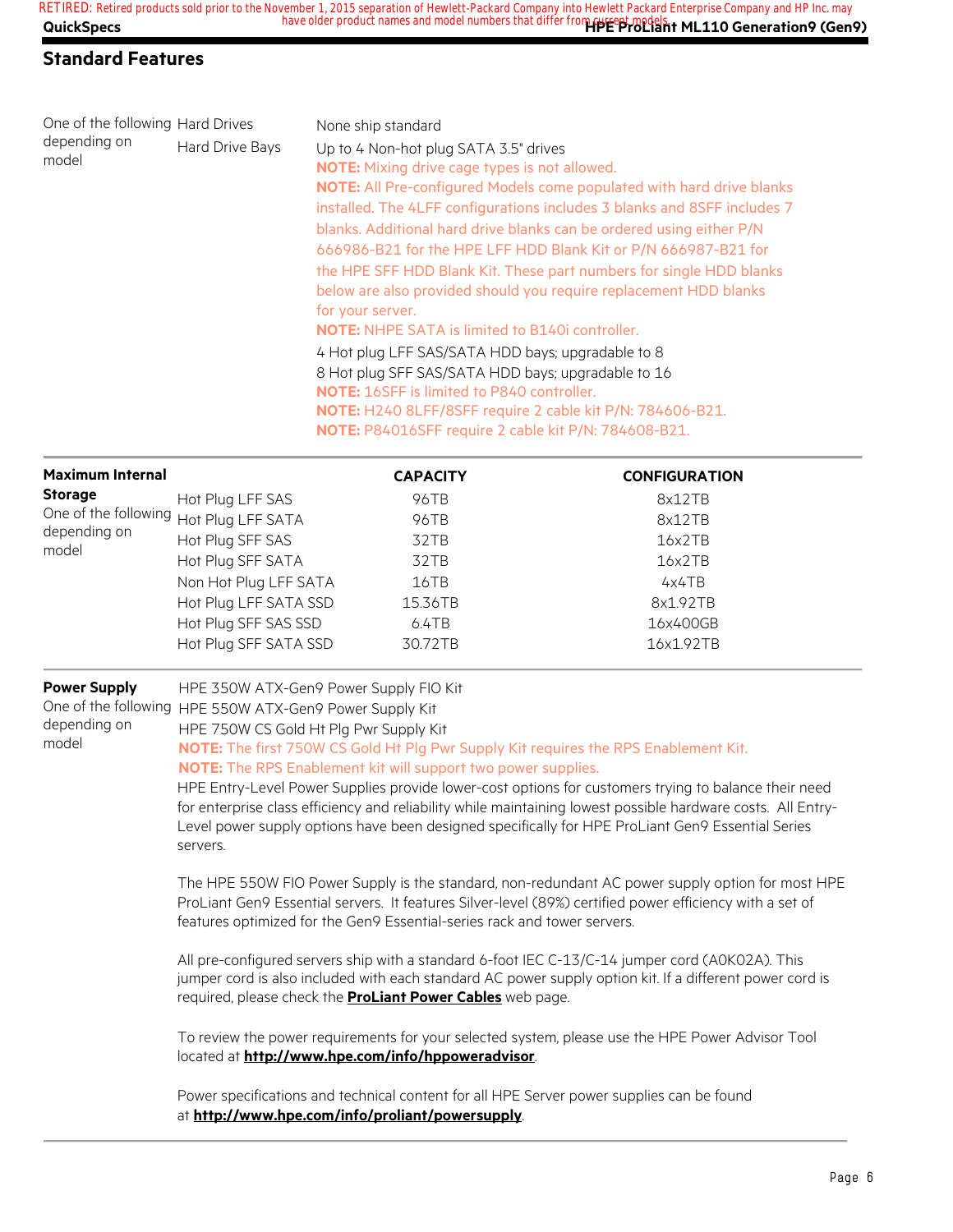## Standard Features

| | | |
|---|---|---|
| One of the following depending on model | Hard Drives | None ship standard |
| | Hard Drive Bays | Up to 4 Non-hot plug SATA 3.5" drives<br>**NOTE:** Mixing drive cage types is not allowed.<br>**NOTE:** All Pre-configured Models come populated with hard drive blanks installed. The 4LFF configurations includes 3 blanks and 8SFF includes 7 blanks. Additional hard drive blanks can be ordered using either P/N 666986-B21 for the HPE LFF HDD Blank Kit or P/N 666987-B21 for the HPE SFF HDD Blank Kit. These part numbers for single HDD blanks below are also provided should you require replacement HDD blanks for your server.<br>**NOTE:** NHPE SATA is limited to B140i controller.<br>4 Hot plug LFF SAS/SATA HDD bays; upgradable to 8<br>8 Hot plug SFF SAS/SATA HDD bays; upgradable to 16<br>**NOTE:** 16SFF is limited to P840 controller.<br>**NOTE:** H240 8LFF/8SFF require 2 cable kit P/N: 784606-B21.<br>**NOTE:** P84016SFF require 2 cable kit P/N: 784608-B21. |

| **Maximum Internal Storage** One of the following depending on model | | **CAPACITY** | **CONFIGURATION** |
|---|---|---|---|
| | Hot Plug LFF SAS | 96TB | 8x12TB |
| | Hot Plug LFF SATA | 96TB | 8x12TB |
| | Hot Plug SFF SAS | 32TB | 16x2TB |
| | Hot Plug SFF SATA | 32TB | 16x2TB |
| | Non Hot Plug LFF SATA | 16TB | 4x4TB |
| | Hot Plug LFF SATA SSD | 15.36TB | 8x1.92TB |
| | Hot Plug SFF SAS SSD | 6.4TB | 16x400GB |
| | Hot Plug SFF SATA SSD | 30.72TB | 16x1.92TB |

**Power Supply**
One of the following depending on model

HPE 350W ATX-Gen9 Power Supply FIO Kit
HPE 550W ATX-Gen9 Power Supply Kit
HPE 750W CS Gold Ht Plg Pwr Supply Kit
**NOTE:** The first 750W CS Gold Ht Plg Pwr Supply Kit requires the RPS Enablement Kit.
**NOTE:** The RPS Enablement kit will support two power supplies.

HPE Entry-Level Power Supplies provide lower-cost options for customers trying to balance their need for enterprise class efficiency and reliability while maintaining lowest possible hardware costs. All Entry-Level power supply options have been designed specifically for HPE ProLiant Gen9 Essential Series servers.

The HPE 550W FIO Power Supply is the standard, non-redundant AC power supply option for most HPE ProLiant Gen9 Essential servers. It features Silver-level (89%) certified power efficiency with a set of features optimized for the Gen9 Essential-series rack and tower servers.

All pre-configured servers ship with a standard 6-foot IEC C-13/C-14 jumper cord (A0K02A). This jumper cord is also included with each standard AC power supply option kit. If a different power cord is required, please check the **ProLiant Power Cables** web page.

To review the power requirements for your selected system, please use the HPE Power Advisor Tool located at **http://www.hpe.com/info/hppoweradvisor**.

Power specifications and technical content for all HPE Server power supplies can be found at **http://www.hpe.com/info/proliant/powersupply**.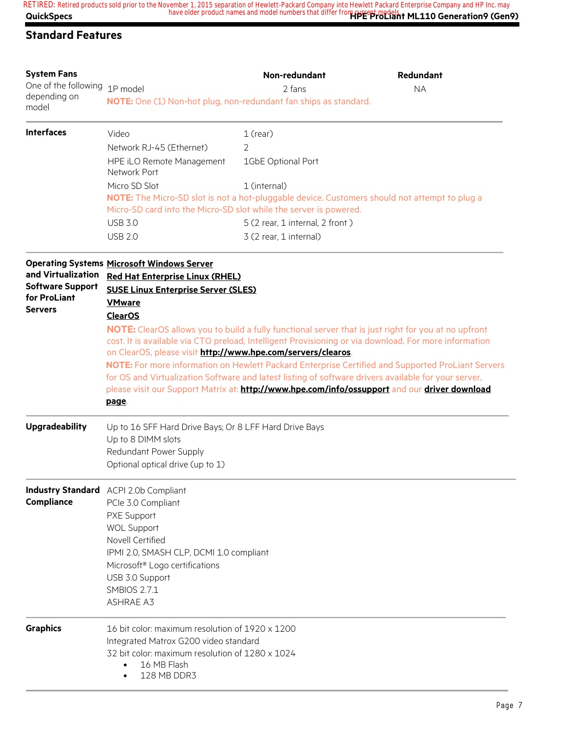## Standard Features

### System Fans

One of the following depending on model

| | Non-redundant | Redundant |
|---|---|---|
| 1P model | 2 fans | NA |

**NOTE:** One (1) Non-hot plug, non-redundant fan ships as standard.

### Interfaces

| | |
|---|---|
| Video | 1 (rear) |
| Network RJ-45 (Ethernet) | 2 |
| HPE iLO Remote Management Network Port | 1GbE Optional Port |
| Micro SD Slot | 1 (internal) |

**NOTE:** The Micro-SD slot is not a hot-pluggable device. Customers should not attempt to plug a Micro-SD card into the Micro-SD slot while the server is powered.

| | |
|---|---|
| USB 3.0 | 5 (2 rear, 1 internal, 2 front ) |
| USB 2.0 | 3 (2 rear, 1 internal) |

### Operating Systems and Virtualization Software Support for ProLiant Servers

**Microsoft Windows Server**
**Red Hat Enterprise Linux (RHEL)**
**SUSE Linux Enterprise Server (SLES)**
**VMware**
**ClearOS**

**NOTE:** ClearOS allows you to build a fully functional server that is just right for you at no upfront cost. It is available via CTO preload, Intelligent Provisioning or via download. For more information on ClearOS, please visit **http://www.hpe.com/servers/clearos**.

**NOTE:** For more information on Hewlett Packard Enterprise Certified and Supported ProLiant Servers for OS and Virtualization Software and latest listing of software drivers available for your server, please visit our Support Matrix at: **http://www.hpe.com/info/ossupport** and our **driver download page**.

### Upgradeability

Up to 16 SFF Hard Drive Bays; Or 8 LFF Hard Drive Bays
Up to 8 DIMM slots
Redundant Power Supply
Optional optical drive (up to 1)

### Industry Standard Compliance

ACPI 2.0b Compliant
PCIe 3.0 Compliant
PXE Support
WOL Support
Novell Certified
IPMI 2.0, SMASH CLP, DCMI 1.0 compliant
Microsoft® Logo certifications
USB 3.0 Support
SMBIOS 2.7.1
ASHRAE A3

### Graphics

16 bit color: maximum resolution of 1920 x 1200
Integrated Matrox G200 video standard
32 bit color: maximum resolution of 1280 x 1024

- 16 MB Flash
- 128 MB DDR3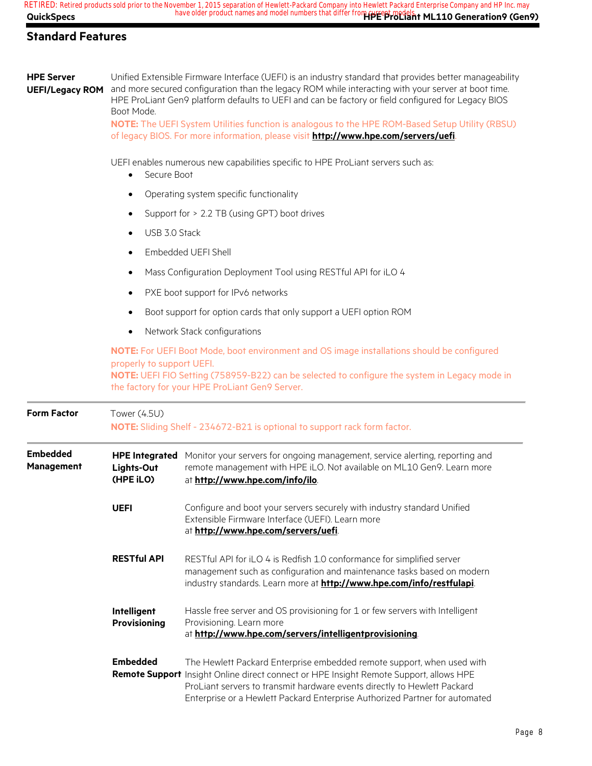## Standard Features

**HPE Server UEFI/Legacy ROM**

Unified Extensible Firmware Interface (UEFI) is an industry standard that provides better manageability and more secured configuration than the legacy ROM while interacting with your server at boot time. HPE ProLiant Gen9 platform defaults to UEFI and can be factory or field configured for Legacy BIOS Boot Mode.

**NOTE:** The UEFI System Utilities function is analogous to the HPE ROM-Based Setup Utility (RBSU) of legacy BIOS. For more information, please visit **http://www.hpe.com/servers/uefi**.

UEFI enables numerous new capabilities specific to HPE ProLiant servers such as:

- Secure Boot
- Operating system specific functionality
- Support for > 2.2 TB (using GPT) boot drives
- USB 3.0 Stack
- Embedded UEFI Shell
- Mass Configuration Deployment Tool using RESTful API for iLO 4
- PXE boot support for IPv6 networks
- Boot support for option cards that only support a UEFI option ROM
- Network Stack configurations

**NOTE:** For UEFI Boot Mode, boot environment and OS image installations should be configured properly to support UEFI.
**NOTE:** UEFI FIO Setting (758959-B22) can be selected to configure the system in Legacy mode in the factory for your HPE ProLiant Gen9 Server.

**Form Factor**

Tower (4.5U)
**NOTE:** Sliding Shelf - 234672-B21 is optional to support rack form factor.

**Embedded Management**

**HPE Integrated Lights-Out (HPE iLO)**
Monitor your servers for ongoing management, service alerting, reporting and remote management with HPE iLO. Not available on ML10 Gen9. Learn more at **http://www.hpe.com/info/ilo**.

**UEFI**
Configure and boot your servers securely with industry standard Unified Extensible Firmware Interface (UEFI). Learn more at **http://www.hpe.com/servers/uefi**.

**RESTful API**
RESTful API for iLO 4 is Redfish 1.0 conformance for simplified server management such as configuration and maintenance tasks based on modern industry standards. Learn more at **http://www.hpe.com/info/restfulapi**.

**Intelligent Provisioning**
Hassle free server and OS provisioning for 1 or few servers with Intelligent Provisioning. Learn more at **http://www.hpe.com/servers/intelligentprovisioning**.

**Embedded Remote Support**
The Hewlett Packard Enterprise embedded remote support, when used with Insight Online direct connect or HPE Insight Remote Support, allows HPE ProLiant servers to transmit hardware events directly to Hewlett Packard Enterprise or a Hewlett Packard Enterprise Authorized Partner for automated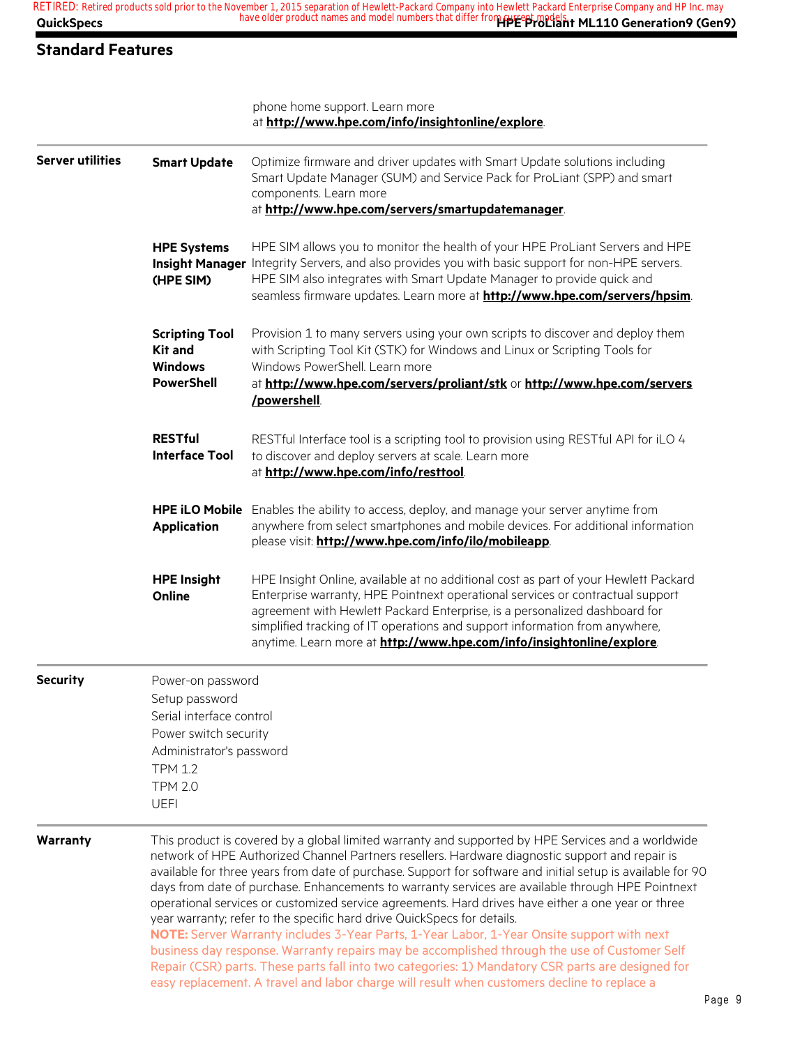## Standard Features

phone home support. Learn more at **http://www.hpe.com/info/insightonline/explore**.

| | | |
|---|---|---|
| **Server utilities** | **Smart Update** | Optimize firmware and driver updates with Smart Update solutions including Smart Update Manager (SUM) and Service Pack for ProLiant (SPP) and smart components. Learn more at **http://www.hpe.com/servers/smartupdatemanager**. |
| | **HPE Systems Insight Manager (HPE SIM)** | HPE SIM allows you to monitor the health of your HPE ProLiant Servers and HPE Integrity Servers, and also provides you with basic support for non-HPE servers. HPE SIM also integrates with Smart Update Manager to provide quick and seamless firmware updates. Learn more at **http://www.hpe.com/servers/hpsim**. |
| | **Scripting Tool Kit and Windows PowerShell** | Provision 1 to many servers using your own scripts to discover and deploy them with Scripting Tool Kit (STK) for Windows and Linux or Scripting Tools for Windows PowerShell. Learn more at **http://www.hpe.com/servers/proliant/stk** or **http://www.hpe.com/servers/powershell**. |
| | **RESTful Interface Tool** | RESTful Interface tool is a scripting tool to provision using RESTful API for iLO 4 to discover and deploy servers at scale. Learn more at **http://www.hpe.com/info/resttool**. |
| | **HPE iLO Mobile Application** | Enables the ability to access, deploy, and manage your server anytime from anywhere from select smartphones and mobile devices. For additional information please visit: **http://www.hpe.com/info/ilo/mobileapp**. |
| | **HPE Insight Online** | HPE Insight Online, available at no additional cost as part of your Hewlett Packard Enterprise warranty, HPE Pointnext operational services or contractual support agreement with Hewlett Packard Enterprise, is a personalized dashboard for simplified tracking of IT operations and support information from anywhere, anytime. Learn more at **http://www.hpe.com/info/insightonline/explore**. |

**Security**

- Power-on password
- Setup password
- Serial interface control
- Power switch security
- Administrator's password
- TPM 1.2
- TPM 2.0
- UEFI

**Warranty**

This product is covered by a global limited warranty and supported by HPE Services and a worldwide network of HPE Authorized Channel Partners resellers. Hardware diagnostic support and repair is available for three years from date of purchase. Support for software and initial setup is available for 90 days from date of purchase. Enhancements to warranty services are available through HPE Pointnext operational services or customized service agreements. Hard drives have either a one year or three year warranty; refer to the specific hard drive QuickSpecs for details.

**NOTE:** Server Warranty includes 3-Year Parts, 1-Year Labor, 1-Year Onsite support with next business day response. Warranty repairs may be accomplished through the use of Customer Self Repair (CSR) parts. These parts fall into two categories: 1) Mandatory CSR parts are designed for easy replacement. A travel and labor charge will result when customers decline to replace a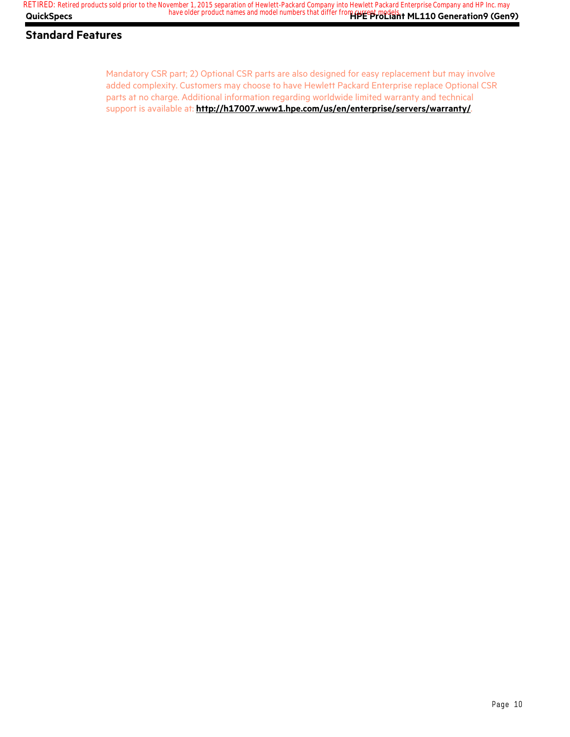## Standard Features

Mandatory CSR part; 2) Optional CSR parts are also designed for easy replacement but may involve added complexity. Customers may choose to have Hewlett Packard Enterprise replace Optional CSR parts at no charge. Additional information regarding worldwide limited warranty and technical support is available at: **http://h17007.www1.hpe.com/us/en/enterprise/servers/warranty/**.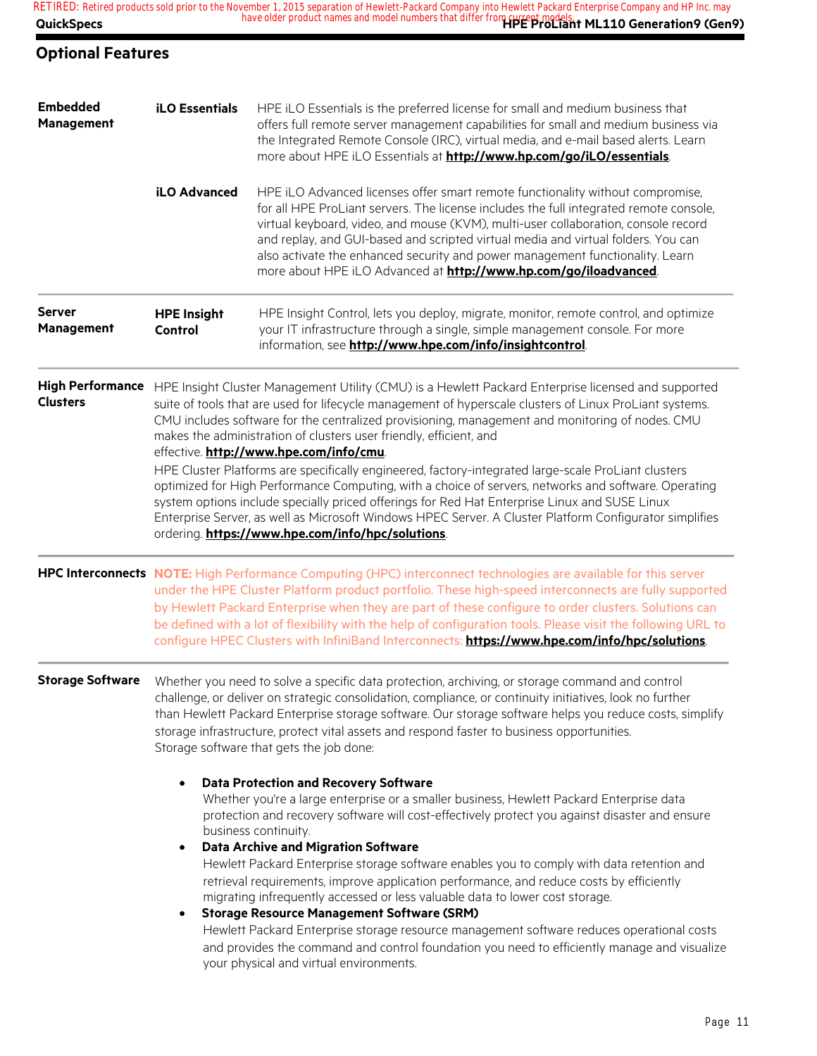## Optional Features

| | | |
|---|---|---|
| **Embedded Management** | **iLO Essentials** | HPE iLO Essentials is the preferred license for small and medium business that offers full remote server management capabilities for small and medium business via the Integrated Remote Console (IRC), virtual media, and e-mail based alerts. Learn more about HPE iLO Essentials at **http://www.hp.com/go/iLO/essentials**. |
| | **iLO Advanced** | HPE iLO Advanced licenses offer smart remote functionality without compromise, for all HPE ProLiant servers. The license includes the full integrated remote console, virtual keyboard, video, and mouse (KVM), multi-user collaboration, console record and replay, and GUI-based and scripted virtual media and virtual folders. You can also activate the enhanced security and power management functionality. Learn more about HPE iLO Advanced at **http://www.hp.com/go/iloadvanced**. |
| **Server Management** | **HPE Insight Control** | HPE Insight Control, lets you deploy, migrate, monitor, remote control, and optimize your IT infrastructure through a single, simple management console. For more information, see **http://www.hpe.com/info/insightcontrol**. |

**High Performance Clusters**

HPE Insight Cluster Management Utility (CMU) is a Hewlett Packard Enterprise licensed and supported suite of tools that are used for lifecycle management of hyperscale clusters of Linux ProLiant systems. CMU includes software for the centralized provisioning, management and monitoring of nodes. CMU makes the administration of clusters user friendly, efficient, and effective. **http://www.hpe.com/info/cmu**.

HPE Cluster Platforms are specifically engineered, factory-integrated large-scale ProLiant clusters optimized for High Performance Computing, with a choice of servers, networks and software. Operating system options include specially priced offerings for Red Hat Enterprise Linux and SUSE Linux Enterprise Server, as well as Microsoft Windows HPEC Server. A Cluster Platform Configurator simplifies ordering. **https://www.hpe.com/info/hpc/solutions**.

**HPC Interconnects**

**NOTE:** High Performance Computing (HPC) interconnect technologies are available for this server under the HPE Cluster Platform product portfolio. These high-speed interconnects are fully supported by Hewlett Packard Enterprise when they are part of these configure to order clusters. Solutions can be defined with a lot of flexibility with the help of configuration tools. Please visit the following URL to configure HPEC Clusters with InfiniBand Interconnects: **https://www.hpe.com/info/hpc/solutions**.

**Storage Software**

Whether you need to solve a specific data protection, archiving, or storage command and control challenge, or deliver on strategic consolidation, compliance, or continuity initiatives, look no further than Hewlett Packard Enterprise storage software. Our storage software helps you reduce costs, simplify storage infrastructure, protect vital assets and respond faster to business opportunities.
Storage software that gets the job done:

- **Data Protection and Recovery Software**
  Whether you're a large enterprise or a smaller business, Hewlett Packard Enterprise data protection and recovery software will cost-effectively protect you against disaster and ensure business continuity.
- **Data Archive and Migration Software**
  Hewlett Packard Enterprise storage software enables you to comply with data retention and retrieval requirements, improve application performance, and reduce costs by efficiently migrating infrequently accessed or less valuable data to lower cost storage.
- **Storage Resource Management Software (SRM)**
  Hewlett Packard Enterprise storage resource management software reduces operational costs and provides the command and control foundation you need to efficiently manage and visualize your physical and virtual environments.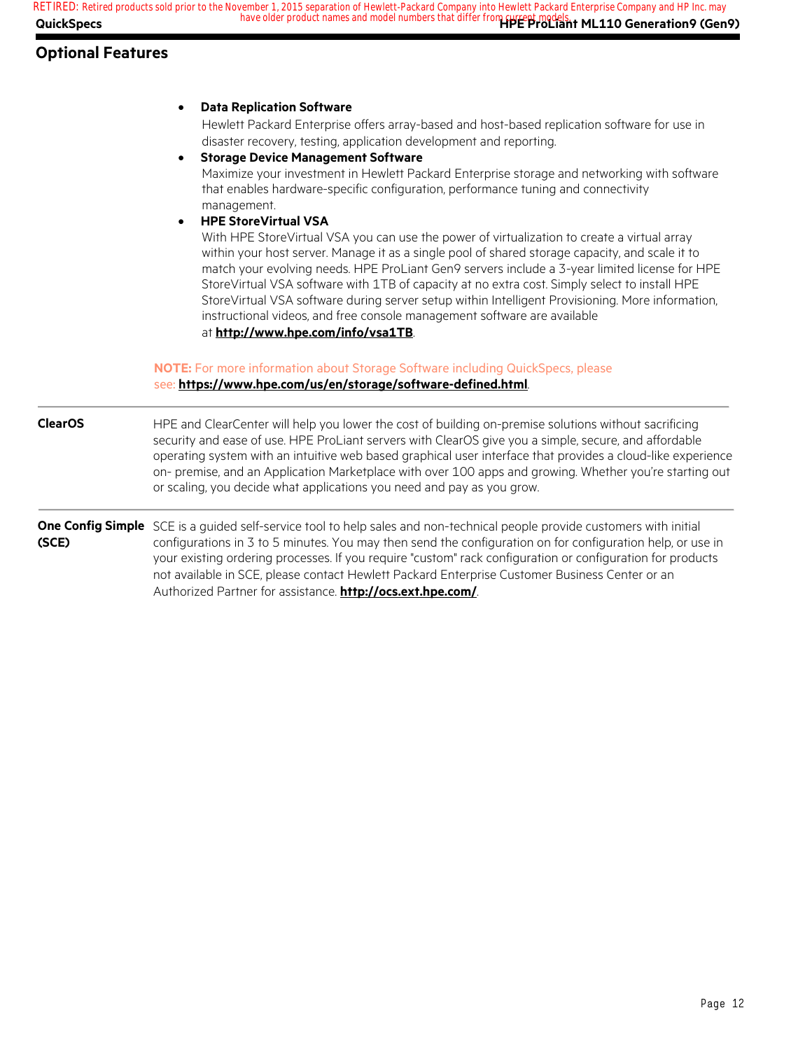## Optional Features

- **Data Replication Software**
  Hewlett Packard Enterprise offers array-based and host-based replication software for use in disaster recovery, testing, application development and reporting.
- **Storage Device Management Software**
  Maximize your investment in Hewlett Packard Enterprise storage and networking with software that enables hardware-specific configuration, performance tuning and connectivity management.
- **HPE StoreVirtual VSA**
  With HPE StoreVirtual VSA you can use the power of virtualization to create a virtual array within your host server. Manage it as a single pool of shared storage capacity, and scale it to match your evolving needs. HPE ProLiant Gen9 servers include a 3-year limited license for HPE StoreVirtual VSA software with 1TB of capacity at no extra cost. Simply select to install HPE StoreVirtual VSA software during server setup within Intelligent Provisioning. More information, instructional videos, and free console management software are available at **http://www.hpe.com/info/vsa1TB**.

**NOTE:** For more information about Storage Software including QuickSpecs, please see: **https://www.hpe.com/us/en/storage/software-defined.html**.

**ClearOS**

HPE and ClearCenter will help you lower the cost of building on-premise solutions without sacrificing security and ease of use. HPE ProLiant servers with ClearOS give you a simple, secure, and affordable operating system with an intuitive web based graphical user interface that provides a cloud-like experience on- premise, and an Application Marketplace with over 100 apps and growing. Whether you're starting out or scaling, you decide what applications you need and pay as you grow.

**One Config Simple (SCE)**

SCE is a guided self-service tool to help sales and non-technical people provide customers with initial configurations in 3 to 5 minutes. You may then send the configuration on for configuration help, or use in your existing ordering processes. If you require "custom" rack configuration or configuration for products not available in SCE, please contact Hewlett Packard Enterprise Customer Business Center or an Authorized Partner for assistance. **http://ocs.ext.hpe.com/**.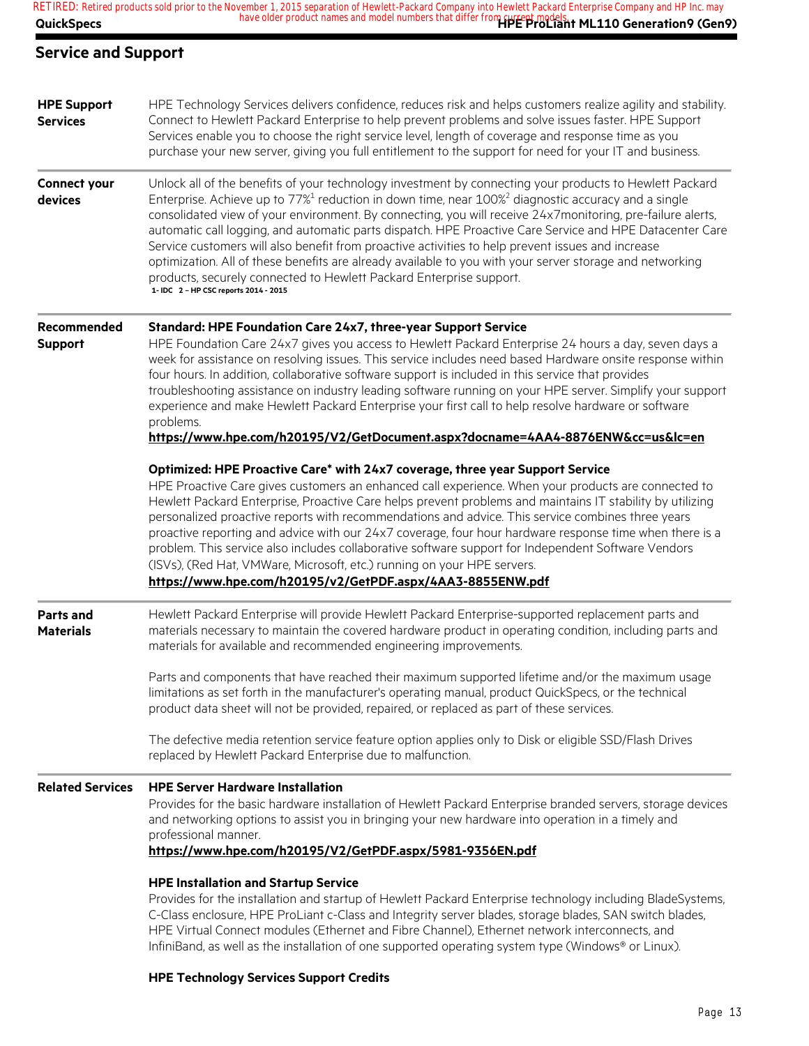## Service and Support

**HPE Support Services**

HPE Technology Services delivers confidence, reduces risk and helps customers realize agility and stability. Connect to Hewlett Packard Enterprise to help prevent problems and solve issues faster. HPE Support Services enable you to choose the right service level, length of coverage and response time as you purchase your new server, giving you full entitlement to the support for need for your IT and business.

**Connect your devices**

Unlock all of the benefits of your technology investment by connecting your products to Hewlett Packard Enterprise. Achieve up to 77%[1] reduction in down time, near 100%[2] diagnostic accuracy and a single consolidated view of your environment. By connecting, you will receive 24x7monitoring, pre-failure alerts, automatic call logging, and automatic parts dispatch. HPE Proactive Care Service and HPE Datacenter Care Service customers will also benefit from proactive activities to help prevent issues and increase optimization. All of these benefits are already available to you with your server storage and networking products, securely connected to Hewlett Packard Enterprise support.

1- IDC 2 – HP CSC reports 2014 - 2015

**Recommended Support**

**Standard: HPE Foundation Care 24x7, three-year Support Service**

HPE Foundation Care 24x7 gives you access to Hewlett Packard Enterprise 24 hours a day, seven days a week for assistance on resolving issues. This service includes need based Hardware onsite response within four hours. In addition, collaborative software support is included in this service that provides troubleshooting assistance on industry leading software running on your HPE server. Simplify your support experience and make Hewlett Packard Enterprise your first call to help resolve hardware or software problems.

**https://www.hpe.com/h20195/V2/GetDocument.aspx?docname=4AA4-8876ENW&cc=us&lc=en**

**Optimized: HPE Proactive Care* with 24x7 coverage, three year Support Service**

HPE Proactive Care gives customers an enhanced call experience. When your products are connected to Hewlett Packard Enterprise, Proactive Care helps prevent problems and maintains IT stability by utilizing personalized proactive reports with recommendations and advice. This service combines three years proactive reporting and advice with our 24x7 coverage, four hour hardware response time when there is a problem. This service also includes collaborative software support for Independent Software Vendors (ISVs), (Red Hat, VMWare, Microsoft, etc.) running on your HPE servers.

**https://www.hpe.com/h20195/v2/GetPDF.aspx/4AA3-8855ENW.pdf**

**Parts and Materials**

Hewlett Packard Enterprise will provide Hewlett Packard Enterprise-supported replacement parts and materials necessary to maintain the covered hardware product in operating condition, including parts and materials for available and recommended engineering improvements.

Parts and components that have reached their maximum supported lifetime and/or the maximum usage limitations as set forth in the manufacturer's operating manual, product QuickSpecs, or the technical product data sheet will not be provided, repaired, or replaced as part of these services.

The defective media retention service feature option applies only to Disk or eligible SSD/Flash Drives replaced by Hewlett Packard Enterprise due to malfunction.

**Related Services**

**HPE Server Hardware Installation**

Provides for the basic hardware installation of Hewlett Packard Enterprise branded servers, storage devices and networking options to assist you in bringing your new hardware into operation in a timely and professional manner.

**https://www.hpe.com/h20195/V2/GetPDF.aspx/5981-9356EN.pdf**

**HPE Installation and Startup Service**

Provides for the installation and startup of Hewlett Packard Enterprise technology including BladeSystems, C-Class enclosure, HPE ProLiant c-Class and Integrity server blades, storage blades, SAN switch blades, HPE Virtual Connect modules (Ethernet and Fibre Channel), Ethernet network interconnects, and InfiniBand, as well as the installation of one supported operating system type (Windows® or Linux).

**HPE Technology Services Support Credits**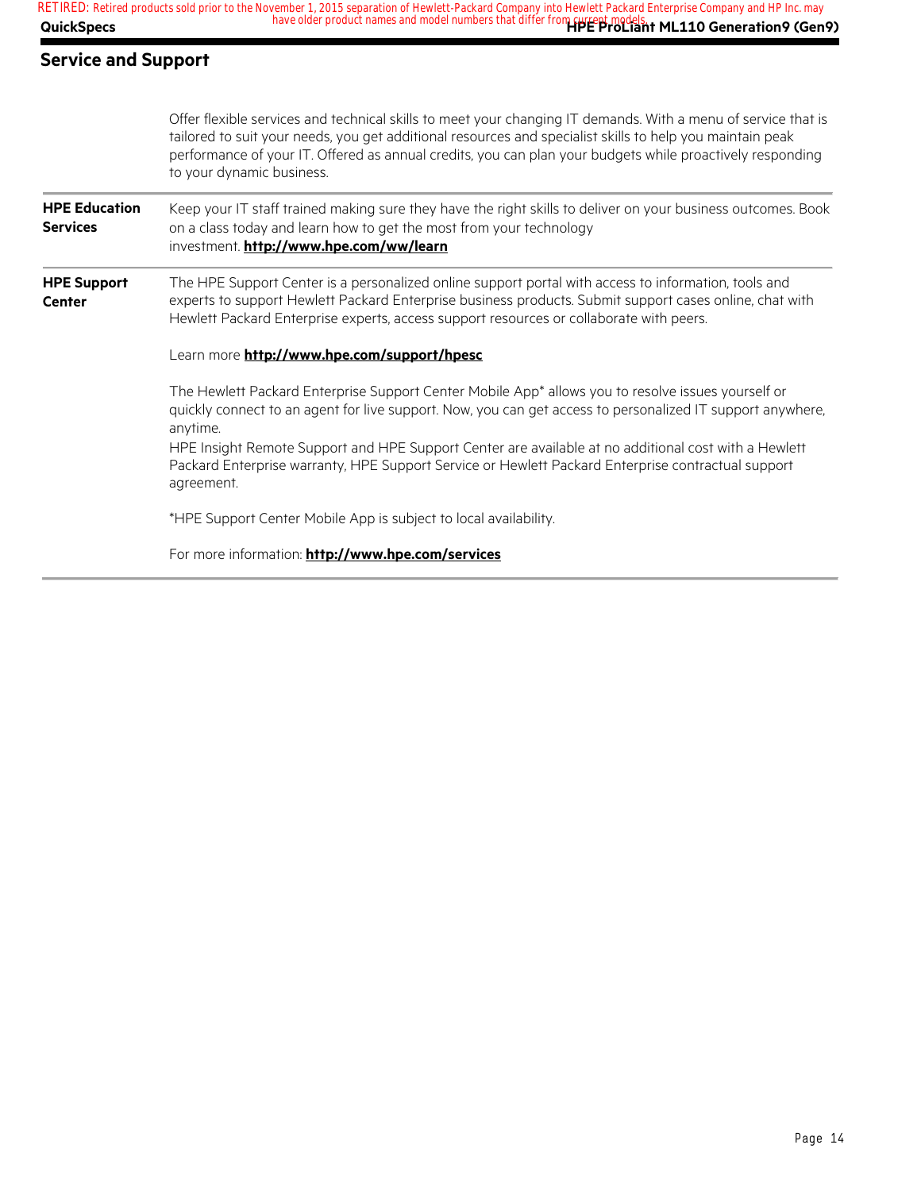## Service and Support

| | |
|---|---|
| | Offer flexible services and technical skills to meet your changing IT demands. With a menu of service that is tailored to suit your needs, you get additional resources and specialist skills to help you maintain peak performance of your IT. Offered as annual credits, you can plan your budgets while proactively responding to your dynamic business. |
| **HPE Education Services** | Keep your IT staff trained making sure they have the right skills to deliver on your business outcomes. Book on a class today and learn how to get the most from your technology investment. **http://www.hpe.com/ww/learn** |
| **HPE Support Center** | The HPE Support Center is a personalized online support portal with access to information, tools and experts to support Hewlett Packard Enterprise business products. Submit support cases online, chat with Hewlett Packard Enterprise experts, access support resources or collaborate with peers.<br><br>Learn more **http://www.hpe.com/support/hpesc**<br><br>The Hewlett Packard Enterprise Support Center Mobile App* allows you to resolve issues yourself or quickly connect to an agent for live support. Now, you can get access to personalized IT support anywhere, anytime.<br>HPE Insight Remote Support and HPE Support Center are available at no additional cost with a Hewlett Packard Enterprise warranty, HPE Support Service or Hewlett Packard Enterprise contractual support agreement.<br><br>*HPE Support Center Mobile App is subject to local availability.<br><br>For more information: **http://www.hpe.com/services** |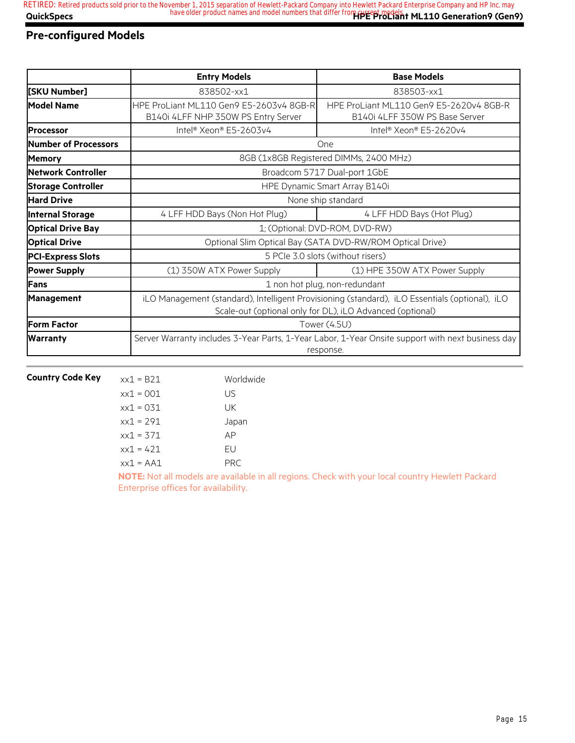## Pre-configured Models

| | Entry Models | Base Models |
|---|---|---|
| **[SKU Number]** | 838502-xx1 | 838503-xx1 |
| **Model Name** | HPE ProLiant ML110 Gen9 E5-2603v4 8GB-R B140i 4LFF NHP 350W PS Entry Server | HPE ProLiant ML110 Gen9 E5-2620v4 8GB-R B140i 4LFF 350W PS Base Server |
| **Processor** | Intel® Xeon® E5-2603v4 | Intel® Xeon® E5-2620v4 |
| **Number of Processors** | One | |
| **Memory** | 8GB (1x8GB Registered DIMMs, 2400 MHz) | |
| **Network Controller** | Broadcom 5717 Dual-port 1GbE | |
| **Storage Controller** | HPE Dynamic Smart Array B140i | |
| **Hard Drive** | None ship standard | |
| **Internal Storage** | 4 LFF HDD Bays (Non Hot Plug) | 4 LFF HDD Bays (Hot Plug) |
| **Optical Drive Bay** | 1; (Optional: DVD-ROM, DVD-RW) | |
| **Optical Drive** | Optional Slim Optical Bay (SATA DVD-RW/ROM Optical Drive) | |
| **PCI-Express Slots** | 5 PCIe 3.0 slots (without risers) | |
| **Power Supply** | (1) 350W ATX Power Supply | (1) HPE 350W ATX Power Supply |
| **Fans** | 1 non hot plug, non-redundant | |
| **Management** | iLO Management (standard), Intelligent Provisioning (standard), iLO Essentials (optional), iLO Scale-out (optional only for DL), iLO Advanced (optional) | |
| **Form Factor** | Tower (4.5U) | |
| **Warranty** | Server Warranty includes 3-Year Parts, 1-Year Labor, 1-Year Onsite support with next business day response. | |

**Country Code Key**

| | |
|---|---|
| xx1 = B21 | Worldwide |
| xx1 = 001 | US |
| xx1 = 031 | UK |
| xx1 = 291 | Japan |
| xx1 = 371 | AP |
| xx1 = 421 | EU |
| xx1 = AA1 | PRC |

**NOTE:** Not all models are available in all regions. Check with your local country Hewlett Packard Enterprise offices for availability.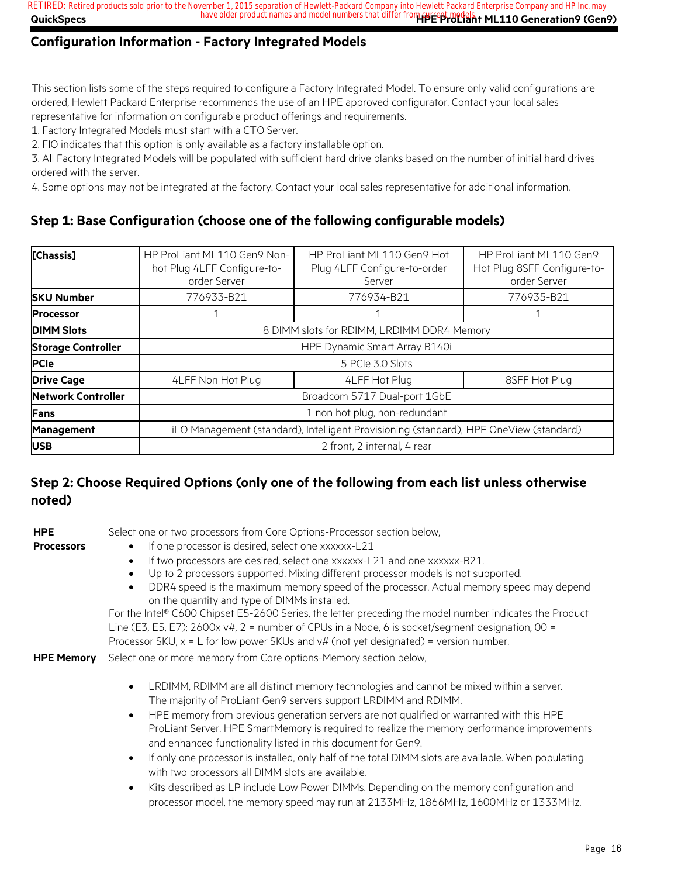## Configuration Information - Factory Integrated Models

This section lists some of the steps required to configure a Factory Integrated Model. To ensure only valid configurations are ordered, Hewlett Packard Enterprise recommends the use of an HPE approved configurator. Contact your local sales representative for information on configurable product offerings and requirements.

1. Factory Integrated Models must start with a CTO Server.
2. FIO indicates that this option is only available as a factory installable option.
3. All Factory Integrated Models will be populated with sufficient hard drive blanks based on the number of initial hard drives ordered with the server.
4. Some options may not be integrated at the factory. Contact your local sales representative for additional information.

### Step 1: Base Configuration (choose one of the following configurable models)

| **[Chassis]** | HP ProLiant ML110 Gen9 Non-hot Plug 4LFF Configure-to-order Server | HP ProLiant ML110 Gen9 Hot Plug 4LFF Configure-to-order Server | HP ProLiant ML110 Gen9 Hot Plug 8SFF Configure-to-order Server |
|---|---|---|---|
| **SKU Number** | 776933-B21 | 776934-B21 | 776935-B21 |
| **Processor** | 1 | 1 | 1 |
| **DIMM Slots** | 8 DIMM slots for RDIMM, LRDIMM DDR4 Memory | | |
| **Storage Controller** | HPE Dynamic Smart Array B140i | | |
| **PCIe** | 5 PCIe 3.0 Slots | | |
| **Drive Cage** | 4LFF Non Hot Plug | 4LFF Hot Plug | 8SFF Hot Plug |
| **Network Controller** | Broadcom 5717 Dual-port 1GbE | | |
| **Fans** | 1 non hot plug, non-redundant | | |
| **Management** | iLO Management (standard), Intelligent Provisioning (standard), HPE OneView (standard) | | |
| **USB** | 2 front, 2 internal, 4 rear | | |

### Step 2: Choose Required Options (only one of the following from each list unless otherwise noted)

**HPE Processors**

Select one or two processors from Core Options-Processor section below,

- If one processor is desired, select one xxxxxx-L21
- If two processors are desired, select one xxxxxx-L21 and one xxxxxx-B21.
- Up to 2 processors supported. Mixing different processor models is not supported.
- DDR4 speed is the maximum memory speed of the processor. Actual memory speed may depend on the quantity and type of DIMMs installed.

For the Intel® C600 Chipset E5-2600 Series, the letter preceding the model number indicates the Product Line (E3, E5, E7); 2600x v#, 2 = number of CPUs in a Node, 6 is socket/segment designation, 00 = Processor SKU, x = L for low power SKUs and v# (not yet designated) = version number.

**HPE Memory**

Select one or more memory from Core options-Memory section below,

- LRDIMM, RDIMM are all distinct memory technologies and cannot be mixed within a server. The majority of ProLiant Gen9 servers support LRDIMM and RDIMM.
- HPE memory from previous generation servers are not qualified or warranted with this HPE ProLiant Server. HPE SmartMemory is required to realize the memory performance improvements and enhanced functionality listed in this document for Gen9.
- If only one processor is installed, only half of the total DIMM slots are available. When populating with two processors all DIMM slots are available.
- Kits described as LP include Low Power DIMMs. Depending on the memory configuration and processor model, the memory speed may run at 2133MHz, 1866MHz, 1600MHz or 1333MHz.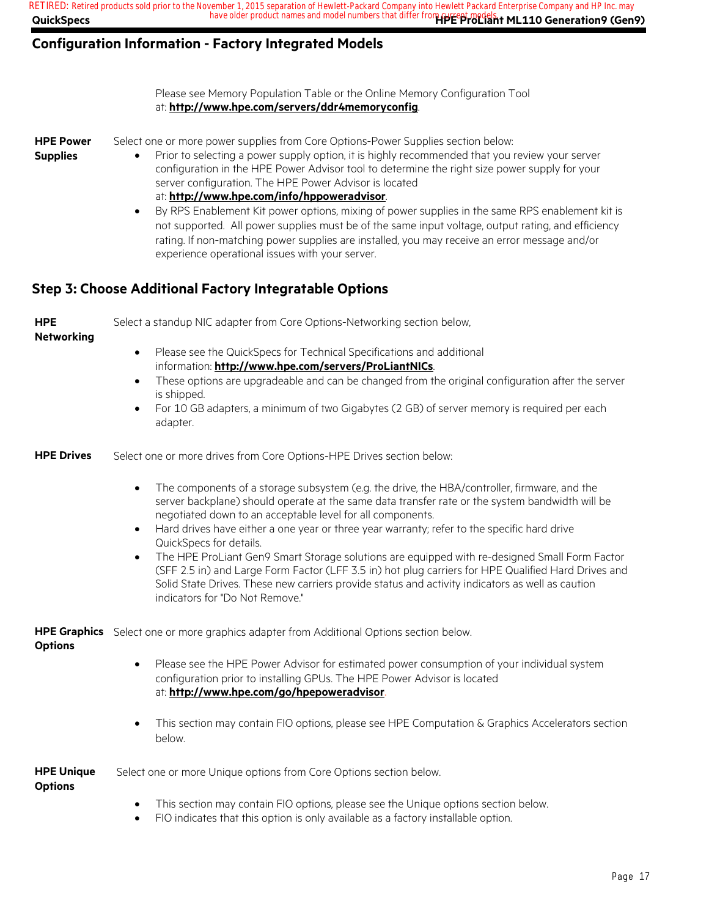## Configuration Information - Factory Integrated Models

Please see Memory Population Table or the Online Memory Configuration Tool at: **http://www.hpe.com/servers/ddr4memoryconfig**.

**HPE Power Supplies**

Select one or more power supplies from Core Options-Power Supplies section below:

- Prior to selecting a power supply option, it is highly recommended that you review your server configuration in the HPE Power Advisor tool to determine the right size power supply for your server configuration. The HPE Power Advisor is located at: **http://www.hpe.com/info/hppoweradvisor**.
- By RPS Enablement Kit power options, mixing of power supplies in the same RPS enablement kit is not supported. All power supplies must be of the same input voltage, output rating, and efficiency rating. If non-matching power supplies are installed, you may receive an error message and/or experience operational issues with your server.

## Step 3: Choose Additional Factory Integratable Options

**HPE Networking**

Select a standup NIC adapter from Core Options-Networking section below,

- Please see the QuickSpecs for Technical Specifications and additional information: **http://www.hpe.com/servers/ProLiantNICs**.
- These options are upgradeable and can be changed from the original configuration after the server is shipped.
- For 10 GB adapters, a minimum of two Gigabytes (2 GB) of server memory is required per each adapter.

**HPE Drives**

Select one or more drives from Core Options-HPE Drives section below:

- The components of a storage subsystem (e.g. the drive, the HBA/controller, firmware, and the server backplane) should operate at the same data transfer rate or the system bandwidth will be negotiated down to an acceptable level for all components.
- Hard drives have either a one year or three year warranty; refer to the specific hard drive QuickSpecs for details.
- The HPE ProLiant Gen9 Smart Storage solutions are equipped with re-designed Small Form Factor (SFF 2.5 in) and Large Form Factor (LFF 3.5 in) hot plug carriers for HPE Qualified Hard Drives and Solid State Drives. These new carriers provide status and activity indicators as well as caution indicators for "Do Not Remove."

**HPE Graphics Options**

Select one or more graphics adapter from Additional Options section below.

- Please see the HPE Power Advisor for estimated power consumption of your individual system configuration prior to installing GPUs. The HPE Power Advisor is located at: **http://www.hpe.com/go/hpepoweradvisor**.
- This section may contain FIO options, please see HPE Computation & Graphics Accelerators section below.

**HPE Unique Options**

Select one or more Unique options from Core Options section below.

- This section may contain FIO options, please see the Unique options section below.
- FIO indicates that this option is only available as a factory installable option.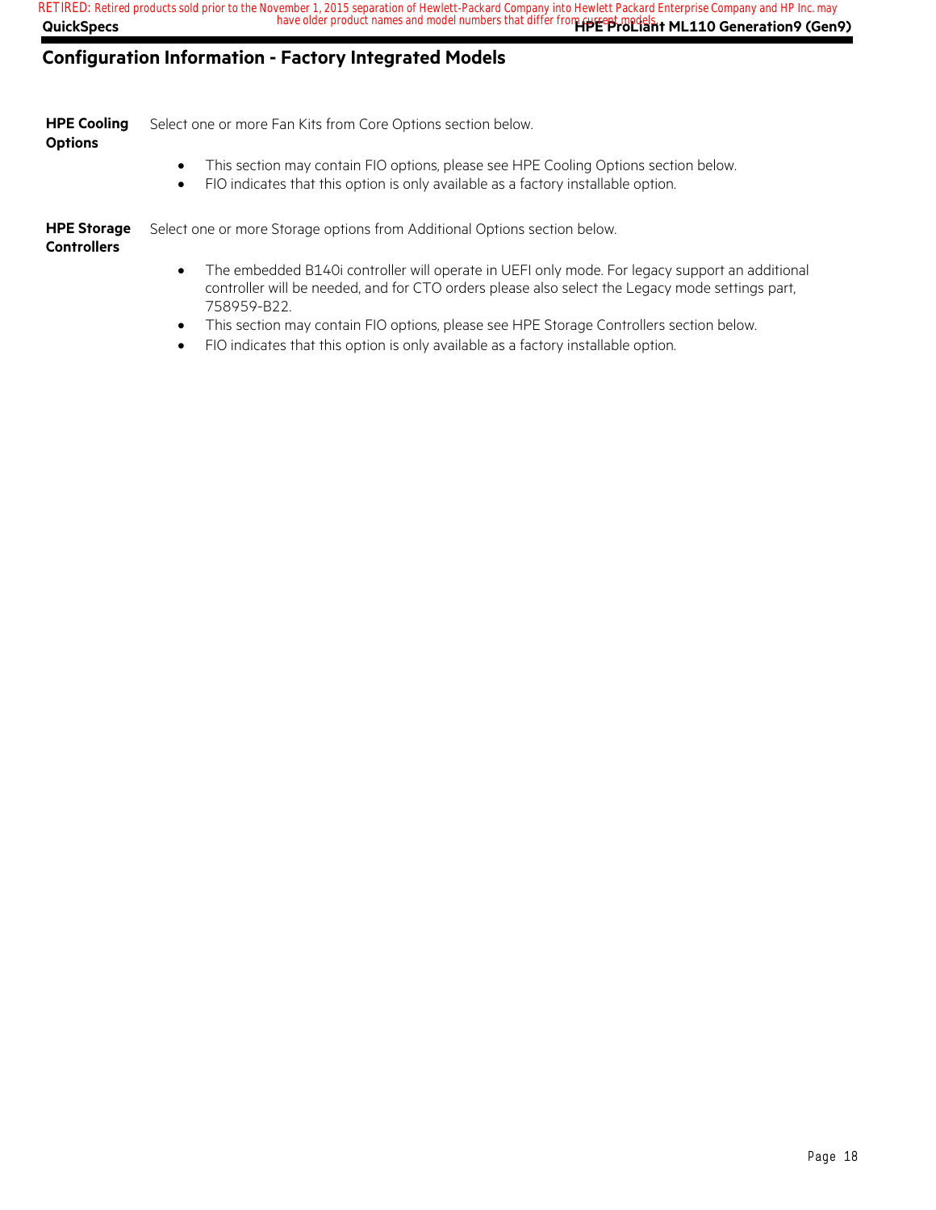## Configuration Information - Factory Integrated Models

**HPE Cooling Options**

Select one or more Fan Kits from Core Options section below.

- This section may contain FIO options, please see HPE Cooling Options section below.
- FIO indicates that this option is only available as a factory installable option.

**HPE Storage Controllers**

Select one or more Storage options from Additional Options section below.

- The embedded B140i controller will operate in UEFI only mode. For legacy support an additional controller will be needed, and for CTO orders please also select the Legacy mode settings part, 758959-B22.
- This section may contain FIO options, please see HPE Storage Controllers section below.
- FIO indicates that this option is only available as a factory installable option.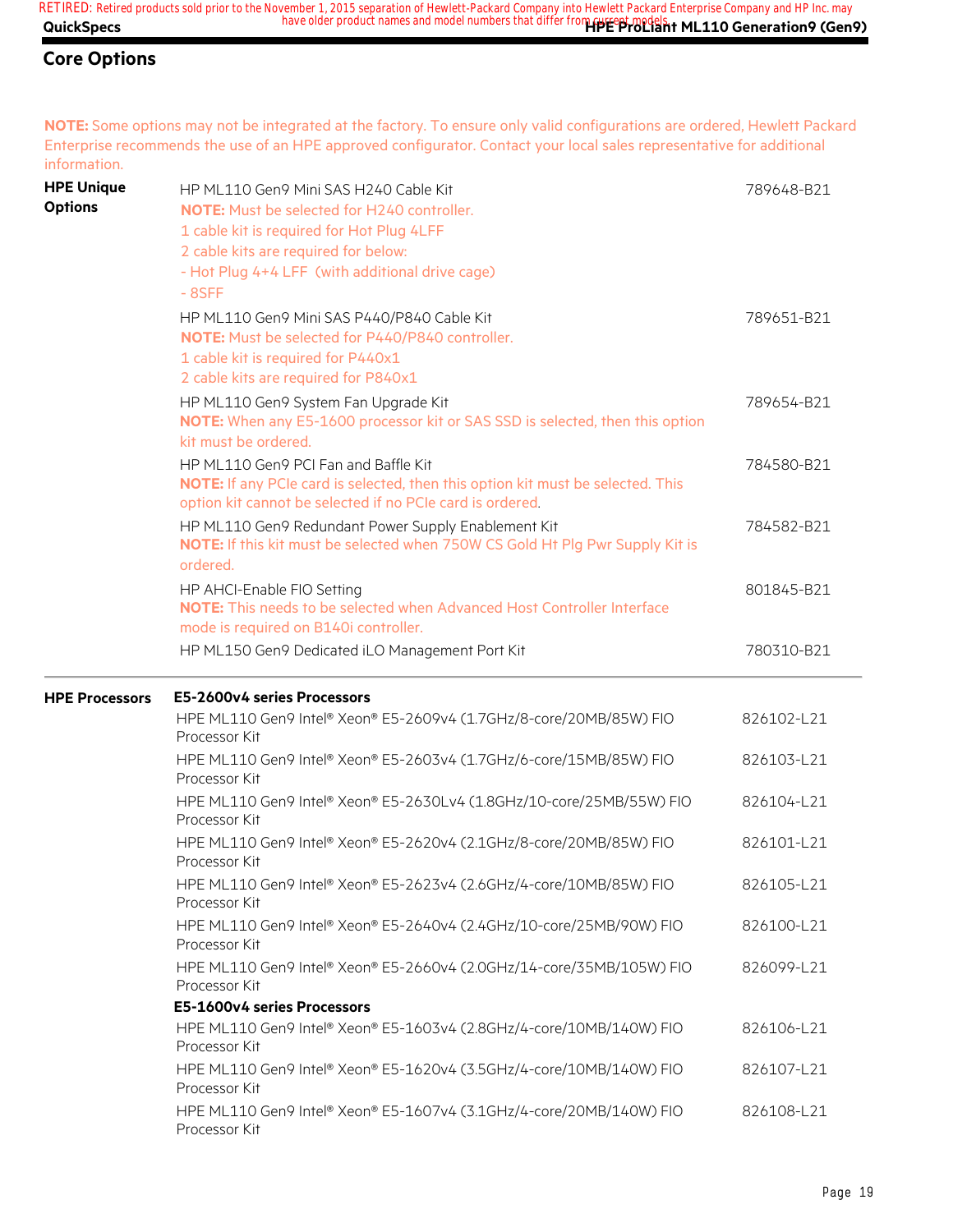## Core Options

**NOTE:** Some options may not be integrated at the factory. To ensure only valid configurations are ordered, Hewlett Packard Enterprise recommends the use of an HPE approved configurator. Contact your local sales representative for additional information.

| | | |
|---|---|---|
| **HPE Unique Options** | HP ML110 Gen9 Mini SAS H240 Cable Kit<br>**NOTE:** Must be selected for H240 controller.<br>1 cable kit is required for Hot Plug 4LFF<br>2 cable kits are required for below:<br>- Hot Plug 4+4 LFF (with additional drive cage)<br>- 8SFF | 789648-B21 |
| | HP ML110 Gen9 Mini SAS P440/P840 Cable Kit<br>**NOTE:** Must be selected for P440/P840 controller.<br>1 cable kit is required for P440x1<br>2 cable kits are required for P840x1 | 789651-B21 |
| | HP ML110 Gen9 System Fan Upgrade Kit<br>**NOTE:** When any E5-1600 processor kit or SAS SSD is selected, then this option kit must be ordered. | 789654-B21 |
| | HP ML110 Gen9 PCI Fan and Baffle Kit<br>**NOTE:** If any PCIe card is selected, then this option kit must be selected. This option kit cannot be selected if no PCIe card is ordered. | 784580-B21 |
| | HP ML110 Gen9 Redundant Power Supply Enablement Kit<br>**NOTE:** If this kit must be selected when 750W CS Gold Ht Plg Pwr Supply Kit is ordered. | 784582-B21 |
| | HP AHCI-Enable FIO Setting<br>**NOTE:** This needs to be selected when Advanced Host Controller Interface mode is required on B140i controller. | 801845-B21 |
| | HP ML150 Gen9 Dedicated iLO Management Port Kit | 780310-B21 |

| | | |
|---|---|---|
| **HPE Processors** | **E5-2600v4 series Processors** | |
| | HPE ML110 Gen9 Intel® Xeon® E5-2609v4 (1.7GHz/8-core/20MB/85W) FIO Processor Kit | 826102-L21 |
| | HPE ML110 Gen9 Intel® Xeon® E5-2603v4 (1.7GHz/6-core/15MB/85W) FIO Processor Kit | 826103-L21 |
| | HPE ML110 Gen9 Intel® Xeon® E5-2630Lv4 (1.8GHz/10-core/25MB/55W) FIO Processor Kit | 826104-L21 |
| | HPE ML110 Gen9 Intel® Xeon® E5-2620v4 (2.1GHz/8-core/20MB/85W) FIO Processor Kit | 826101-L21 |
| | HPE ML110 Gen9 Intel® Xeon® E5-2623v4 (2.6GHz/4-core/10MB/85W) FIO Processor Kit | 826105-L21 |
| | HPE ML110 Gen9 Intel® Xeon® E5-2640v4 (2.4GHz/10-core/25MB/90W) FIO Processor Kit | 826100-L21 |
| | HPE ML110 Gen9 Intel® Xeon® E5-2660v4 (2.0GHz/14-core/35MB/105W) FIO Processor Kit | 826099-L21 |
| | **E5-1600v4 series Processors** | |
| | HPE ML110 Gen9 Intel® Xeon® E5-1603v4 (2.8GHz/4-core/10MB/140W) FIO Processor Kit | 826106-L21 |
| | HPE ML110 Gen9 Intel® Xeon® E5-1620v4 (3.5GHz/4-core/10MB/140W) FIO Processor Kit | 826107-L21 |
| | HPE ML110 Gen9 Intel® Xeon® E5-1607v4 (3.1GHz/4-core/20MB/140W) FIO Processor Kit | 826108-L21 |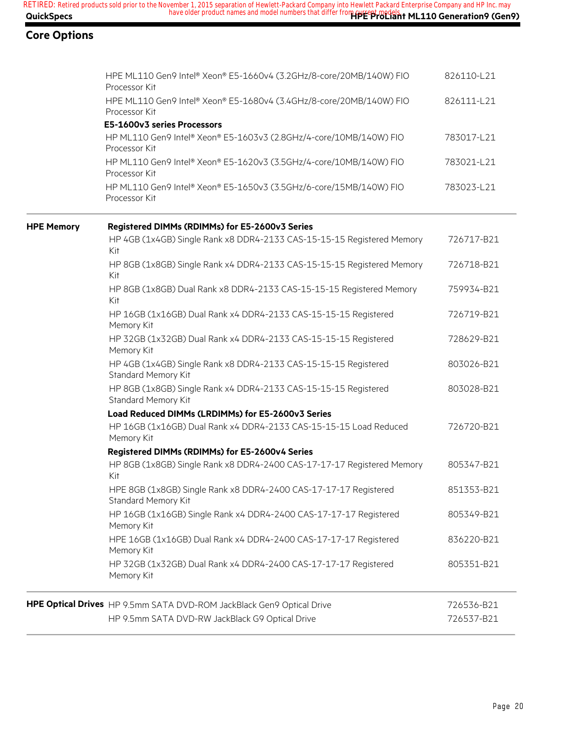## Core Options

| | | |
|---|---|---|
| | HPE ML110 Gen9 Intel® Xeon® E5-1660v4 (3.2GHz/8-core/20MB/140W) FIO Processor Kit | 826110-L21 |
| | HPE ML110 Gen9 Intel® Xeon® E5-1680v4 (3.4GHz/8-core/20MB/140W) FIO Processor Kit | 826111-L21 |
| | **E5-1600v3 series Processors** | |
| | HP ML110 Gen9 Intel® Xeon® E5-1603v3 (2.8GHz/4-core/10MB/140W) FIO Processor Kit | 783017-L21 |
| | HP ML110 Gen9 Intel® Xeon® E5-1620v3 (3.5GHz/4-core/10MB/140W) FIO Processor Kit | 783021-L21 |
| | HP ML110 Gen9 Intel® Xeon® E5-1650v3 (3.5GHz/6-core/15MB/140W) FIO Processor Kit | 783023-L21 |
| **HPE Memory** | **Registered DIMMs (RDIMMs) for E5-2600v3 Series** | |
| | HP 4GB (1x4GB) Single Rank x8 DDR4-2133 CAS-15-15-15 Registered Memory Kit | 726717-B21 |
| | HP 8GB (1x8GB) Single Rank x4 DDR4-2133 CAS-15-15-15 Registered Memory Kit | 726718-B21 |
| | HP 8GB (1x8GB) Dual Rank x8 DDR4-2133 CAS-15-15-15 Registered Memory Kit | 759934-B21 |
| | HP 16GB (1x16GB) Dual Rank x4 DDR4-2133 CAS-15-15-15 Registered Memory Kit | 726719-B21 |
| | HP 32GB (1x32GB) Dual Rank x4 DDR4-2133 CAS-15-15-15 Registered Memory Kit | 728629-B21 |
| | HP 4GB (1x4GB) Single Rank x8 DDR4-2133 CAS-15-15-15 Registered Standard Memory Kit | 803026-B21 |
| | HP 8GB (1x8GB) Single Rank x4 DDR4-2133 CAS-15-15-15 Registered Standard Memory Kit | 803028-B21 |
| | **Load Reduced DIMMs (LRDIMMs) for E5-2600v3 Series** | |
| | HP 16GB (1x16GB) Dual Rank x4 DDR4-2133 CAS-15-15-15 Load Reduced Memory Kit | 726720-B21 |
| | **Registered DIMMs (RDIMMs) for E5-2600v4 Series** | |
| | HP 8GB (1x8GB) Single Rank x8 DDR4-2400 CAS-17-17-17 Registered Memory Kit | 805347-B21 |
| | HPE 8GB (1x8GB) Single Rank x8 DDR4-2400 CAS-17-17-17 Registered Standard Memory Kit | 851353-B21 |
| | HP 16GB (1x16GB) Single Rank x4 DDR4-2400 CAS-17-17-17 Registered Memory Kit | 805349-B21 |
| | HPE 16GB (1x16GB) Dual Rank x4 DDR4-2400 CAS-17-17-17 Registered Memory Kit | 836220-B21 |
| | HP 32GB (1x32GB) Dual Rank x4 DDR4-2400 CAS-17-17-17 Registered Memory Kit | 805351-B21 |
| **HPE Optical Drives** | HP 9.5mm SATA DVD-ROM JackBlack Gen9 Optical Drive | 726536-B21 |
| | HP 9.5mm SATA DVD-RW JackBlack G9 Optical Drive | 726537-B21 |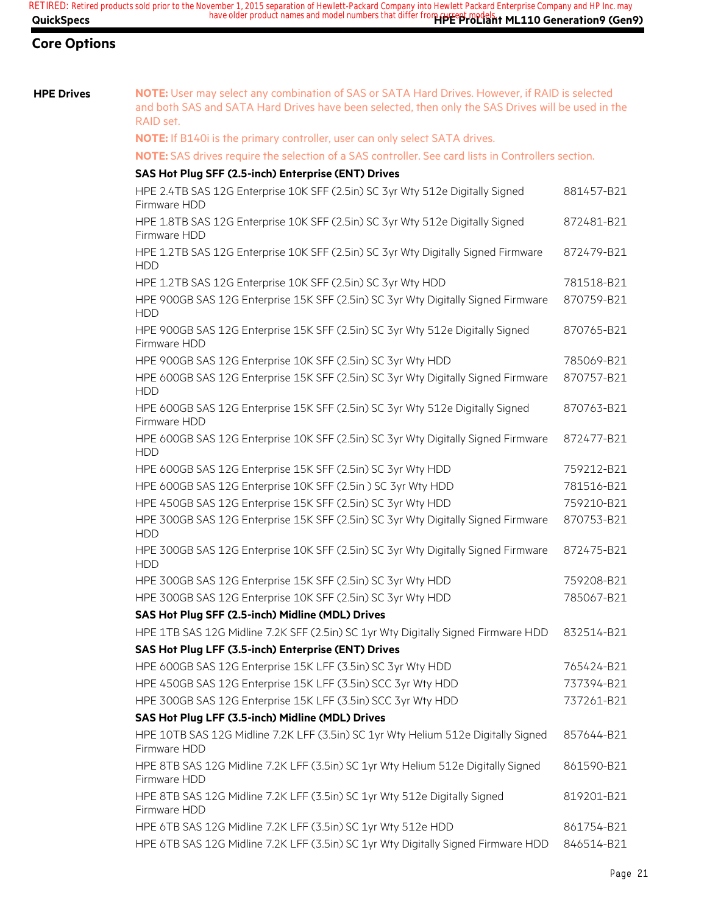## Core Options

### HPE Drives

**NOTE:** User may select any combination of SAS or SATA Hard Drives. However, if RAID is selected and both SAS and SATA Hard Drives have been selected, then only the SAS Drives will be used in the RAID set.

**NOTE:** If B140i is the primary controller, user can only select SATA drives.

**NOTE:** SAS drives require the selection of a SAS controller. See card lists in Controllers section.

**SAS Hot Plug SFF (2.5-inch) Enterprise (ENT) Drives**

| | |
|---|---|
| HPE 2.4TB SAS 12G Enterprise 10K SFF (2.5in) SC 3yr Wty 512e Digitally Signed Firmware HDD | 881457-B21 |
| HPE 1.8TB SAS 12G Enterprise 10K SFF (2.5in) SC 3yr Wty 512e Digitally Signed Firmware HDD | 872481-B21 |
| HPE 1.2TB SAS 12G Enterprise 10K SFF (2.5in) SC 3yr Wty Digitally Signed Firmware HDD | 872479-B21 |
| HPE 1.2TB SAS 12G Enterprise 10K SFF (2.5in) SC 3yr Wty HDD | 781518-B21 |
| HPE 900GB SAS 12G Enterprise 15K SFF (2.5in) SC 3yr Wty Digitally Signed Firmware HDD | 870759-B21 |
| HPE 900GB SAS 12G Enterprise 15K SFF (2.5in) SC 3yr Wty 512e Digitally Signed Firmware HDD | 870765-B21 |
| HPE 900GB SAS 12G Enterprise 10K SFF (2.5in) SC 3yr Wty HDD | 785069-B21 |
| HPE 600GB SAS 12G Enterprise 15K SFF (2.5in) SC 3yr Wty Digitally Signed Firmware HDD | 870757-B21 |
| HPE 600GB SAS 12G Enterprise 15K SFF (2.5in) SC 3yr Wty 512e Digitally Signed Firmware HDD | 870763-B21 |
| HPE 600GB SAS 12G Enterprise 10K SFF (2.5in) SC 3yr Wty Digitally Signed Firmware HDD | 872477-B21 |
| HPE 600GB SAS 12G Enterprise 15K SFF (2.5in) SC 3yr Wty HDD | 759212-B21 |
| HPE 600GB SAS 12G Enterprise 10K SFF (2.5in ) SC 3yr Wty HDD | 781516-B21 |
| HPE 450GB SAS 12G Enterprise 15K SFF (2.5in) SC 3yr Wty HDD | 759210-B21 |
| HPE 300GB SAS 12G Enterprise 15K SFF (2.5in) SC 3yr Wty Digitally Signed Firmware HDD | 870753-B21 |
| HPE 300GB SAS 12G Enterprise 10K SFF (2.5in) SC 3yr Wty Digitally Signed Firmware HDD | 872475-B21 |
| HPE 300GB SAS 12G Enterprise 15K SFF (2.5in) SC 3yr Wty HDD | 759208-B21 |
| HPE 300GB SAS 12G Enterprise 10K SFF (2.5in) SC 3yr Wty HDD | 785067-B21 |

**SAS Hot Plug SFF (2.5-inch) Midline (MDL) Drives**

| | |
|---|---|
| HPE 1TB SAS 12G Midline 7.2K SFF (2.5in) SC 1yr Wty Digitally Signed Firmware HDD | 832514-B21 |

**SAS Hot Plug LFF (3.5-inch) Enterprise (ENT) Drives**

| | |
|---|---|
| HPE 600GB SAS 12G Enterprise 15K LFF (3.5in) SC 3yr Wty HDD | 765424-B21 |
| HPE 450GB SAS 12G Enterprise 15K LFF (3.5in) SCC 3yr Wty HDD | 737394-B21 |
| HPE 300GB SAS 12G Enterprise 15K LFF (3.5in) SCC 3yr Wty HDD | 737261-B21 |

**SAS Hot Plug LFF (3.5-inch) Midline (MDL) Drives**

| | |
|---|---|
| HPE 10TB SAS 12G Midline 7.2K LFF (3.5in) SC 1yr Wty Helium 512e Digitally Signed Firmware HDD | 857644-B21 |
| HPE 8TB SAS 12G Midline 7.2K LFF (3.5in) SC 1yr Wty Helium 512e Digitally Signed Firmware HDD | 861590-B21 |
| HPE 8TB SAS 12G Midline 7.2K LFF (3.5in) SC 1yr Wty 512e Digitally Signed Firmware HDD | 819201-B21 |
| HPE 6TB SAS 12G Midline 7.2K LFF (3.5in) SC 1yr Wty 512e HDD | 861754-B21 |
| HPE 6TB SAS 12G Midline 7.2K LFF (3.5in) SC 1yr Wty Digitally Signed Firmware HDD | 846514-B21 |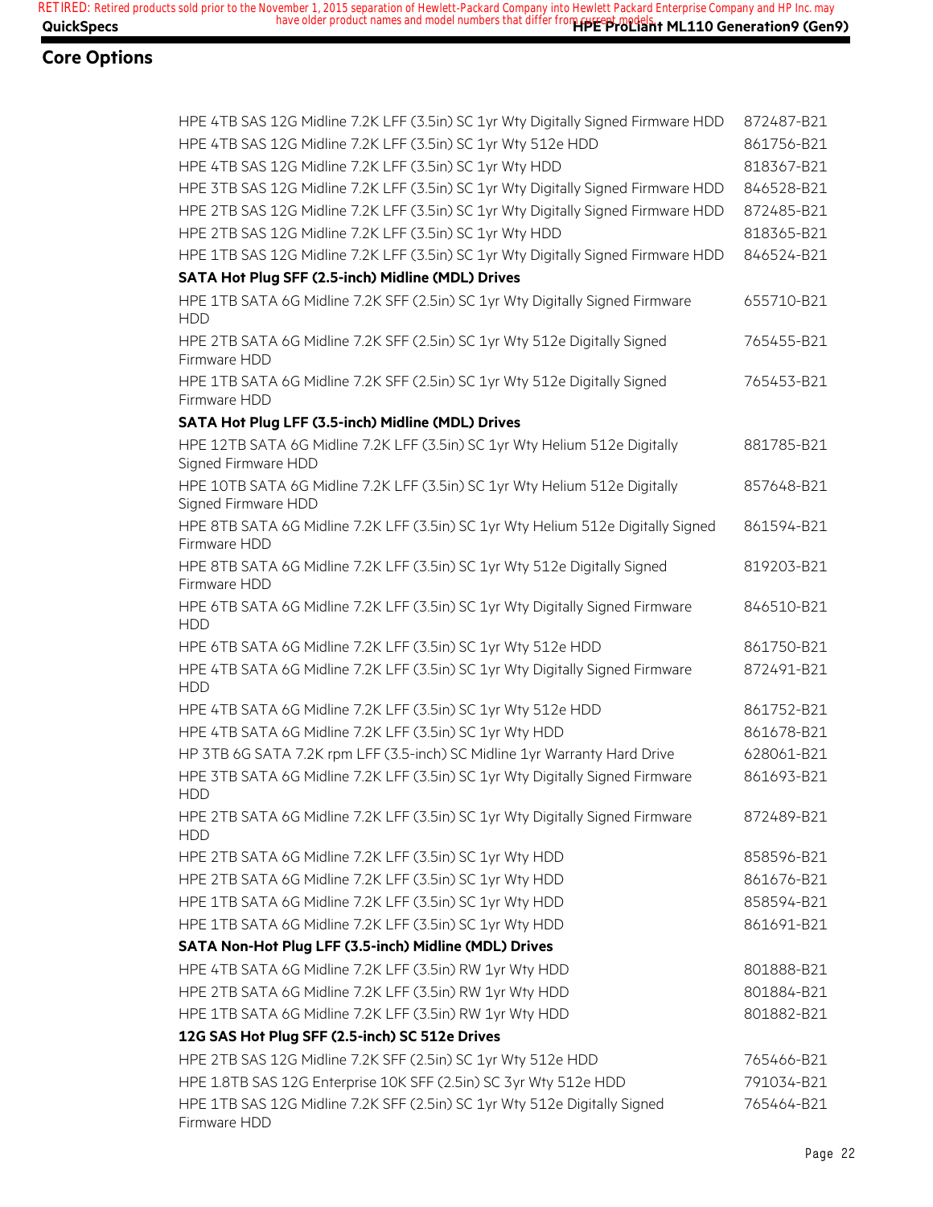## Core Options

| | |
|---|---|
| HPE 4TB SAS 12G Midline 7.2K LFF (3.5in) SC 1yr Wty Digitally Signed Firmware HDD | 872487-B21 |
| HPE 4TB SAS 12G Midline 7.2K LFF (3.5in) SC 1yr Wty 512e HDD | 861756-B21 |
| HPE 4TB SAS 12G Midline 7.2K LFF (3.5in) SC 1yr Wty HDD | 818367-B21 |
| HPE 3TB SAS 12G Midline 7.2K LFF (3.5in) SC 1yr Wty Digitally Signed Firmware HDD | 846528-B21 |
| HPE 2TB SAS 12G Midline 7.2K LFF (3.5in) SC 1yr Wty Digitally Signed Firmware HDD | 872485-B21 |
| HPE 2TB SAS 12G Midline 7.2K LFF (3.5in) SC 1yr Wty HDD | 818365-B21 |
| HPE 1TB SAS 12G Midline 7.2K LFF (3.5in) SC 1yr Wty Digitally Signed Firmware HDD | 846524-B21 |
| **SATA Hot Plug SFF (2.5-inch) Midline (MDL) Drives** | |
| HPE 1TB SATA 6G Midline 7.2K SFF (2.5in) SC 1yr Wty Digitally Signed Firmware HDD | 655710-B21 |
| HPE 2TB SATA 6G Midline 7.2K SFF (2.5in) SC 1yr Wty 512e Digitally Signed Firmware HDD | 765455-B21 |
| HPE 1TB SATA 6G Midline 7.2K SFF (2.5in) SC 1yr Wty 512e Digitally Signed Firmware HDD | 765453-B21 |
| **SATA Hot Plug LFF (3.5-inch) Midline (MDL) Drives** | |
| HPE 12TB SATA 6G Midline 7.2K LFF (3.5in) SC 1yr Wty Helium 512e Digitally Signed Firmware HDD | 881785-B21 |
| HPE 10TB SATA 6G Midline 7.2K LFF (3.5in) SC 1yr Wty Helium 512e Digitally Signed Firmware HDD | 857648-B21 |
| HPE 8TB SATA 6G Midline 7.2K LFF (3.5in) SC 1yr Wty Helium 512e Digitally Signed Firmware HDD | 861594-B21 |
| HPE 8TB SATA 6G Midline 7.2K LFF (3.5in) SC 1yr Wty 512e Digitally Signed Firmware HDD | 819203-B21 |
| HPE 6TB SATA 6G Midline 7.2K LFF (3.5in) SC 1yr Wty Digitally Signed Firmware HDD | 846510-B21 |
| HPE 6TB SATA 6G Midline 7.2K LFF (3.5in) SC 1yr Wty 512e HDD | 861750-B21 |
| HPE 4TB SATA 6G Midline 7.2K LFF (3.5in) SC 1yr Wty Digitally Signed Firmware HDD | 872491-B21 |
| HPE 4TB SATA 6G Midline 7.2K LFF (3.5in) SC 1yr Wty 512e HDD | 861752-B21 |
| HPE 4TB SATA 6G Midline 7.2K LFF (3.5in) SC 1yr Wty HDD | 861678-B21 |
| HP 3TB 6G SATA 7.2K rpm LFF (3.5-inch) SC Midline 1yr Warranty Hard Drive | 628061-B21 |
| HPE 3TB SATA 6G Midline 7.2K LFF (3.5in) SC 1yr Wty Digitally Signed Firmware HDD | 861693-B21 |
| HPE 2TB SATA 6G Midline 7.2K LFF (3.5in) SC 1yr Wty Digitally Signed Firmware HDD | 872489-B21 |
| HPE 2TB SATA 6G Midline 7.2K LFF (3.5in) SC 1yr Wty HDD | 858596-B21 |
| HPE 2TB SATA 6G Midline 7.2K LFF (3.5in) SC 1yr Wty HDD | 861676-B21 |
| HPE 1TB SATA 6G Midline 7.2K LFF (3.5in) SC 1yr Wty HDD | 858594-B21 |
| HPE 1TB SATA 6G Midline 7.2K LFF (3.5in) SC 1yr Wty HDD | 861691-B21 |
| **SATA Non-Hot Plug LFF (3.5-inch) Midline (MDL) Drives** | |
| HPE 4TB SATA 6G Midline 7.2K LFF (3.5in) RW 1yr Wty HDD | 801888-B21 |
| HPE 2TB SATA 6G Midline 7.2K LFF (3.5in) RW 1yr Wty HDD | 801884-B21 |
| HPE 1TB SATA 6G Midline 7.2K LFF (3.5in) RW 1yr Wty HDD | 801882-B21 |
| **12G SAS Hot Plug SFF (2.5-inch) SC 512e Drives** | |
| HPE 2TB SAS 12G Midline 7.2K SFF (2.5in) SC 1yr Wty 512e HDD | 765466-B21 |
| HPE 1.8TB SAS 12G Enterprise 10K SFF (2.5in) SC 3yr Wty 512e HDD | 791034-B21 |
| HPE 1TB SAS 12G Midline 7.2K SFF (2.5in) SC 1yr Wty 512e Digitally Signed Firmware HDD | 765464-B21 |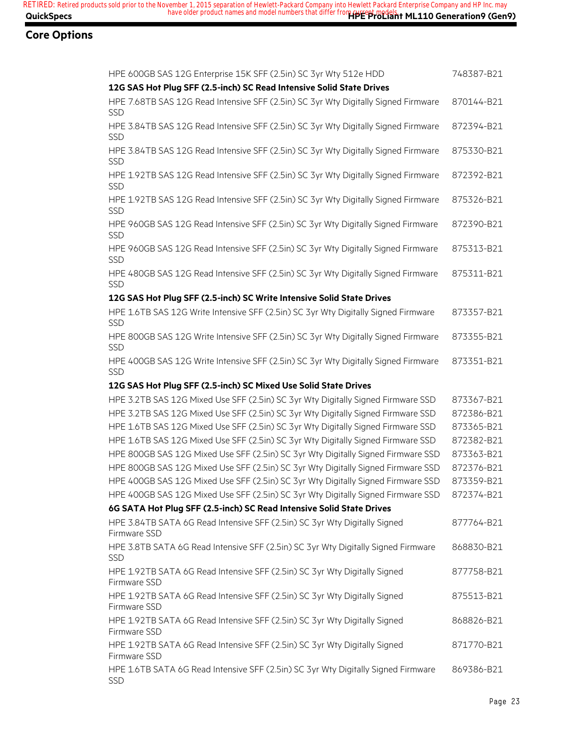## Core Options

| | |
|---|---|
| HPE 600GB SAS 12G Enterprise 15K SFF (2.5in) SC 3yr Wty 512e HDD | 748387-B21 |
| **12G SAS Hot Plug SFF (2.5-inch) SC Read Intensive Solid State Drives** | |
| HPE 7.68TB SAS 12G Read Intensive SFF (2.5in) SC 3yr Wty Digitally Signed Firmware SSD | 870144-B21 |
| HPE 3.84TB SAS 12G Read Intensive SFF (2.5in) SC 3yr Wty Digitally Signed Firmware SSD | 872394-B21 |
| HPE 3.84TB SAS 12G Read Intensive SFF (2.5in) SC 3yr Wty Digitally Signed Firmware SSD | 875330-B21 |
| HPE 1.92TB SAS 12G Read Intensive SFF (2.5in) SC 3yr Wty Digitally Signed Firmware SSD | 872392-B21 |
| HPE 1.92TB SAS 12G Read Intensive SFF (2.5in) SC 3yr Wty Digitally Signed Firmware SSD | 875326-B21 |
| HPE 960GB SAS 12G Read Intensive SFF (2.5in) SC 3yr Wty Digitally Signed Firmware SSD | 872390-B21 |
| HPE 960GB SAS 12G Read Intensive SFF (2.5in) SC 3yr Wty Digitally Signed Firmware SSD | 875313-B21 |
| HPE 480GB SAS 12G Read Intensive SFF (2.5in) SC 3yr Wty Digitally Signed Firmware SSD | 875311-B21 |
| **12G SAS Hot Plug SFF (2.5-inch) SC Write Intensive Solid State Drives** | |
| HPE 1.6TB SAS 12G Write Intensive SFF (2.5in) SC 3yr Wty Digitally Signed Firmware SSD | 873357-B21 |
| HPE 800GB SAS 12G Write Intensive SFF (2.5in) SC 3yr Wty Digitally Signed Firmware SSD | 873355-B21 |
| HPE 400GB SAS 12G Write Intensive SFF (2.5in) SC 3yr Wty Digitally Signed Firmware SSD | 873351-B21 |
| **12G SAS Hot Plug SFF (2.5-inch) SC Mixed Use Solid State Drives** | |
| HPE 3.2TB SAS 12G Mixed Use SFF (2.5in) SC 3yr Wty Digitally Signed Firmware SSD | 873367-B21 |
| HPE 3.2TB SAS 12G Mixed Use SFF (2.5in) SC 3yr Wty Digitally Signed Firmware SSD | 872386-B21 |
| HPE 1.6TB SAS 12G Mixed Use SFF (2.5in) SC 3yr Wty Digitally Signed Firmware SSD | 873365-B21 |
| HPE 1.6TB SAS 12G Mixed Use SFF (2.5in) SC 3yr Wty Digitally Signed Firmware SSD | 872382-B21 |
| HPE 800GB SAS 12G Mixed Use SFF (2.5in) SC 3yr Wty Digitally Signed Firmware SSD | 873363-B21 |
| HPE 800GB SAS 12G Mixed Use SFF (2.5in) SC 3yr Wty Digitally Signed Firmware SSD | 872376-B21 |
| HPE 400GB SAS 12G Mixed Use SFF (2.5in) SC 3yr Wty Digitally Signed Firmware SSD | 873359-B21 |
| HPE 400GB SAS 12G Mixed Use SFF (2.5in) SC 3yr Wty Digitally Signed Firmware SSD | 872374-B21 |
| **6G SATA Hot Plug SFF (2.5-inch) SC Read Intensive Solid State Drives** | |
| HPE 3.84TB SATA 6G Read Intensive SFF (2.5in) SC 3yr Wty Digitally Signed Firmware SSD | 877764-B21 |
| HPE 3.8TB SATA 6G Read Intensive SFF (2.5in) SC 3yr Wty Digitally Signed Firmware SSD | 868830-B21 |
| HPE 1.92TB SATA 6G Read Intensive SFF (2.5in) SC 3yr Wty Digitally Signed Firmware SSD | 877758-B21 |
| HPE 1.92TB SATA 6G Read Intensive SFF (2.5in) SC 3yr Wty Digitally Signed Firmware SSD | 875513-B21 |
| HPE 1.92TB SATA 6G Read Intensive SFF (2.5in) SC 3yr Wty Digitally Signed Firmware SSD | 868826-B21 |
| HPE 1.92TB SATA 6G Read Intensive SFF (2.5in) SC 3yr Wty Digitally Signed Firmware SSD | 871770-B21 |
| HPE 1.6TB SATA 6G Read Intensive SFF (2.5in) SC 3yr Wty Digitally Signed Firmware SSD | 869386-B21 |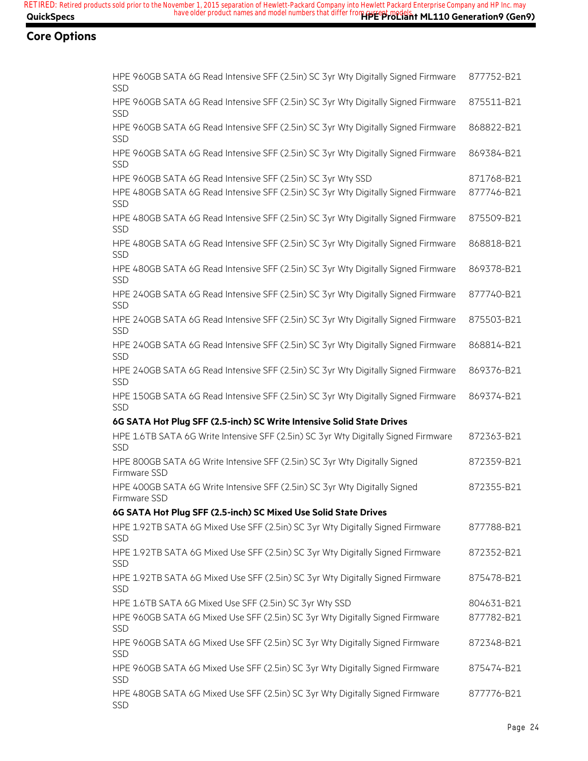## Core Options

| | |
|---|---|
| HPE 960GB SATA 6G Read Intensive SFF (2.5in) SC 3yr Wty Digitally Signed Firmware SSD | 877752-B21 |
| HPE 960GB SATA 6G Read Intensive SFF (2.5in) SC 3yr Wty Digitally Signed Firmware SSD | 875511-B21 |
| HPE 960GB SATA 6G Read Intensive SFF (2.5in) SC 3yr Wty Digitally Signed Firmware SSD | 868822-B21 |
| HPE 960GB SATA 6G Read Intensive SFF (2.5in) SC 3yr Wty Digitally Signed Firmware SSD | 869384-B21 |
| HPE 960GB SATA 6G Read Intensive SFF (2.5in) SC 3yr Wty SSD | 871768-B21 |
| HPE 480GB SATA 6G Read Intensive SFF (2.5in) SC 3yr Wty Digitally Signed Firmware SSD | 877746-B21 |
| HPE 480GB SATA 6G Read Intensive SFF (2.5in) SC 3yr Wty Digitally Signed Firmware SSD | 875509-B21 |
| HPE 480GB SATA 6G Read Intensive SFF (2.5in) SC 3yr Wty Digitally Signed Firmware SSD | 868818-B21 |
| HPE 480GB SATA 6G Read Intensive SFF (2.5in) SC 3yr Wty Digitally Signed Firmware SSD | 869378-B21 |
| HPE 240GB SATA 6G Read Intensive SFF (2.5in) SC 3yr Wty Digitally Signed Firmware SSD | 877740-B21 |
| HPE 240GB SATA 6G Read Intensive SFF (2.5in) SC 3yr Wty Digitally Signed Firmware SSD | 875503-B21 |
| HPE 240GB SATA 6G Read Intensive SFF (2.5in) SC 3yr Wty Digitally Signed Firmware SSD | 868814-B21 |
| HPE 240GB SATA 6G Read Intensive SFF (2.5in) SC 3yr Wty Digitally Signed Firmware SSD | 869376-B21 |
| HPE 150GB SATA 6G Read Intensive SFF (2.5in) SC 3yr Wty Digitally Signed Firmware SSD | 869374-B21 |
| **6G SATA Hot Plug SFF (2.5-inch) SC Write Intensive Solid State Drives** | |
| HPE 1.6TB SATA 6G Write Intensive SFF (2.5in) SC 3yr Wty Digitally Signed Firmware SSD | 872363-B21 |
| HPE 800GB SATA 6G Write Intensive SFF (2.5in) SC 3yr Wty Digitally Signed Firmware SSD | 872359-B21 |
| HPE 400GB SATA 6G Write Intensive SFF (2.5in) SC 3yr Wty Digitally Signed Firmware SSD | 872355-B21 |
| **6G SATA Hot Plug SFF (2.5-inch) SC Mixed Use Solid State Drives** | |
| HPE 1.92TB SATA 6G Mixed Use SFF (2.5in) SC 3yr Wty Digitally Signed Firmware SSD | 877788-B21 |
| HPE 1.92TB SATA 6G Mixed Use SFF (2.5in) SC 3yr Wty Digitally Signed Firmware SSD | 872352-B21 |
| HPE 1.92TB SATA 6G Mixed Use SFF (2.5in) SC 3yr Wty Digitally Signed Firmware SSD | 875478-B21 |
| HPE 1.6TB SATA 6G Mixed Use SFF (2.5in) SC 3yr Wty SSD | 804631-B21 |
| HPE 960GB SATA 6G Mixed Use SFF (2.5in) SC 3yr Wty Digitally Signed Firmware SSD | 877782-B21 |
| HPE 960GB SATA 6G Mixed Use SFF (2.5in) SC 3yr Wty Digitally Signed Firmware SSD | 872348-B21 |
| HPE 960GB SATA 6G Mixed Use SFF (2.5in) SC 3yr Wty Digitally Signed Firmware SSD | 875474-B21 |
| HPE 480GB SATA 6G Mixed Use SFF (2.5in) SC 3yr Wty Digitally Signed Firmware SSD | 877776-B21 |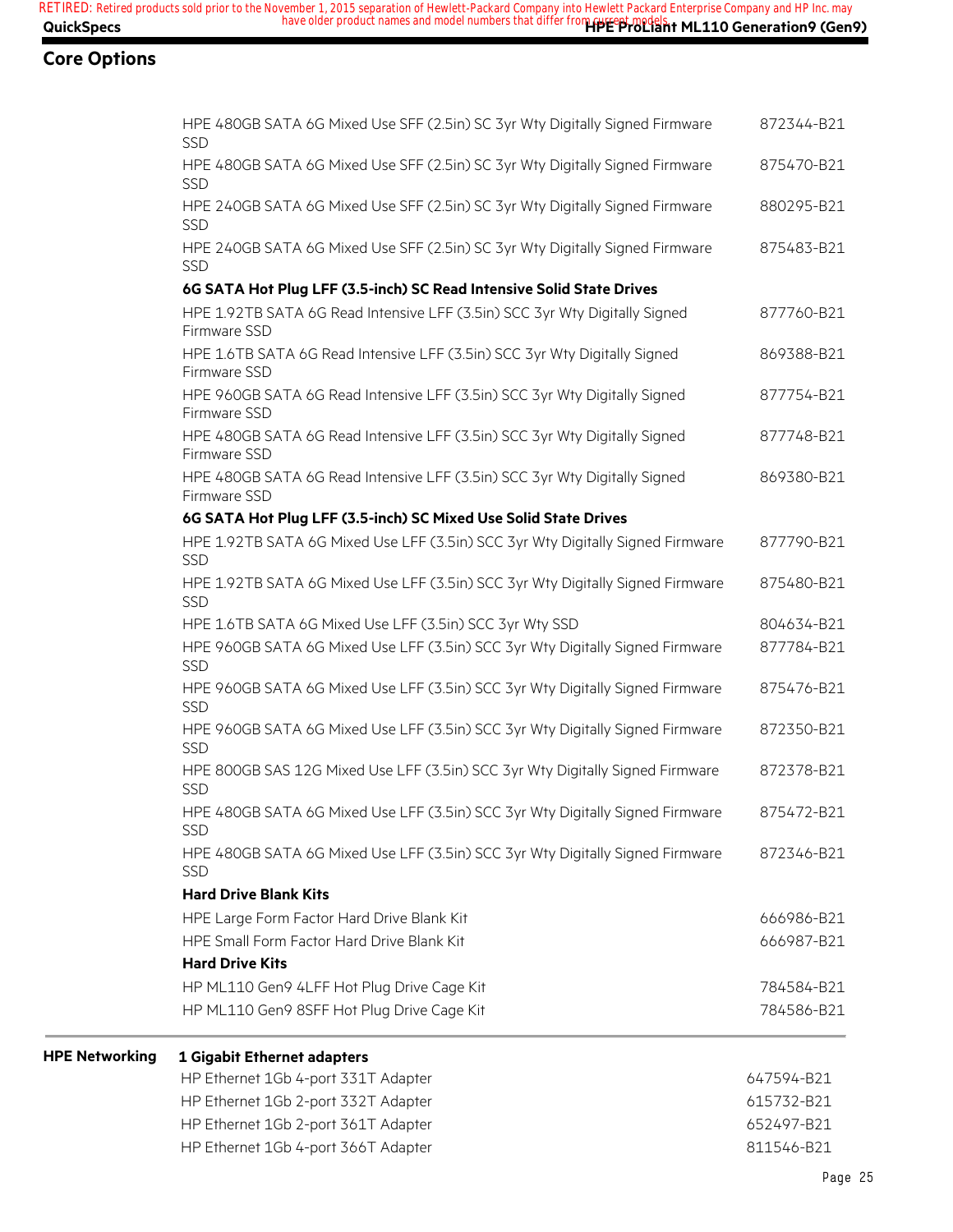## Core Options

| | |
|---|---|
| HPE 480GB SATA 6G Mixed Use SFF (2.5in) SC 3yr Wty Digitally Signed Firmware SSD | 872344-B21 |
| HPE 480GB SATA 6G Mixed Use SFF (2.5in) SC 3yr Wty Digitally Signed Firmware SSD | 875470-B21 |
| HPE 240GB SATA 6G Mixed Use SFF (2.5in) SC 3yr Wty Digitally Signed Firmware SSD | 880295-B21 |
| HPE 240GB SATA 6G Mixed Use SFF (2.5in) SC 3yr Wty Digitally Signed Firmware SSD | 875483-B21 |
| **6G SATA Hot Plug LFF (3.5-inch) SC Read Intensive Solid State Drives** | |
| HPE 1.92TB SATA 6G Read Intensive LFF (3.5in) SCC 3yr Wty Digitally Signed Firmware SSD | 877760-B21 |
| HPE 1.6TB SATA 6G Read Intensive LFF (3.5in) SCC 3yr Wty Digitally Signed Firmware SSD | 869388-B21 |
| HPE 960GB SATA 6G Read Intensive LFF (3.5in) SCC 3yr Wty Digitally Signed Firmware SSD | 877754-B21 |
| HPE 480GB SATA 6G Read Intensive LFF (3.5in) SCC 3yr Wty Digitally Signed Firmware SSD | 877748-B21 |
| HPE 480GB SATA 6G Read Intensive LFF (3.5in) SCC 3yr Wty Digitally Signed Firmware SSD | 869380-B21 |
| **6G SATA Hot Plug LFF (3.5-inch) SC Mixed Use Solid State Drives** | |
| HPE 1.92TB SATA 6G Mixed Use LFF (3.5in) SCC 3yr Wty Digitally Signed Firmware SSD | 877790-B21 |
| HPE 1.92TB SATA 6G Mixed Use LFF (3.5in) SCC 3yr Wty Digitally Signed Firmware SSD | 875480-B21 |
| HPE 1.6TB SATA 6G Mixed Use LFF (3.5in) SCC 3yr Wty SSD | 804634-B21 |
| HPE 960GB SATA 6G Mixed Use LFF (3.5in) SCC 3yr Wty Digitally Signed Firmware SSD | 877784-B21 |
| HPE 960GB SATA 6G Mixed Use LFF (3.5in) SCC 3yr Wty Digitally Signed Firmware SSD | 875476-B21 |
| HPE 960GB SATA 6G Mixed Use LFF (3.5in) SCC 3yr Wty Digitally Signed Firmware SSD | 872350-B21 |
| HPE 800GB SAS 12G Mixed Use LFF (3.5in) SCC 3yr Wty Digitally Signed Firmware SSD | 872378-B21 |
| HPE 480GB SATA 6G Mixed Use LFF (3.5in) SCC 3yr Wty Digitally Signed Firmware SSD | 875472-B21 |
| HPE 480GB SATA 6G Mixed Use LFF (3.5in) SCC 3yr Wty Digitally Signed Firmware SSD | 872346-B21 |
| **Hard Drive Blank Kits** | |
| HPE Large Form Factor Hard Drive Blank Kit | 666986-B21 |
| HPE Small Form Factor Hard Drive Blank Kit | 666987-B21 |
| **Hard Drive Kits** | |
| HP ML110 Gen9 4LFF Hot Plug Drive Cage Kit | 784584-B21 |
| HP ML110 Gen9 8SFF Hot Plug Drive Cage Kit | 784586-B21 |

### HPE Networking

| | |
|---|---|
| **1 Gigabit Ethernet adapters** | |
| HP Ethernet 1Gb 4-port 331T Adapter | 647594-B21 |
| HP Ethernet 1Gb 2-port 332T Adapter | 615732-B21 |
| HP Ethernet 1Gb 2-port 361T Adapter | 652497-B21 |
| HP Ethernet 1Gb 4-port 366T Adapter | 811546-B21 |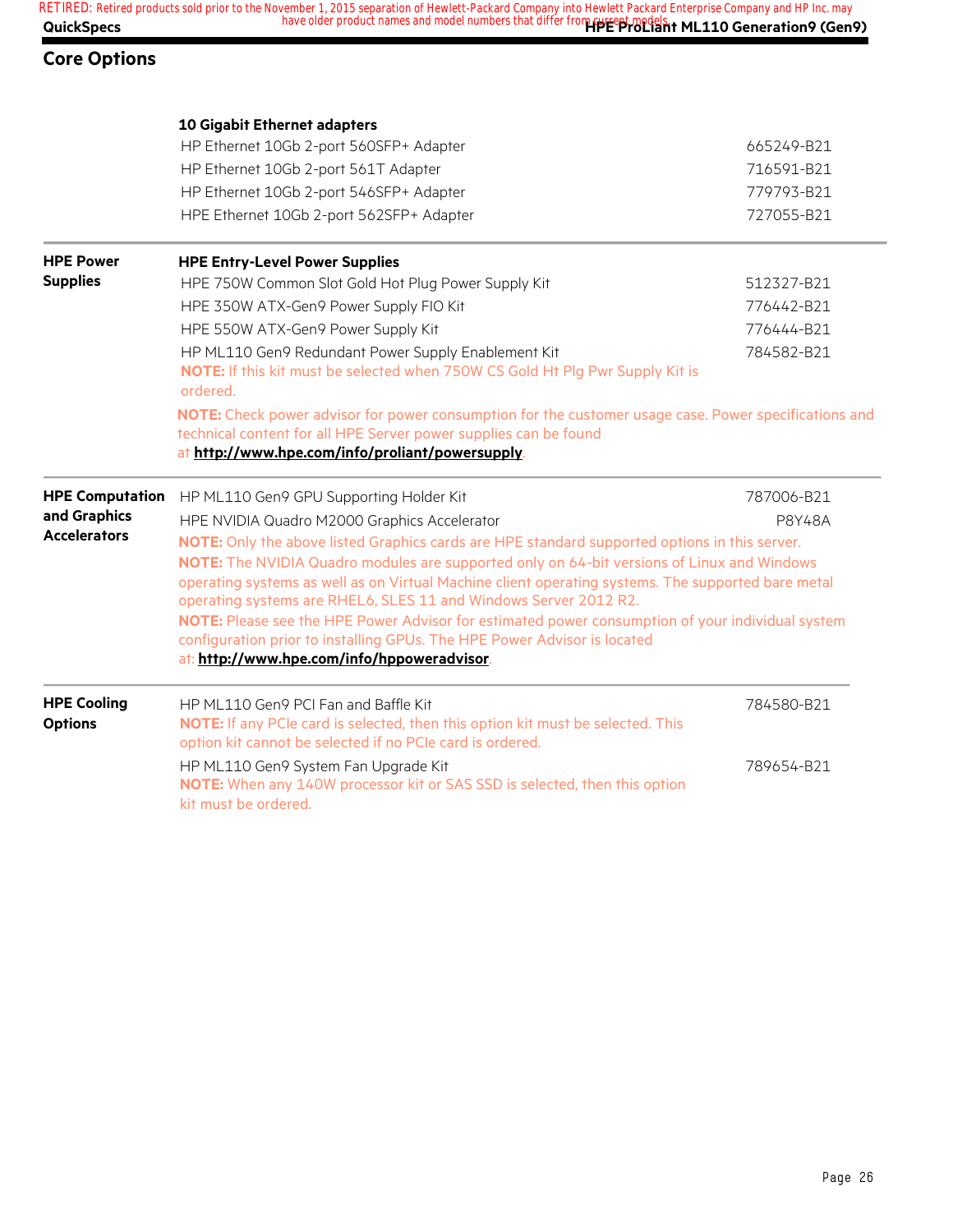## Core Options

| | | |
|---|---|---|
| | **10 Gigabit Ethernet adapters** | |
| | HP Ethernet 10Gb 2-port 560SFP+ Adapter | 665249-B21 |
| | HP Ethernet 10Gb 2-port 561T Adapter | 716591-B21 |
| | HP Ethernet 10Gb 2-port 546SFP+ Adapter | 779793-B21 |
| | HPE Ethernet 10Gb 2-port 562SFP+ Adapter | 727055-B21 |
| **HPE Power Supplies** | **HPE Entry-Level Power Supplies** | |
| | HPE 750W Common Slot Gold Hot Plug Power Supply Kit | 512327-B21 |
| | HPE 350W ATX-Gen9 Power Supply FIO Kit | 776442-B21 |
| | HPE 550W ATX-Gen9 Power Supply Kit | 776444-B21 |
| | HP ML110 Gen9 Redundant Power Supply Enablement Kit<br>**NOTE:** If this kit must be selected when 750W CS Gold Ht Plg Pwr Supply Kit is ordered. | 784582-B21 |
| | **NOTE:** Check power advisor for power consumption for the customer usage case. Power specifications and technical content for all HPE Server power supplies can be found at **http://www.hpe.com/info/proliant/powersupply**. | |
| **HPE Computation and Graphics Accelerators** | HP ML110 Gen9 GPU Supporting Holder Kit | 787006-B21 |
| | HPE NVIDIA Quadro M2000 Graphics Accelerator | P8Y48A |
| | **NOTE:** Only the above listed Graphics cards are HPE standard supported options in this server.<br>**NOTE:** The NVIDIA Quadro modules are supported only on 64-bit versions of Linux and Windows operating systems as well as on Virtual Machine client operating systems. The supported bare metal operating systems are RHEL6, SLES 11 and Windows Server 2012 R2.<br>**NOTE:** Please see the HPE Power Advisor for estimated power consumption of your individual system configuration prior to installing GPUs. The HPE Power Advisor is located at: **http://www.hpe.com/info/hppoweradvisor**. | |
| **HPE Cooling Options** | HP ML110 Gen9 PCI Fan and Baffle Kit<br>**NOTE:** If any PCIe card is selected, then this option kit must be selected. This option kit cannot be selected if no PCIe card is ordered. | 784580-B21 |
| | HP ML110 Gen9 System Fan Upgrade Kit<br>**NOTE:** When any 140W processor kit or SAS SSD is selected, then this option kit must be ordered. | 789654-B21 |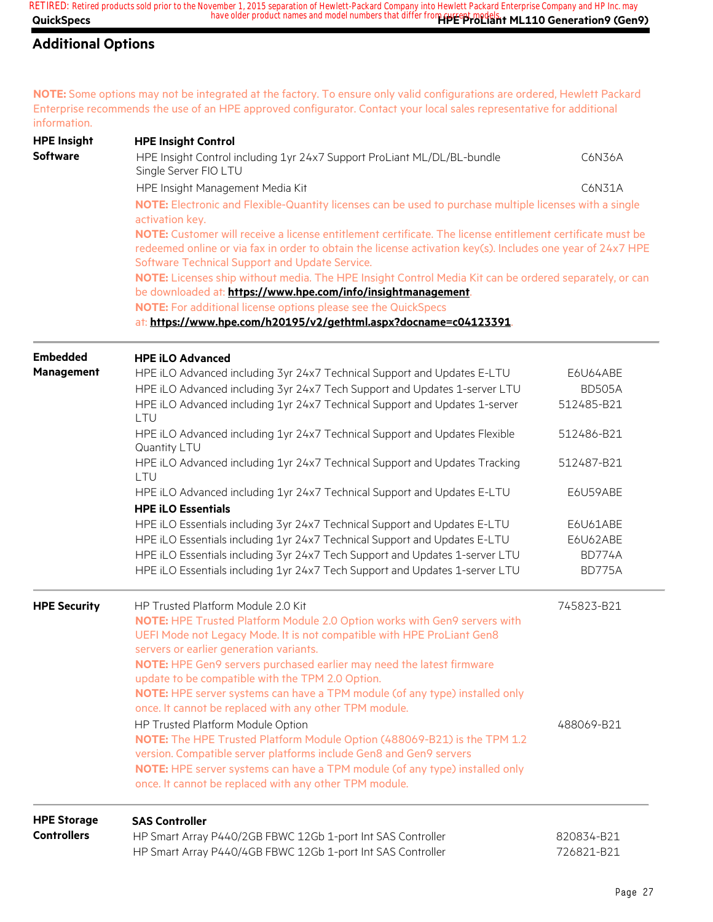## Additional Options

**NOTE:** Some options may not be integrated at the factory. To ensure only valid configurations are ordered, Hewlett Packard Enterprise recommends the use of an HPE approved configurator. Contact your local sales representative for additional information.

### HPE Insight Software

**HPE Insight Control**

| Description | Part Number |
|---|---|
| HPE Insight Control including 1yr 24x7 Support ProLiant ML/DL/BL-bundle Single Server FIO LTU | C6N36A |
| HPE Insight Management Media Kit | C6N31A |

**NOTE:** Electronic and Flexible-Quantity licenses can be used to purchase multiple licenses with a single activation key.

**NOTE:** Customer will receive a license entitlement certificate. The license entitlement certificate must be redeemed online or via fax in order to obtain the license activation key(s). Includes one year of 24x7 HPE Software Technical Support and Update Service.

**NOTE:** Licenses ship without media. The HPE Insight Control Media Kit can be ordered separately, or can be downloaded at: **https://www.hpe.com/info/insightmanagement**.

**NOTE:** For additional license options please see the QuickSpecs at: **https://www.hpe.com/h20195/v2/gethtml.aspx?docname=c04123391**.

### Embedded Management

**HPE iLO Advanced**

| Description | Part Number |
|---|---|
| HPE iLO Advanced including 3yr 24x7 Technical Support and Updates E-LTU | E6U64ABE |
| HPE iLO Advanced including 3yr 24x7 Tech Support and Updates 1-server LTU | BD505A |
| HPE iLO Advanced including 1yr 24x7 Technical Support and Updates 1-server LTU | 512485-B21 |
| HPE iLO Advanced including 1yr 24x7 Technical Support and Updates Flexible Quantity LTU | 512486-B21 |
| HPE iLO Advanced including 1yr 24x7 Technical Support and Updates Tracking LTU | 512487-B21 |
| HPE iLO Advanced including 1yr 24x7 Technical Support and Updates E-LTU | E6U59ABE |

**HPE iLO Essentials**

| Description | Part Number |
|---|---|
| HPE iLO Essentials including 3yr 24x7 Technical Support and Updates E-LTU | E6U61ABE |
| HPE iLO Essentials including 1yr 24x7 Technical Support and Updates E-LTU | E6U62ABE |
| HPE iLO Essentials including 3yr 24x7 Tech Support and Updates 1-server LTU | BD774A |
| HPE iLO Essentials including 1yr 24x7 Tech Support and Updates 1-server LTU | BD775A |

### HPE Security

| Description | Part Number |
|---|---|
| HP Trusted Platform Module 2.0 Kit | 745823-B21 |

**NOTE:** HPE Trusted Platform Module 2.0 Option works with Gen9 servers with UEFI Mode not Legacy Mode. It is not compatible with HPE ProLiant Gen8 servers or earlier generation variants.

**NOTE:** HPE Gen9 servers purchased earlier may need the latest firmware update to be compatible with the TPM 2.0 Option.

**NOTE:** HPE server systems can have a TPM module (of any type) installed only once. It cannot be replaced with any other TPM module.

| Description | Part Number |
|---|---|
| HP Trusted Platform Module Option | 488069-B21 |

**NOTE:** The HPE Trusted Platform Module Option (488069-B21) is the TPM 1.2 version. Compatible server platforms include Gen8 and Gen9 servers

**NOTE:** HPE server systems can have a TPM module (of any type) installed only once. It cannot be replaced with any other TPM module.

### HPE Storage Controllers

**SAS Controller**

| Description | Part Number |
|---|---|
| HP Smart Array P440/2GB FBWC 12Gb 1-port Int SAS Controller | 820834-B21 |
| HP Smart Array P440/4GB FBWC 12Gb 1-port Int SAS Controller | 726821-B21 |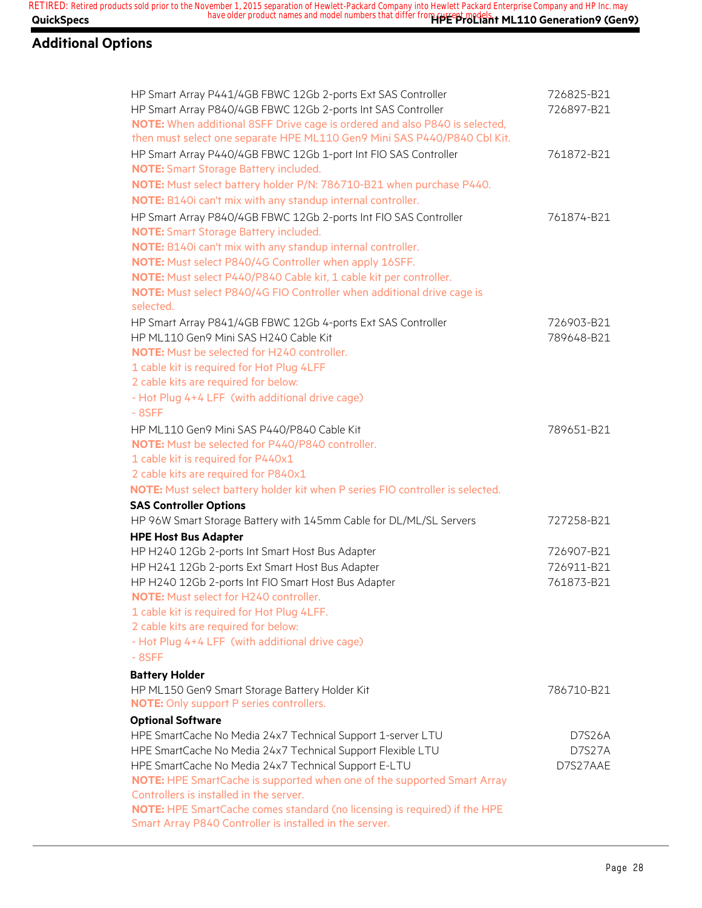## Additional Options

| | |
|---|---|
| HP Smart Array P441/4GB FBWC 12Gb 2-ports Ext SAS Controller | 726825-B21 |
| HP Smart Array P840/4GB FBWC 12Gb 2-ports Int SAS Controller<br>**NOTE:** When additional 8SFF Drive cage is ordered and also P840 is selected, then must select one separate HPE ML110 Gen9 Mini SAS P440/P840 Cbl Kit. | 726897-B21 |
| HP Smart Array P440/4GB FBWC 12Gb 1-port Int FIO SAS Controller<br>**NOTE:** Smart Storage Battery included.<br>**NOTE:** Must select battery holder P/N: 786710-B21 when purchase P440.<br>**NOTE:** B140i can't mix with any standup internal controller. | 761872-B21 |
| HP Smart Array P840/4GB FBWC 12Gb 2-ports Int FIO SAS Controller<br>**NOTE:** Smart Storage Battery included.<br>**NOTE:** B140i can't mix with any standup internal controller.<br>**NOTE:** Must select P840/4G Controller when apply 16SFF.<br>**NOTE:** Must select P440/P840 Cable kit, 1 cable kit per controller.<br>**NOTE:** Must select P840/4G FIO Controller when additional drive cage is selected. | 761874-B21 |
| HP Smart Array P841/4GB FBWC 12Gb 4-ports Ext SAS Controller | 726903-B21 |
| HP ML110 Gen9 Mini SAS H240 Cable Kit<br>**NOTE:** Must be selected for H240 controller.<br>1 cable kit is required for Hot Plug 4LFF<br>2 cable kits are required for below:<br>- Hot Plug 4+4 LFF (with additional drive cage)<br>- 8SFF | 789648-B21 |
| HP ML110 Gen9 Mini SAS P440/P840 Cable Kit<br>**NOTE:** Must be selected for P440/P840 controller.<br>1 cable kit is required for P440x1<br>2 cable kits are required for P840x1<br>**NOTE:** Must select battery holder kit when P series FIO controller is selected. | 789651-B21 |
| **SAS Controller Options** | |
| HP 96W Smart Storage Battery with 145mm Cable for DL/ML/SL Servers | 727258-B21 |
| **HPE Host Bus Adapter** | |
| HP H240 12Gb 2-ports Int Smart Host Bus Adapter | 726907-B21 |
| HP H241 12Gb 2-ports Ext Smart Host Bus Adapter | 726911-B21 |
| HP H240 12Gb 2-ports Int FIO Smart Host Bus Adapter<br>**NOTE:** Must select for H240 controller.<br>1 cable kit is required for Hot Plug 4LFF.<br>2 cable kits are required for below:<br>- Hot Plug 4+4 LFF (with additional drive cage)<br>- 8SFF | 761873-B21 |
| **Battery Holder** | |
| HP ML150 Gen9 Smart Storage Battery Holder Kit<br>**NOTE:** Only support P series controllers. | 786710-B21 |
| **Optional Software** | |
| HPE SmartCache No Media 24x7 Technical Support 1-server LTU | D7S26A |
| HPE SmartCache No Media 24x7 Technical Support Flexible LTU | D7S27A |
| HPE SmartCache No Media 24x7 Technical Support E-LTU<br>**NOTE:** HPE SmartCache is supported when one of the supported Smart Array Controllers is installed in the server.<br>**NOTE:** HPE SmartCache comes standard (no licensing is required) if the HPE Smart Array P840 Controller is installed in the server. | D7S27AAE |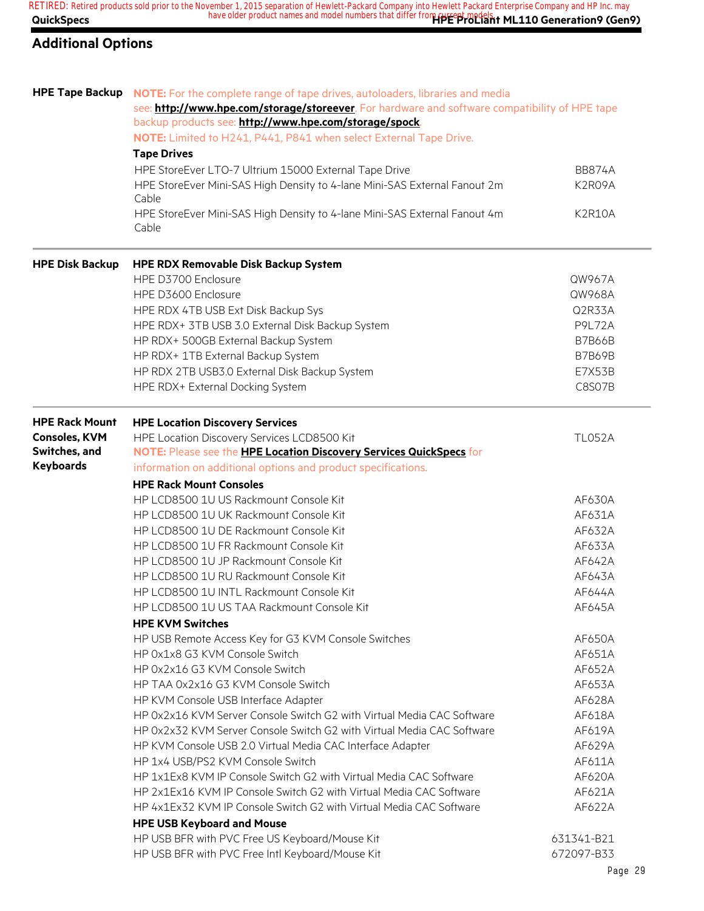## Additional Options

### HPE Tape Backup

**NOTE:** For the complete range of tape drives, autoloaders, libraries and media see: **http://www.hpe.com/storage/storeever**. For hardware and software compatibility of HPE tape backup products see: **http://www.hpe.com/storage/spock**.

**NOTE:** Limited to H241, P441, P841 when select External Tape Drive.

**Tape Drives**

| | |
|---|---|
| HPE StoreEver LTO-7 Ultrium 15000 External Tape Drive | BB874A |
| HPE StoreEver Mini-SAS High Density to 4-lane Mini-SAS External Fanout 2m Cable | K2R09A |
| HPE StoreEver Mini-SAS High Density to 4-lane Mini-SAS External Fanout 4m Cable | K2R10A |

### HPE Disk Backup

**HPE RDX Removable Disk Backup System**

| | |
|---|---|
| HPE D3700 Enclosure | QW967A |
| HPE D3600 Enclosure | QW968A |
| HPE RDX 4TB USB Ext Disk Backup Sys | Q2R33A |
| HPE RDX+ 3TB USB 3.0 External Disk Backup System | P9L72A |
| HP RDX+ 500GB External Backup System | B7B66B |
| HP RDX+ 1TB External Backup System | B7B69B |
| HP RDX 2TB USB3.0 External Disk Backup System | E7X53B |
| HPE RDX+ External Docking System | C8S07B |

### HPE Rack Mount Consoles, KVM Switches, and Keyboards

**HPE Location Discovery Services**

| | |
|---|---|
| HPE Location Discovery Services LCD8500 Kit | TL052A |

**NOTE:** Please see the **HPE Location Discovery Services QuickSpecs** for information on additional options and product specifications.

**HPE Rack Mount Consoles**

| | |
|---|---|
| HP LCD8500 1U US Rackmount Console Kit | AF630A |
| HP LCD8500 1U UK Rackmount Console Kit | AF631A |
| HP LCD8500 1U DE Rackmount Console Kit | AF632A |
| HP LCD8500 1U FR Rackmount Console Kit | AF633A |
| HP LCD8500 1U JP Rackmount Console Kit | AF642A |
| HP LCD8500 1U RU Rackmount Console Kit | AF643A |
| HP LCD8500 1U INTL Rackmount Console Kit | AF644A |
| HP LCD8500 1U US TAA Rackmount Console Kit | AF645A |

**HPE KVM Switches**

| | |
|---|---|
| HP USB Remote Access Key for G3 KVM Console Switches | AF650A |
| HP 0x1x8 G3 KVM Console Switch | AF651A |
| HP 0x2x16 G3 KVM Console Switch | AF652A |
| HP TAA 0x2x16 G3 KVM Console Switch | AF653A |
| HP KVM Console USB Interface Adapter | AF628A |
| HP 0x2x16 KVM Server Console Switch G2 with Virtual Media CAC Software | AF618A |
| HP 0x2x32 KVM Server Console Switch G2 with Virtual Media CAC Software | AF619A |
| HP KVM Console USB 2.0 Virtual Media CAC Interface Adapter | AF629A |
| HP 1x4 USB/PS2 KVM Console Switch | AF611A |
| HP 1x1Ex8 KVM IP Console Switch G2 with Virtual Media CAC Software | AF620A |
| HP 2x1Ex16 KVM IP Console Switch G2 with Virtual Media CAC Software | AF621A |
| HP 4x1Ex32 KVM IP Console Switch G2 with Virtual Media CAC Software | AF622A |

**HPE USB Keyboard and Mouse**

| | |
|---|---|
| HP USB BFR with PVC Free US Keyboard/Mouse Kit | 631341-B21 |
| HP USB BFR with PVC Free Intl Keyboard/Mouse Kit | 672097-B33 |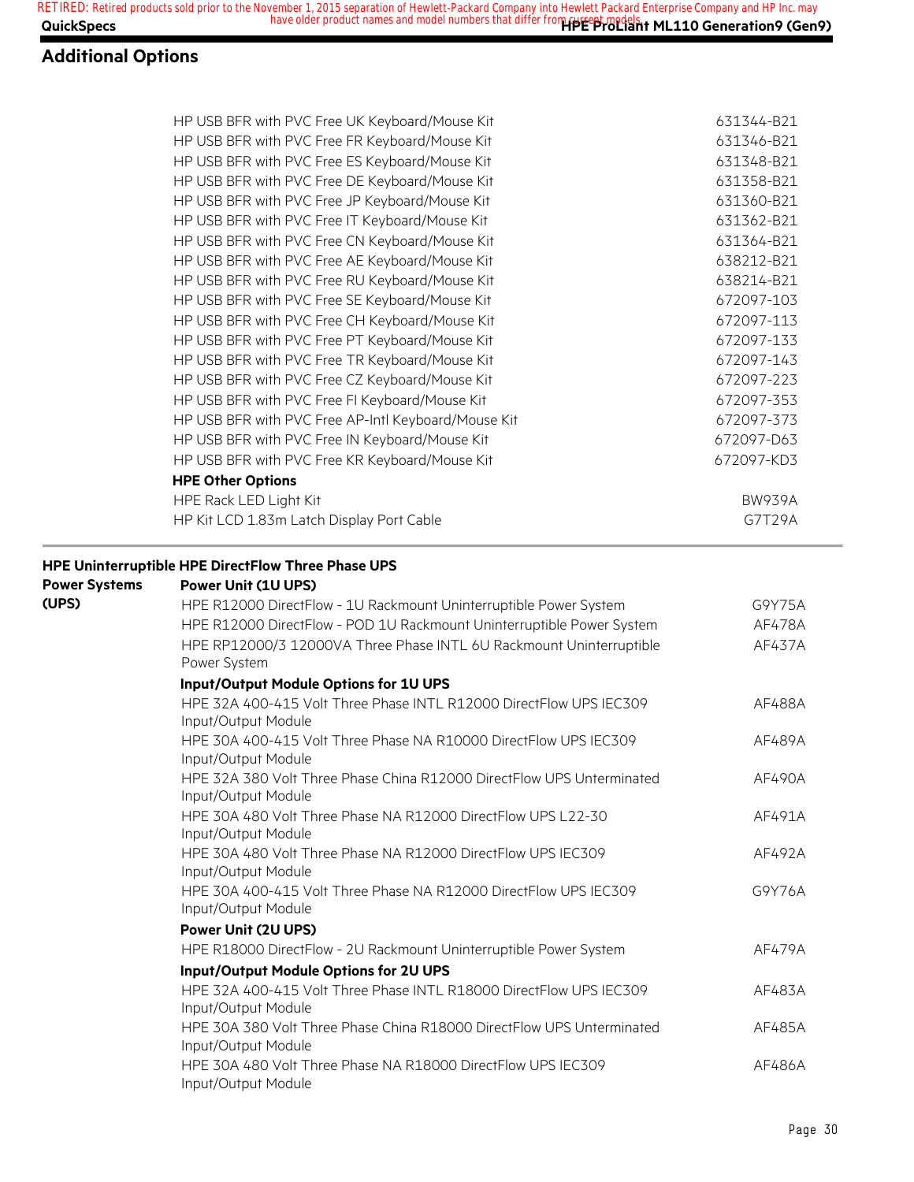## Additional Options

| | |
|---|---|
| HP USB BFR with PVC Free UK Keyboard/Mouse Kit | 631344-B21 |
| HP USB BFR with PVC Free FR Keyboard/Mouse Kit | 631346-B21 |
| HP USB BFR with PVC Free ES Keyboard/Mouse Kit | 631348-B21 |
| HP USB BFR with PVC Free DE Keyboard/Mouse Kit | 631358-B21 |
| HP USB BFR with PVC Free JP Keyboard/Mouse Kit | 631360-B21 |
| HP USB BFR with PVC Free IT Keyboard/Mouse Kit | 631362-B21 |
| HP USB BFR with PVC Free CN Keyboard/Mouse Kit | 631364-B21 |
| HP USB BFR with PVC Free AE Keyboard/Mouse Kit | 638212-B21 |
| HP USB BFR with PVC Free RU Keyboard/Mouse Kit | 638214-B21 |
| HP USB BFR with PVC Free SE Keyboard/Mouse Kit | 672097-103 |
| HP USB BFR with PVC Free CH Keyboard/Mouse Kit | 672097-113 |
| HP USB BFR with PVC Free PT Keyboard/Mouse Kit | 672097-133 |
| HP USB BFR with PVC Free TR Keyboard/Mouse Kit | 672097-143 |
| HP USB BFR with PVC Free CZ Keyboard/Mouse Kit | 672097-223 |
| HP USB BFR with PVC Free FI Keyboard/Mouse Kit | 672097-353 |
| HP USB BFR with PVC Free AP-Intl Keyboard/Mouse Kit | 672097-373 |
| HP USB BFR with PVC Free IN Keyboard/Mouse Kit | 672097-D63 |
| HP USB BFR with PVC Free KR Keyboard/Mouse Kit | 672097-KD3 |
| **HPE Other Options** | |
| HPE Rack LED Light Kit | BW939A |
| HP Kit LCD 1.83m Latch Display Port Cable | G7T29A |

### HPE Uninterruptible Power Systems (UPS)

**HPE DirectFlow Three Phase UPS**

| | |
|---|---|
| **Power Unit (1U UPS)** | |
| HPE R12000 DirectFlow - 1U Rackmount Uninterruptible Power System | G9Y75A |
| HPE R12000 DirectFlow - POD 1U Rackmount Uninterruptible Power System | AF478A |
| HPE RP12000/3 12000VA Three Phase INTL 6U Rackmount Uninterruptible Power System | AF437A |
| **Input/Output Module Options for 1U UPS** | |
| HPE 32A 400-415 Volt Three Phase INTL R12000 DirectFlow UPS IEC309 Input/Output Module | AF488A |
| HPE 30A 400-415 Volt Three Phase NA R10000 DirectFlow UPS IEC309 Input/Output Module | AF489A |
| HPE 32A 380 Volt Three Phase China R12000 DirectFlow UPS Unterminated Input/Output Module | AF490A |
| HPE 30A 480 Volt Three Phase NA R12000 DirectFlow UPS L22-30 Input/Output Module | AF491A |
| HPE 30A 480 Volt Three Phase NA R12000 DirectFlow UPS IEC309 Input/Output Module | AF492A |
| HPE 30A 400-415 Volt Three Phase NA R12000 DirectFlow UPS IEC309 Input/Output Module | G9Y76A |
| **Power Unit (2U UPS)** | |
| HPE R18000 DirectFlow - 2U Rackmount Uninterruptible Power System | AF479A |
| **Input/Output Module Options for 2U UPS** | |
| HPE 32A 400-415 Volt Three Phase INTL R18000 DirectFlow UPS IEC309 Input/Output Module | AF483A |
| HPE 30A 380 Volt Three Phase China R18000 DirectFlow UPS Unterminated Input/Output Module | AF485A |
| HPE 30A 480 Volt Three Phase NA R18000 DirectFlow UPS IEC309 Input/Output Module | AF486A |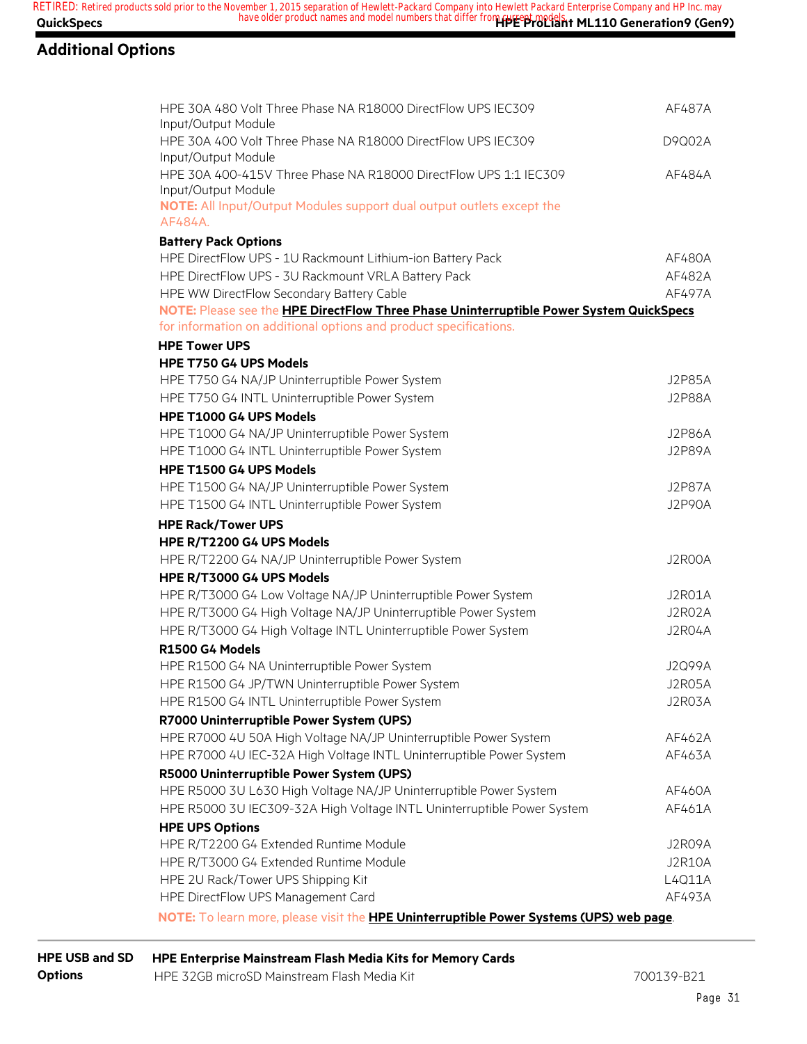## Additional Options

| | |
|---|---|
| HPE 30A 480 Volt Three Phase NA R18000 DirectFlow UPS IEC309 Input/Output Module | AF487A |
| HPE 30A 400 Volt Three Phase NA R18000 DirectFlow UPS IEC309 Input/Output Module | D9Q02A |
| HPE 30A 400-415V Three Phase NA R18000 DirectFlow UPS 1:1 IEC309 Input/Output Module | AF484A |

**NOTE:** All Input/Output Modules support dual output outlets except the AF484A.

**Battery Pack Options**

| | |
|---|---|
| HPE DirectFlow UPS - 1U Rackmount Lithium-ion Battery Pack | AF480A |
| HPE DirectFlow UPS - 3U Rackmount VRLA Battery Pack | AF482A |
| HPE WW DirectFlow Secondary Battery Cable | AF497A |

**NOTE:** Please see the **HPE DirectFlow Three Phase Uninterruptible Power System QuickSpecs** for information on additional options and product specifications.

**HPE Tower UPS**

**HPE T750 G4 UPS Models**

| | |
|---|---|
| HPE T750 G4 NA/JP Uninterruptible Power System | J2P85A |
| HPE T750 G4 INTL Uninterruptible Power System | J2P88A |

**HPE T1000 G4 UPS Models**

| | |
|---|---|
| HPE T1000 G4 NA/JP Uninterruptible Power System | J2P86A |
| HPE T1000 G4 INTL Uninterruptible Power System | J2P89A |

**HPE T1500 G4 UPS Models**

| | |
|---|---|
| HPE T1500 G4 NA/JP Uninterruptible Power System | J2P87A |
| HPE T1500 G4 INTL Uninterruptible Power System | J2P90A |

**HPE Rack/Tower UPS**

**HPE R/T2200 G4 UPS Models**

| | |
|---|---|
| HPE R/T2200 G4 NA/JP Uninterruptible Power System | J2R00A |

**HPE R/T3000 G4 UPS Models**

| | |
|---|---|
| HPE R/T3000 G4 Low Voltage NA/JP Uninterruptible Power System | J2R01A |
| HPE R/T3000 G4 High Voltage NA/JP Uninterruptible Power System | J2R02A |
| HPE R/T3000 G4 High Voltage INTL Uninterruptible Power System | J2R04A |

**R1500 G4 Models**

| | |
|---|---|
| HPE R1500 G4 NA Uninterruptible Power System | J2Q99A |
| HPE R1500 G4 JP/TWN Uninterruptible Power System | J2R05A |
| HPE R1500 G4 INTL Uninterruptible Power System | J2R03A |

**R7000 Uninterruptible Power System (UPS)**

| | |
|---|---|
| HPE R7000 4U 50A High Voltage NA/JP Uninterruptible Power System | AF462A |
| HPE R7000 4U IEC-32A High Voltage INTL Uninterruptible Power System | AF463A |

**R5000 Uninterruptible Power System (UPS)**

| | |
|---|---|
| HPE R5000 3U L630 High Voltage NA/JP Uninterruptible Power System | AF460A |
| HPE R5000 3U IEC309-32A High Voltage INTL Uninterruptible Power System | AF461A |

**HPE UPS Options**

| | |
|---|---|
| HPE R/T2200 G4 Extended Runtime Module | J2R09A |
| HPE R/T3000 G4 Extended Runtime Module | J2R10A |
| HPE 2U Rack/Tower UPS Shipping Kit | L4Q11A |
| HPE DirectFlow UPS Management Card | AF493A |

**NOTE:** To learn more, please visit the **HPE Uninterruptible Power Systems (UPS) web page**.

### HPE USB and SD Options

**HPE Enterprise Mainstream Flash Media Kits for Memory Cards**

| | |
|---|---|
| HPE 32GB microSD Mainstream Flash Media Kit | 700139-B21 |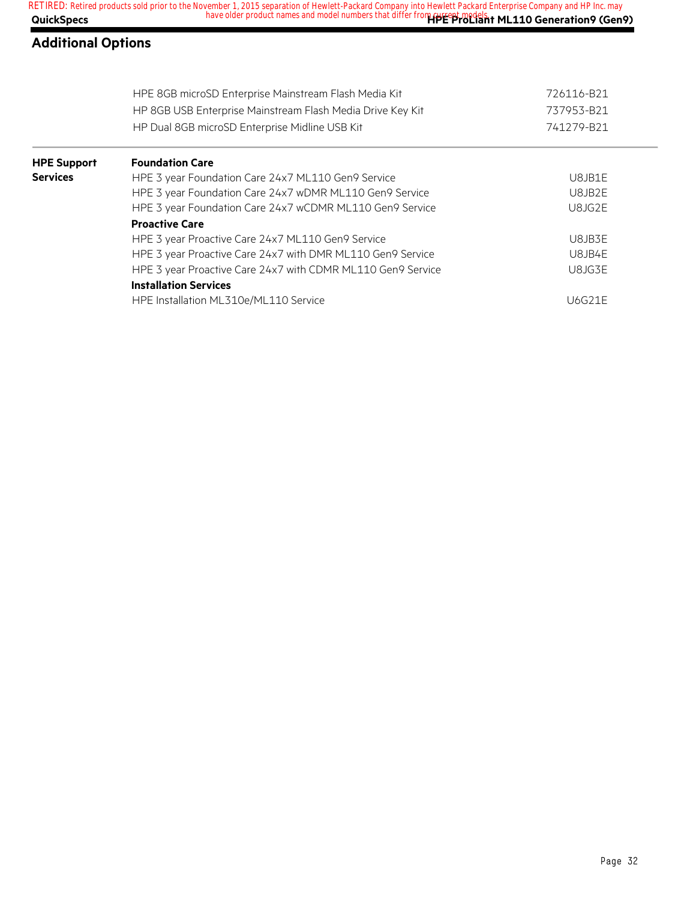## Additional Options

| | | |
|---|---|---|
| | HPE 8GB microSD Enterprise Mainstream Flash Media Kit | 726116-B21 |
| | HP 8GB USB Enterprise Mainstream Flash Media Drive Key Kit | 737953-B21 |
| | HP Dual 8GB microSD Enterprise Midline USB Kit | 741279-B21 |

| | | |
|---|---|---|
| **HPE Support Services** | **Foundation Care** | |
| | HPE 3 year Foundation Care 24x7 ML110 Gen9 Service | U8JB1E |
| | HPE 3 year Foundation Care 24x7 wDMR ML110 Gen9 Service | U8JB2E |
| | HPE 3 year Foundation Care 24x7 wCDMR ML110 Gen9 Service | U8JG2E |
| | **Proactive Care** | |
| | HPE 3 year Proactive Care 24x7 ML110 Gen9 Service | U8JB3E |
| | HPE 3 year Proactive Care 24x7 with DMR ML110 Gen9 Service | U8JB4E |
| | HPE 3 year Proactive Care 24x7 with CDMR ML110 Gen9 Service | U8JG3E |
| | **Installation Services** | |
| | HPE Installation ML310e/ML110 Service | U6G21E |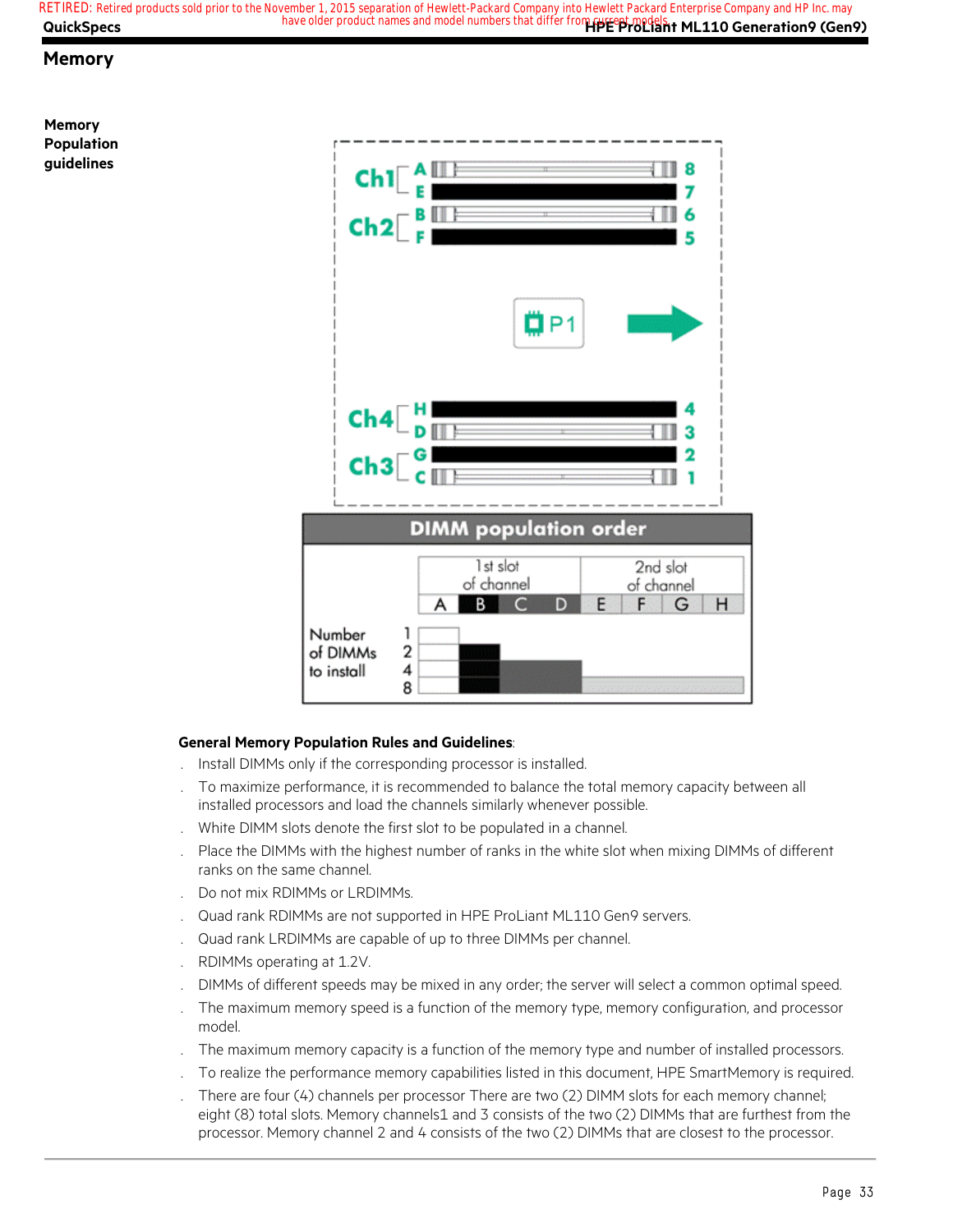## Memory

**Memory Population guidelines**

DIMM population order

| | 1st slot of channel | | | | 2nd slot of channel | | | |
|---|---|---|---|---|---|---|---|---|
| Number of DIMMs to install | A | B | C | D | E | F | G | H |
| 1 | X | | | | | | | |
| 2 | X | X | | | | | | |
| 4 | X | X | X | X | | | | |
| 8 | X | X | X | X | X | X | X | X |

**General Memory Population Rules and Guidelines**:

- Install DIMMs only if the corresponding processor is installed.
- To maximize performance, it is recommended to balance the total memory capacity between all installed processors and load the channels similarly whenever possible.
- White DIMM slots denote the first slot to be populated in a channel.
- Place the DIMMs with the highest number of ranks in the white slot when mixing DIMMs of different ranks on the same channel.
- Do not mix RDIMMs or LRDIMMs.
- Quad rank RDIMMs are not supported in HPE ProLiant ML110 Gen9 servers.
- Quad rank LRDIMMs are capable of up to three DIMMs per channel.
- RDIMMs operating at 1.2V.
- DIMMs of different speeds may be mixed in any order; the server will select a common optimal speed.
- The maximum memory speed is a function of the memory type, memory configuration, and processor model.
- The maximum memory capacity is a function of the memory type and number of installed processors.
- To realize the performance memory capabilities listed in this document, HPE SmartMemory is required.
- There are four (4) channels per processor There are two (2) DIMM slots for each memory channel; eight (8) total slots. Memory channels1 and 3 consists of the two (2) DIMMs that are furthest from the processor. Memory channel 2 and 4 consists of the two (2) DIMMs that are closest to the processor.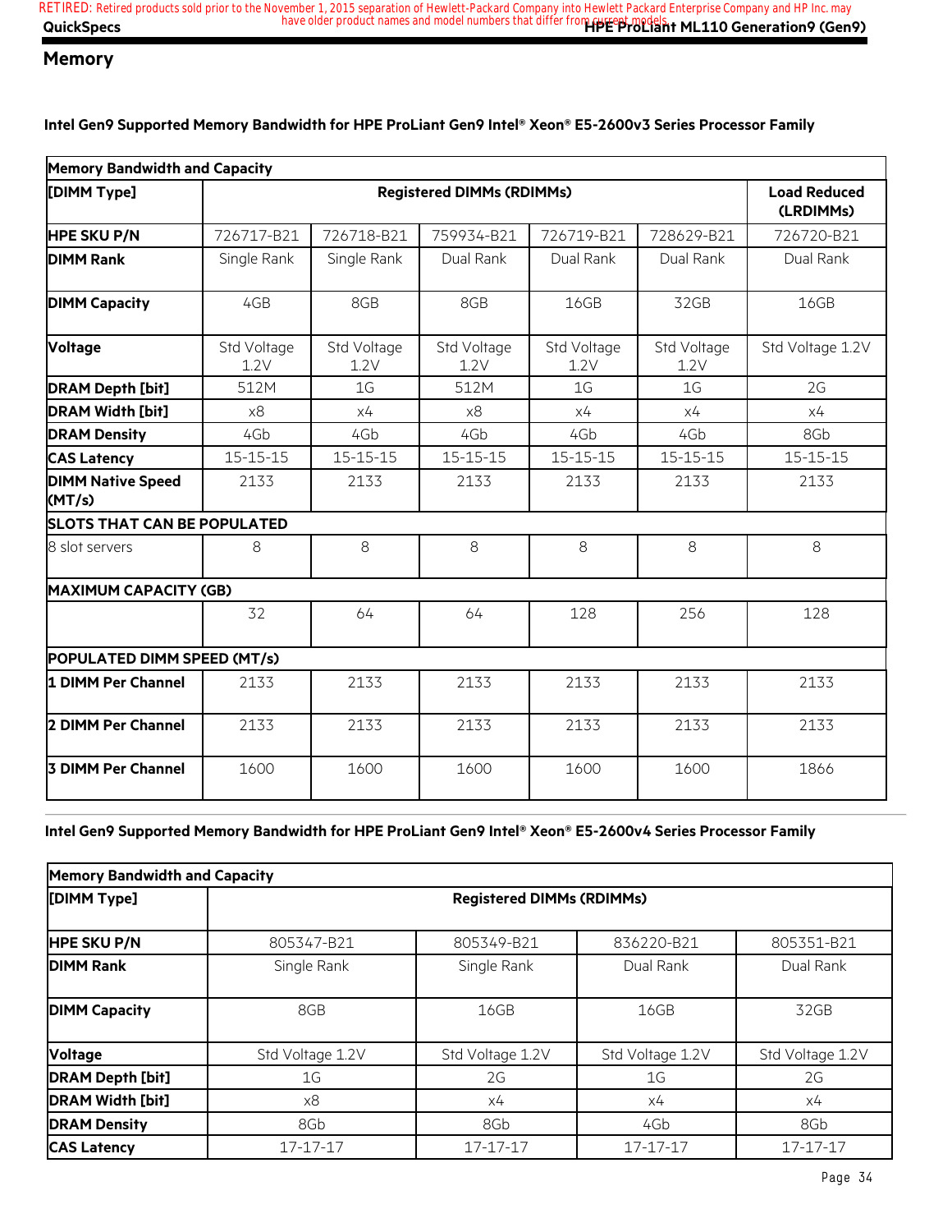## Memory

**Intel Gen9 Supported Memory Bandwidth for HPE ProLiant Gen9 Intel® Xeon® E5-2600v3 Series Processor Family**

| Memory Bandwidth and Capacity | | | | | | |
|---|---|---|---|---|---|---|
| **[DIMM Type]** | **Registered DIMMs (RDIMMs)** | | | | | **Load Reduced (LRDIMMs)** |
| **HPE SKU P/N** | 726717-B21 | 726718-B21 | 759934-B21 | 726719-B21 | 728629-B21 | 726720-B21 |
| **DIMM Rank** | Single Rank | Single Rank | Dual Rank | Dual Rank | Dual Rank | Dual Rank |
| **DIMM Capacity** | 4GB | 8GB | 8GB | 16GB | 32GB | 16GB |
| **Voltage** | Std Voltage 1.2V | Std Voltage 1.2V | Std Voltage 1.2V | Std Voltage 1.2V | Std Voltage 1.2V | Std Voltage 1.2V |
| **DRAM Depth [bit]** | 512M | 1G | 512M | 1G | 1G | 2G |
| **DRAM Width [bit]** | x8 | x4 | x8 | x4 | x4 | x4 |
| **DRAM Density** | 4Gb | 4Gb | 4Gb | 4Gb | 4Gb | 8Gb |
| **CAS Latency** | 15-15-15 | 15-15-15 | 15-15-15 | 15-15-15 | 15-15-15 | 15-15-15 |
| **DIMM Native Speed (MT/s)** | 2133 | 2133 | 2133 | 2133 | 2133 | 2133 |
| **SLOTS THAT CAN BE POPULATED** | | | | | | |
| 8 slot servers | 8 | 8 | 8 | 8 | 8 | 8 |
| **MAXIMUM CAPACITY (GB)** | | | | | | |
| | 32 | 64 | 64 | 128 | 256 | 128 |
| **POPULATED DIMM SPEED (MT/s)** | | | | | | |
| **1 DIMM Per Channel** | 2133 | 2133 | 2133 | 2133 | 2133 | 2133 |
| **2 DIMM Per Channel** | 2133 | 2133 | 2133 | 2133 | 2133 | 2133 |
| **3 DIMM Per Channel** | 1600 | 1600 | 1600 | 1600 | 1600 | 1866 |

**Intel Gen9 Supported Memory Bandwidth for HPE ProLiant Gen9 Intel® Xeon® E5-2600v4 Series Processor Family**

| Memory Bandwidth and Capacity | | | | |
|---|---|---|---|---|
| **[DIMM Type]** | **Registered DIMMs (RDIMMs)** | | | |
| **HPE SKU P/N** | 805347-B21 | 805349-B21 | 836220-B21 | 805351-B21 |
| **DIMM Rank** | Single Rank | Single Rank | Dual Rank | Dual Rank |
| **DIMM Capacity** | 8GB | 16GB | 16GB | 32GB |
| **Voltage** | Std Voltage 1.2V | Std Voltage 1.2V | Std Voltage 1.2V | Std Voltage 1.2V |
| **DRAM Depth [bit]** | 1G | 2G | 1G | 2G |
| **DRAM Width [bit]** | x8 | x4 | x4 | x4 |
| **DRAM Density** | 8Gb | 8Gb | 4Gb | 8Gb |
| **CAS Latency** | 17-17-17 | 17-17-17 | 17-17-17 | 17-17-17 |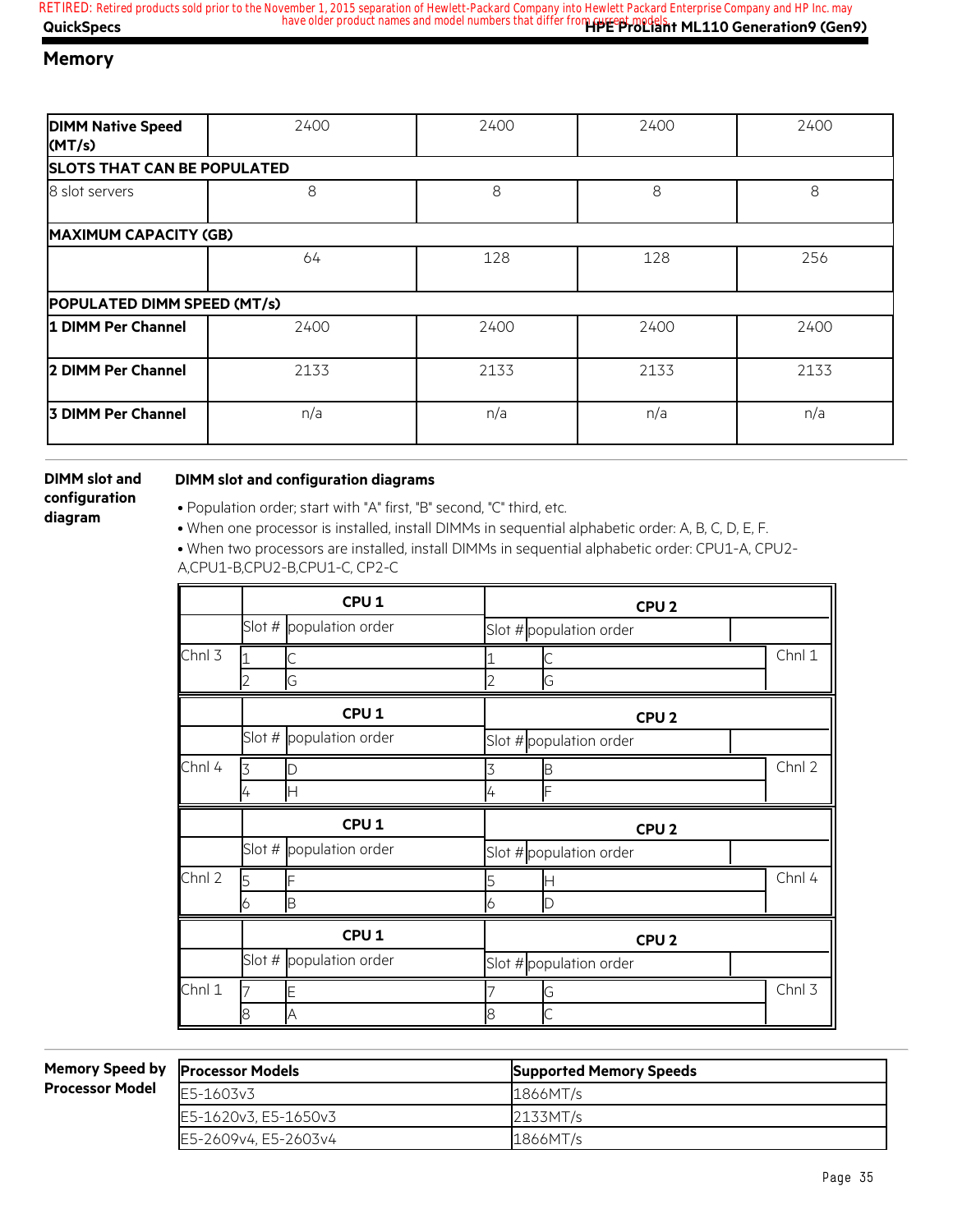## Memory

| DIMM Native Speed (MT/s) | 2400 | 2400 | 2400 | 2400 |
|---|---|---|---|---|
| **SLOTS THAT CAN BE POPULATED** | | | | |
| 8 slot servers | 8 | 8 | 8 | 8 |
| **MAXIMUM CAPACITY (GB)** | | | | |
| | 64 | 128 | 128 | 256 |
| **POPULATED DIMM SPEED (MT/s)** | | | | |
| **1 DIMM Per Channel** | 2400 | 2400 | 2400 | 2400 |
| **2 DIMM Per Channel** | 2133 | 2133 | 2133 | 2133 |
| **3 DIMM Per Channel** | n/a | n/a | n/a | n/a |

### DIMM slot and configuration diagram

**DIMM slot and configuration diagrams**

- Population order; start with "A" first, "B" second, "C" third, etc.
- When one processor is installed, install DIMMs in sequential alphabetic order: A, B, C, D, E, F.
- When two processors are installed, install DIMMs in sequential alphabetic order: CPU1-A, CPU2-A,CPU1-B,CPU2-B,CPU1-C, CP2-C

| | CPU 1 | | CPU 2 | | |
|---|---|---|---|---|---|
| | Slot # | population order | Slot # | population order | |
| Chnl 3 | 1 | C | 1 | C | Chnl 1 |
| | 2 | G | 2 | G | |
| | **CPU 1** | | **CPU 2** | | |
| | Slot # | population order | Slot # | population order | |
| Chnl 4 | 3 | D | 3 | B | Chnl 2 |
| | 4 | H | 4 | F | |
| | **CPU 1** | | **CPU 2** | | |
| | Slot # | population order | Slot # | population order | |
| Chnl 2 | 5 | F | 5 | H | Chnl 4 |
| | 6 | B | 6 | D | |
| | **CPU 1** | | **CPU 2** | | |
| | Slot # | population order | Slot # | population order | |
| Chnl 1 | 7 | E | 7 | G | Chnl 3 |
| | 8 | A | 8 | C | |

### Memory Speed by Processor Model

| Processor Models | Supported Memory Speeds |
|---|---|
| E5-1603v3 | 1866MT/s |
| E5-1620v3, E5-1650v3 | 2133MT/s |
| E5-2609v4, E5-2603v4 | 1866MT/s |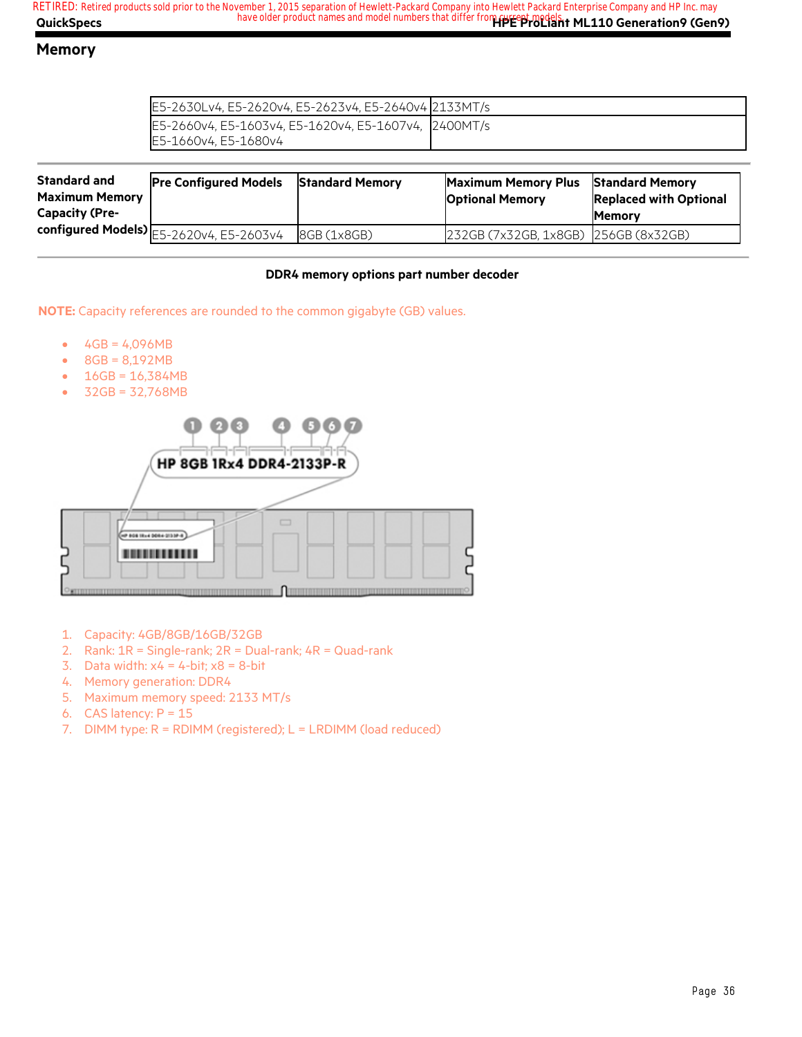## Memory

| | |
|---|---|
| E5-2630Lv4, E5-2620v4, E5-2623v4, E5-2640v4 | 2133MT/s |
| E5-2660v4, E5-1603v4, E5-1620v4, E5-1607v4, E5-1660v4, E5-1680v4 | 2400MT/s |

| Standard and Maximum Memory Capacity (Pre-configured Models) | Pre Configured Models | Standard Memory | Maximum Memory Plus Optional Memory | Standard Memory Replaced with Optional Memory |
|---|---|---|---|---|
| | E5-2620v4, E5-2603v4 | 8GB (1x8GB) | 232GB (7x32GB, 1x8GB) | 256GB (8x32GB) |

**DDR4 memory options part number decoder**

**NOTE:** Capacity references are rounded to the common gigabyte (GB) values.

- 4GB = 4,096MB
- 8GB = 8,192MB
- 16GB = 16,384MB
- 32GB = 32,768MB

HP 8GB 1Rx4 DDR4-2133P-R

1. Capacity: 4GB/8GB/16GB/32GB
2. Rank: 1R = Single-rank; 2R = Dual-rank; 4R = Quad-rank
3. Data width: x4 = 4-bit; x8 = 8-bit
4. Memory generation: DDR4
5. Maximum memory speed: 2133 MT/s
6. CAS latency: P = 15
7. DIMM type: R = RDIMM (registered); L = LRDIMM (load reduced)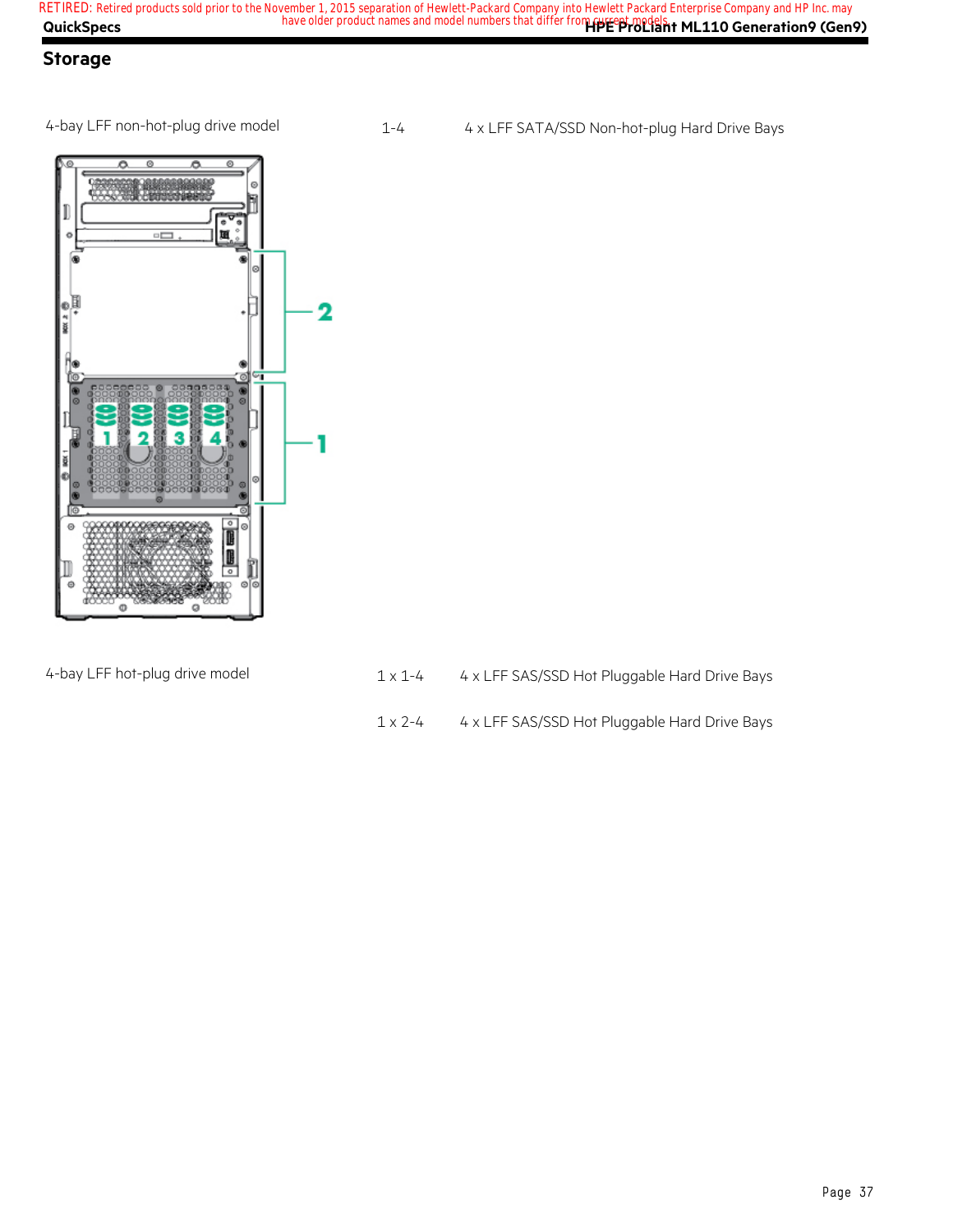## Storage

| | | |
|---|---|---|
| 4-bay LFF non-hot-plug drive model | 1-4 | 4 x LFF SATA/SSD Non-hot-plug Hard Drive Bays |
| 4-bay LFF hot-plug drive model | 1 x 1-4 | 4 x LFF SAS/SSD Hot Pluggable Hard Drive Bays |
| | 1 x 2-4 | 4 x LFF SAS/SSD Hot Pluggable Hard Drive Bays |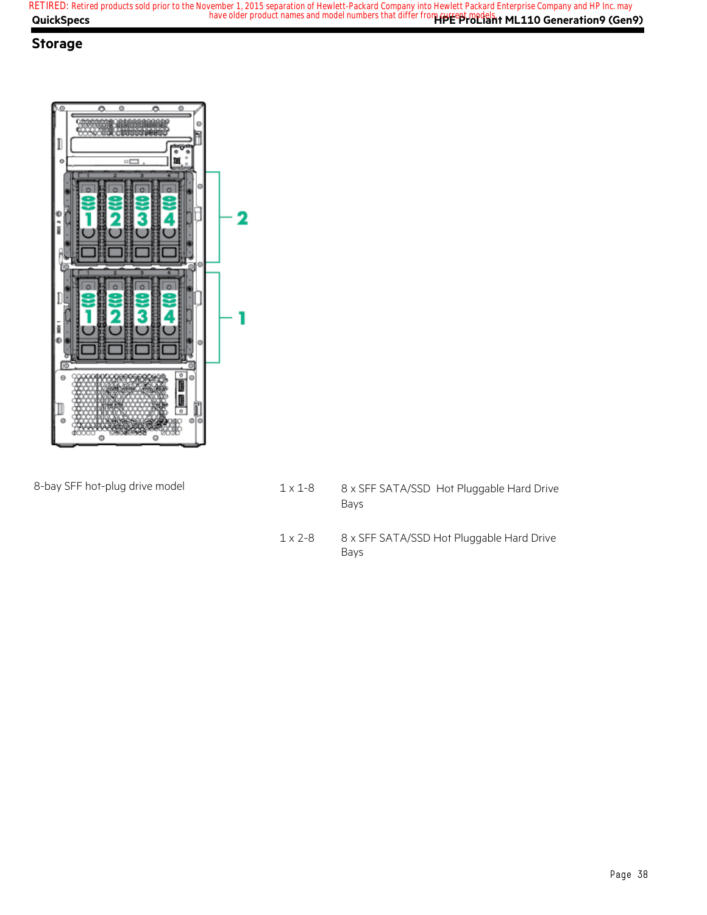## Storage

| 8-bay SFF hot-plug drive model | 1 x 1-8 | 8 x SFF SATA/SSD Hot Pluggable Hard Drive Bays |
|---|---|---|
| | 1 x 2-8 | 8 x SFF SATA/SSD Hot Pluggable Hard Drive Bays |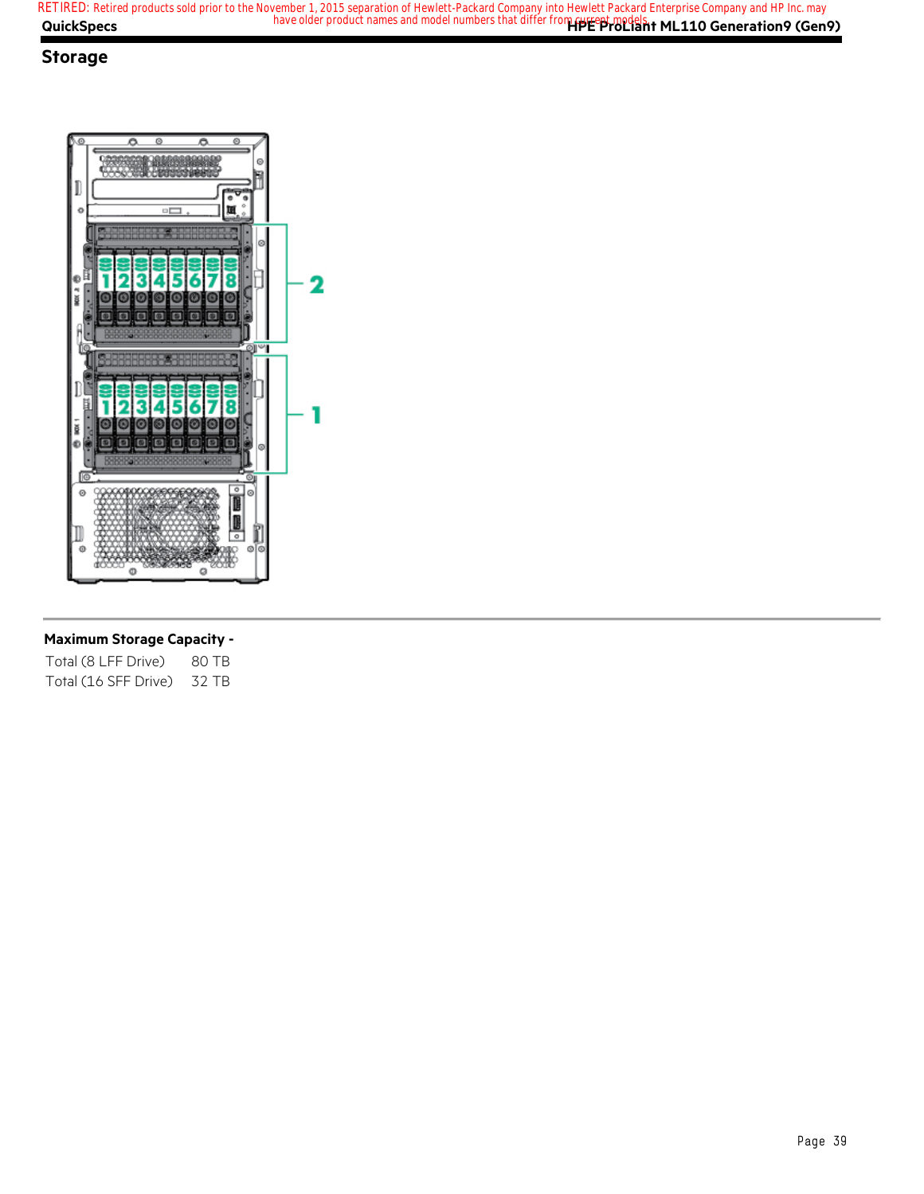## Storage

**Maximum Storage Capacity -**

| | |
|---|---|
| Total (8 LFF Drive) | 80 TB |
| Total (16 SFF Drive) | 32 TB |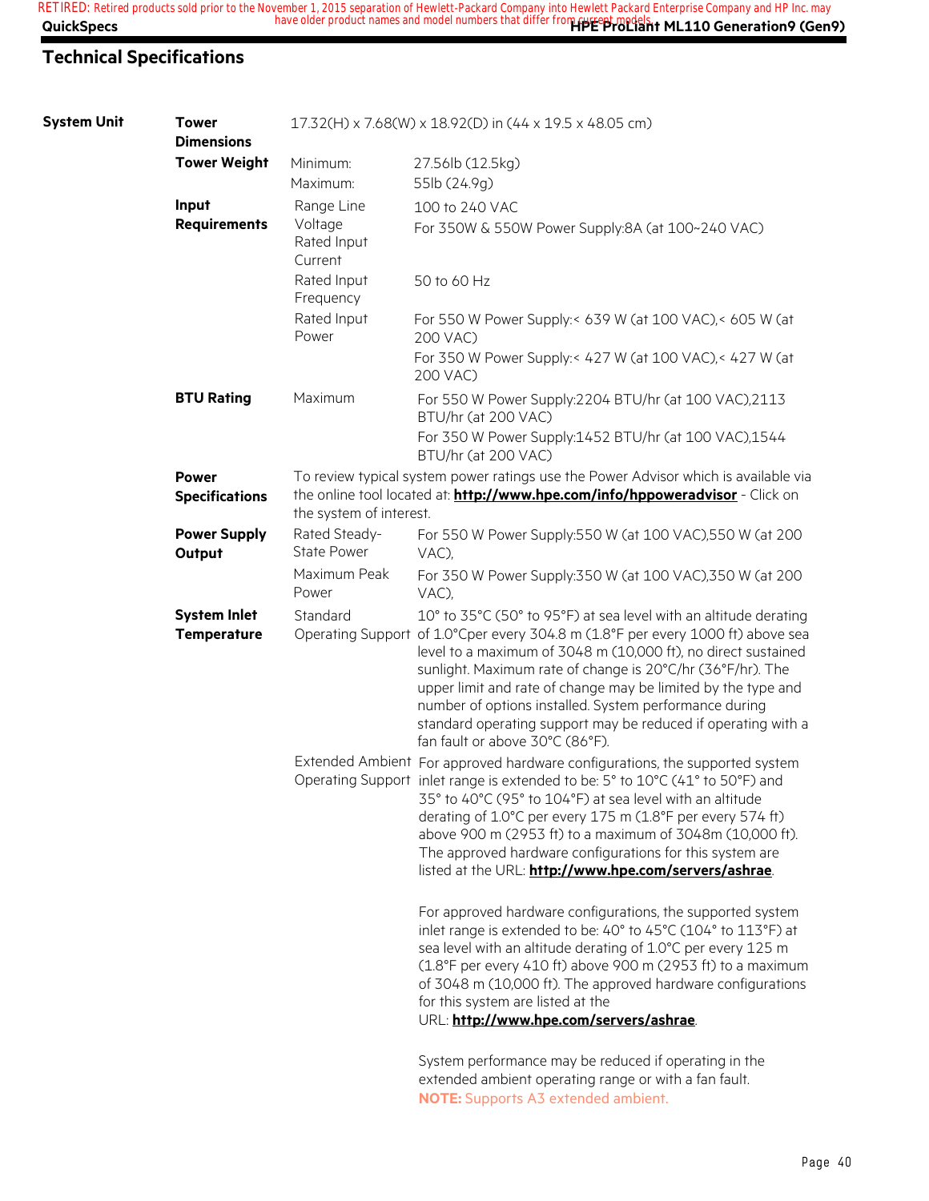## Technical Specifications

| | | | |
|---|---|---|---|
| **System Unit** | **Tower Dimensions** | 17.32(H) x 7.68(W) x 18.92(D) in (44 x 19.5 x 48.05 cm) | |
| | **Tower Weight** | Minimum: | 27.56lb (12.5kg) |
| | | Maximum: | 55lb (24.9g) |
| | **Input Requirements** | Range Line Voltage Rated Input Current | 100 to 240 VAC<br>For 350W & 550W Power Supply:8A (at 100~240 VAC) |
| | | Rated Input Frequency | 50 to 60 Hz |
| | | Rated Input Power | For 550 W Power Supply:< 639 W (at 100 VAC),< 605 W (at 200 VAC)<br>For 350 W Power Supply:< 427 W (at 100 VAC),< 427 W (at 200 VAC) |
| | **BTU Rating** | Maximum | For 550 W Power Supply:2204 BTU/hr (at 100 VAC),2113 BTU/hr (at 200 VAC)<br>For 350 W Power Supply:1452 BTU/hr (at 100 VAC),1544 BTU/hr (at 200 VAC) |
| | **Power Specifications** | To review typical system power ratings use the Power Advisor which is available via the online tool located at: **http://www.hpe.com/info/hppoweradvisor** - Click on the system of interest. | |
| | **Power Supply Output** | Rated Steady-State Power | For 550 W Power Supply:550 W (at 100 VAC),550 W (at 200 VAC), |
| | | Maximum Peak Power | For 350 W Power Supply:350 W (at 100 VAC),350 W (at 200 VAC), |
| | **System Inlet Temperature** | Standard Operating Support | 10° to 35°C (50° to 95°F) at sea level with an altitude derating of 1.0°Cper every 304.8 m (1.8°F per every 1000 ft) above sea level to a maximum of 3048 m (10,000 ft), no direct sustained sunlight. Maximum rate of change is 20°C/hr (36°F/hr). The upper limit and rate of change may be limited by the type and number of options installed. System performance during standard operating support may be reduced if operating with a fan fault or above 30°C (86°F). |
| | | Extended Ambient Operating Support | For approved hardware configurations, the supported system inlet range is extended to be: 5° to 10°C (41° to 50°F) and 35° to 40°C (95° to 104°F) at sea level with an altitude derating of 1.0°C per every 175 m (1.8°F per every 574 ft) above 900 m (2953 ft) to a maximum of 3048m (10,000 ft). The approved hardware configurations for this system are listed at the URL: **http://www.hpe.com/servers/ashrae**.<br><br>For approved hardware configurations, the supported system inlet range is extended to be: 40° to 45°C (104° to 113°F) at sea level with an altitude derating of 1.0°C per every 125 m (1.8°F per every 410 ft) above 900 m (2953 ft) to a maximum of 3048 m (10,000 ft). The approved hardware configurations for this system are listed at the URL: **http://www.hpe.com/servers/ashrae**.<br><br>System performance may be reduced if operating in the extended ambient operating range or with a fan fault.<br>**NOTE:** Supports A3 extended ambient. |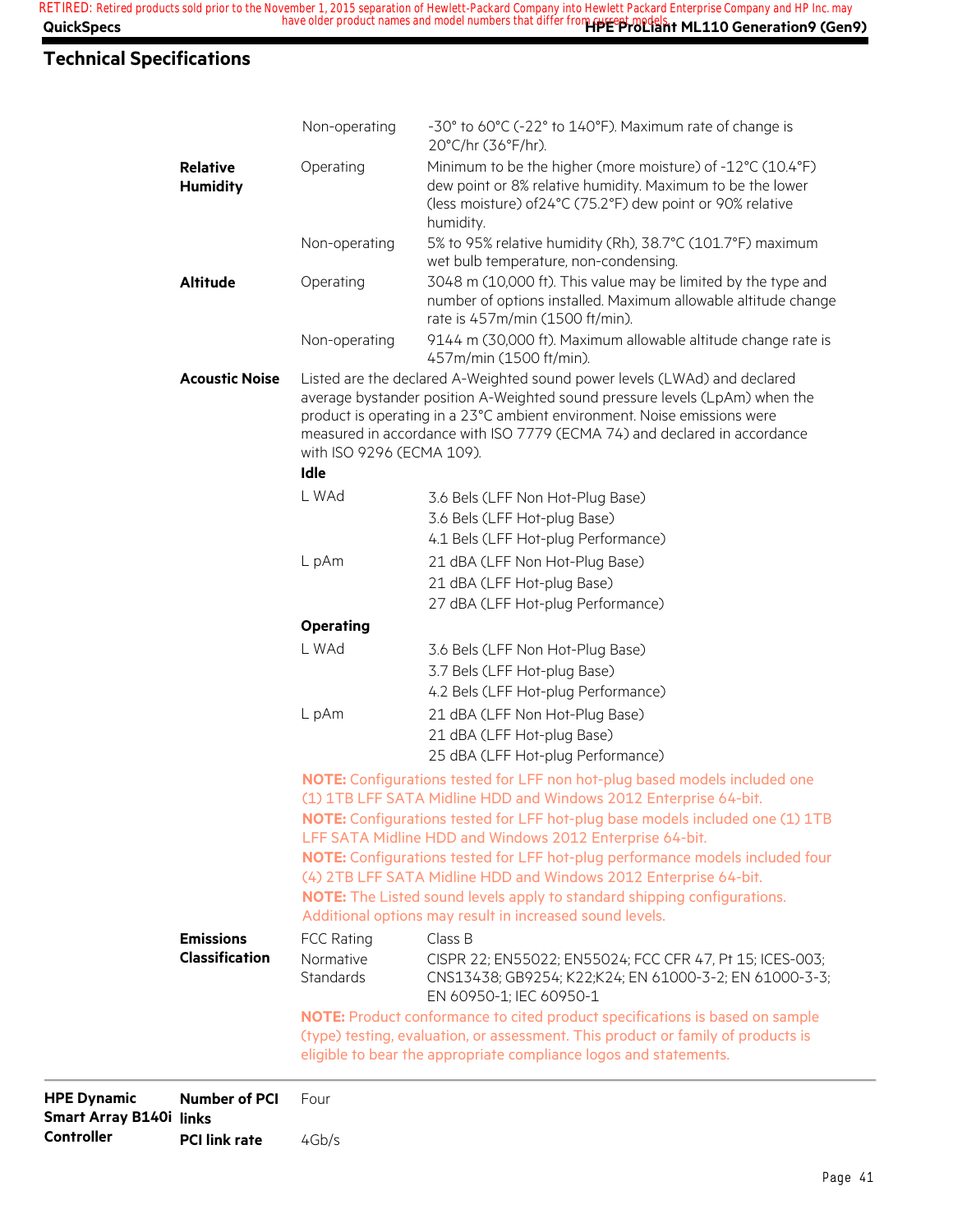## Technical Specifications

| | | | |
|---|---|---|---|
| | | Non-operating | -30° to 60°C (-22° to 140°F). Maximum rate of change is 20°C/hr (36°F/hr). |
| | **Relative Humidity** | Operating | Minimum to be the higher (more moisture) of -12°C (10.4°F) dew point or 8% relative humidity. Maximum to be the lower (less moisture) of24°C (75.2°F) dew point or 90% relative humidity. |
| | | Non-operating | 5% to 95% relative humidity (Rh), 38.7°C (101.7°F) maximum wet bulb temperature, non-condensing. |
| | **Altitude** | Operating | 3048 m (10,000 ft). This value may be limited by the type and number of options installed. Maximum allowable altitude change rate is 457m/min (1500 ft/min). |
| | | Non-operating | 9144 m (30,000 ft). Maximum allowable altitude change rate is 457m/min (1500 ft/min). |

**Acoustic Noise**

Listed are the declared A-Weighted sound power levels (LWAd) and declared average bystander position A-Weighted sound pressure levels (LpAm) when the product is operating in a 23°C ambient environment. Noise emissions were measured in accordance with ISO 7779 (ECMA 74) and declared in accordance with ISO 9296 (ECMA 109).

**Idle**

| | |
|---|---|
| L WAd | 3.6 Bels (LFF Non Hot-Plug Base)<br>3.6 Bels (LFF Hot-plug Base)<br>4.1 Bels (LFF Hot-plug Performance) |
| L pAm | 21 dBA (LFF Non Hot-Plug Base)<br>21 dBA (LFF Hot-plug Base)<br>27 dBA (LFF Hot-plug Performance) |

**Operating**

| | |
|---|---|
| L WAd | 3.6 Bels (LFF Non Hot-Plug Base)<br>3.7 Bels (LFF Hot-plug Base)<br>4.2 Bels (LFF Hot-plug Performance) |
| L pAm | 21 dBA (LFF Non Hot-Plug Base)<br>21 dBA (LFF Hot-plug Base)<br>25 dBA (LFF Hot-plug Performance) |

**NOTE:** Configurations tested for LFF non hot-plug based models included one (1) 1TB LFF SATA Midline HDD and Windows 2012 Enterprise 64-bit.

**NOTE:** Configurations tested for LFF hot-plug base models included one (1) 1TB LFF SATA Midline HDD and Windows 2012 Enterprise 64-bit.

**NOTE:** Configurations tested for LFF hot-plug performance models included four (4) 2TB LFF SATA Midline HDD and Windows 2012 Enterprise 64-bit.

**NOTE:** The Listed sound levels apply to standard shipping configurations. Additional options may result in increased sound levels.

**Emissions Classification**

| | |
|---|---|
| FCC Rating | Class B |
| Normative Standards | CISPR 22; EN55022; EN55024; FCC CFR 47, Pt 15; ICES-003; CNS13438; GB9254; K22;K24; EN 61000-3-2; EN 61000-3-3; EN 60950-1; IEC 60950-1 |

**NOTE:** Product conformance to cited product specifications is based on sample (type) testing, evaluation, or assessment. This product or family of products is eligible to bear the appropriate compliance logos and statements.

| | | |
|---|---|---|
| **HPE Dynamic Smart Array B140i Controller** | **Number of PCI links** | Four |
| | **PCI link rate** | 4Gb/s |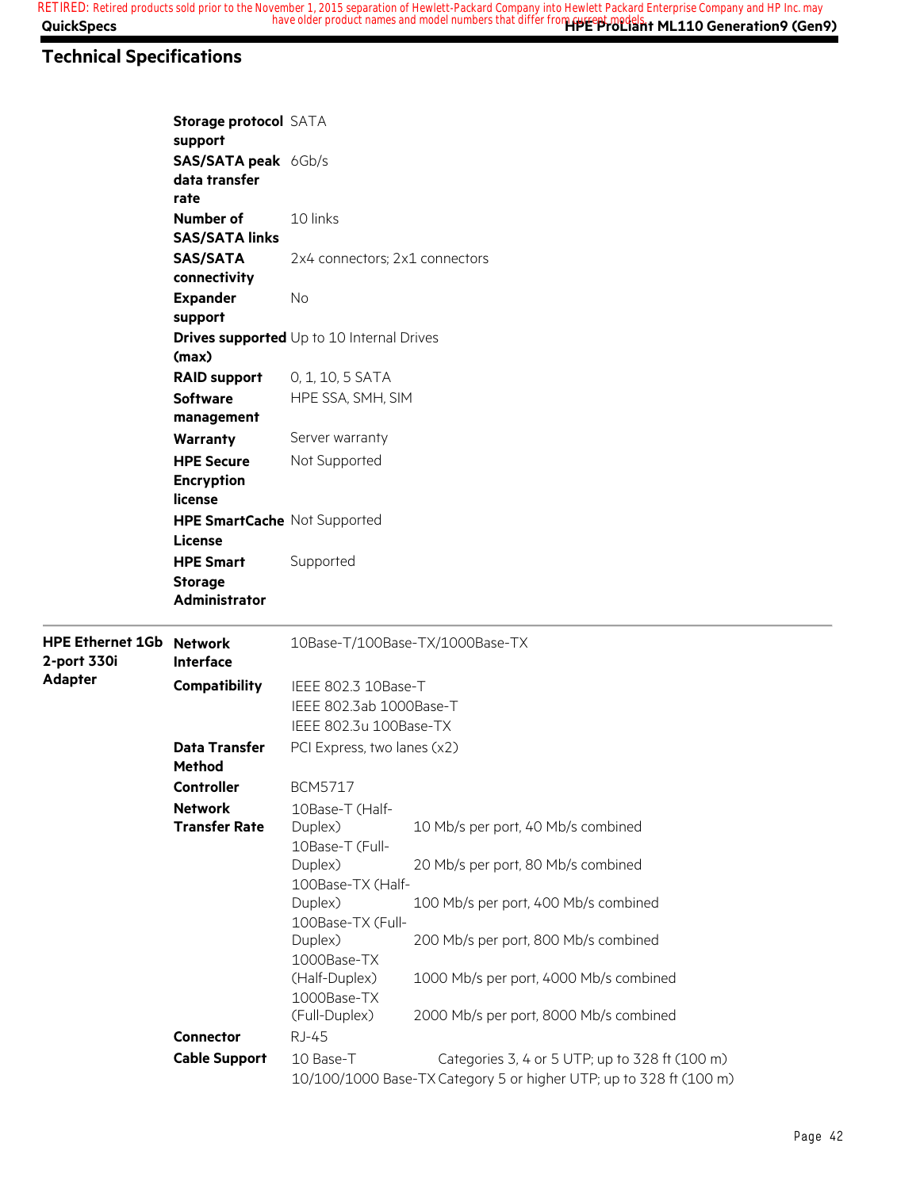## Technical Specifications

| | | |
|---|---|---|
| | **Storage protocol support** | SATA |
| | **SAS/SATA peak data transfer rate** | 6Gb/s |
| | **Number of SAS/SATA links** | 10 links |
| | **SAS/SATA connectivity** | 2x4 connectors; 2x1 connectors |
| | **Expander support** | No |
| | **Drives supported (max)** | Up to 10 Internal Drives |
| | **RAID support** | 0, 1, 10, 5 SATA |
| | **Software management** | HPE SSA, SMH, SIM |
| | **Warranty** | Server warranty |
| | **HPE Secure Encryption license** | Not Supported |
| | **HPE SmartCache License** | Not Supported |
| | **HPE Smart Storage Administrator** | Supported |

| | | | |
|---|---|---|---|
| **HPE Ethernet 1Gb 2-port 330i Adapter** | **Network Interface** | 10Base-T/100Base-TX/1000Base-TX | |
| | **Compatibility** | IEEE 802.3 10Base-T<br>IEEE 802.3ab 1000Base-T<br>IEEE 802.3u 100Base-TX | |
| | **Data Transfer Method** | PCI Express, two lanes (x2) | |
| | **Controller** | BCM5717 | |
| | **Network Transfer Rate** | 10Base-T (Half-Duplex) | 10 Mb/s per port, 40 Mb/s combined |
| | | 10Base-T (Full-Duplex) | 20 Mb/s per port, 80 Mb/s combined |
| | | 100Base-TX (Half-Duplex) | 100 Mb/s per port, 400 Mb/s combined |
| | | 100Base-TX (Full-Duplex) | 200 Mb/s per port, 800 Mb/s combined |
| | | 1000Base-TX (Half-Duplex) | 1000 Mb/s per port, 4000 Mb/s combined |
| | | 1000Base-TX (Full-Duplex) | 2000 Mb/s per port, 8000 Mb/s combined |
| | **Connector** | RJ-45 | |
| | **Cable Support** | 10 Base-T | Categories 3, 4 or 5 UTP; up to 328 ft (100 m) |
| | | 10/100/1000 Base-TX | Category 5 or higher UTP; up to 328 ft (100 m) |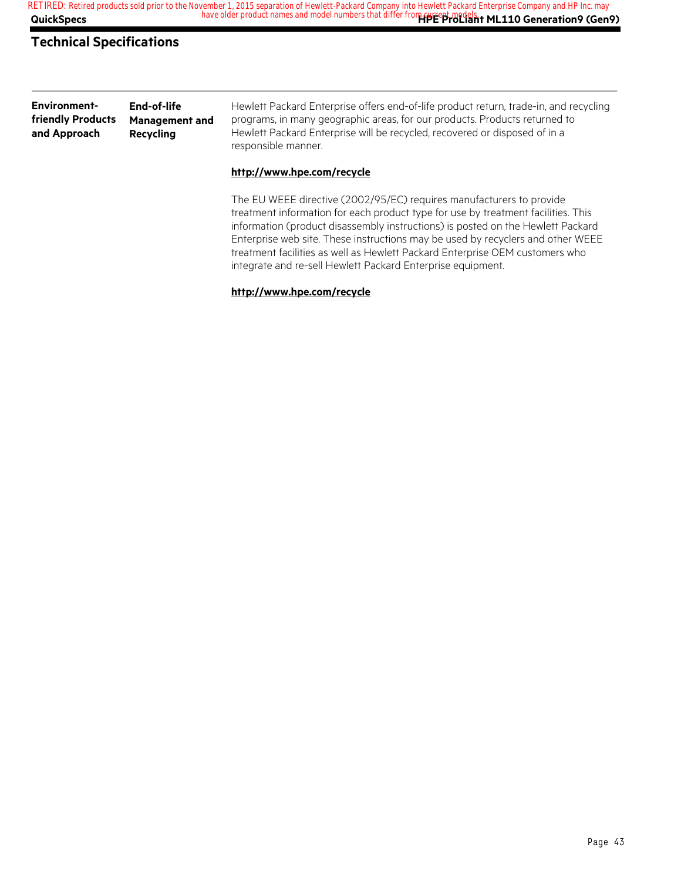## Technical Specifications

| | | |
|---|---|---|
| **Environment-friendly Products and Approach** | **End-of-life Management and Recycling** | Hewlett Packard Enterprise offers end-of-life product return, trade-in, and recycling programs, in many geographic areas, for our products. Products returned to Hewlett Packard Enterprise will be recycled, recovered or disposed of in a responsible manner.<br><br>**http://www.hpe.com/recycle**<br><br>The EU WEEE directive (2002/95/EC) requires manufacturers to provide treatment information for each product type for use by treatment facilities. This information (product disassembly instructions) is posted on the Hewlett Packard Enterprise web site. These instructions may be used by recyclers and other WEEE treatment facilities as well as Hewlett Packard Enterprise OEM customers who integrate and re-sell Hewlett Packard Enterprise equipment.<br><br>**http://www.hpe.com/recycle** |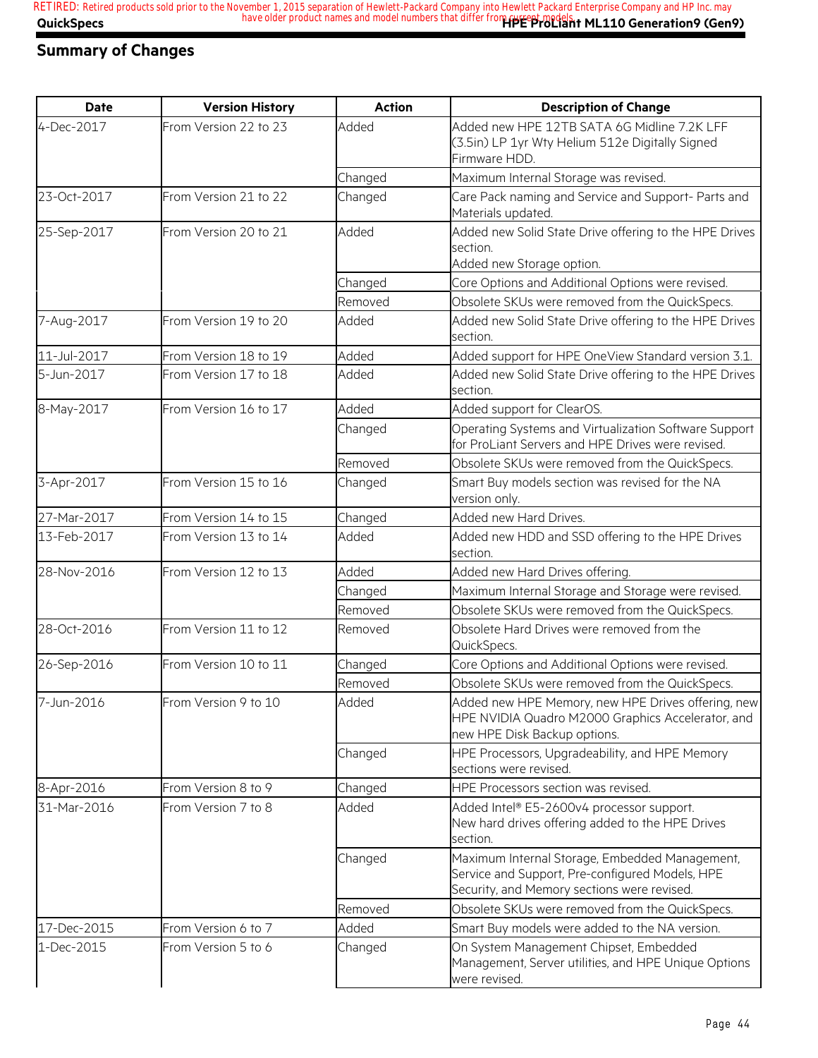## Summary of Changes

| Date | Version History | Action | Description of Change |
|---|---|---|---|
| 4-Dec-2017 | From Version 22 to 23 | Added | Added new HPE 12TB SATA 6G Midline 7.2K LFF (3.5in) LP 1yr Wty Helium 512e Digitally Signed Firmware HDD. |
| | | Changed | Maximum Internal Storage was revised. |
| 23-Oct-2017 | From Version 21 to 22 | Changed | Care Pack naming and Service and Support- Parts and Materials updated. |
| 25-Sep-2017 | From Version 20 to 21 | Added | Added new Solid State Drive offering to the HPE Drives section.<br>Added new Storage option. |
| | | Changed | Core Options and Additional Options were revised. |
| | | Removed | Obsolete SKUs were removed from the QuickSpecs. |
| 7-Aug-2017 | From Version 19 to 20 | Added | Added new Solid State Drive offering to the HPE Drives section. |
| 11-Jul-2017 | From Version 18 to 19 | Added | Added support for HPE OneView Standard version 3.1. |
| 5-Jun-2017 | From Version 17 to 18 | Added | Added new Solid State Drive offering to the HPE Drives section. |
| 8-May-2017 | From Version 16 to 17 | Added | Added support for ClearOS. |
| | | Changed | Operating Systems and Virtualization Software Support for ProLiant Servers and HPE Drives were revised. |
| | | Removed | Obsolete SKUs were removed from the QuickSpecs. |
| 3-Apr-2017 | From Version 15 to 16 | Changed | Smart Buy models section was revised for the NA version only. |
| 27-Mar-2017 | From Version 14 to 15 | Changed | Added new Hard Drives. |
| 13-Feb-2017 | From Version 13 to 14 | Added | Added new HDD and SSD offering to the HPE Drives section. |
| 28-Nov-2016 | From Version 12 to 13 | Added | Added new Hard Drives offering. |
| | | Changed | Maximum Internal Storage and Storage were revised. |
| | | Removed | Obsolete SKUs were removed from the QuickSpecs. |
| 28-Oct-2016 | From Version 11 to 12 | Removed | Obsolete Hard Drives were removed from the QuickSpecs. |
| 26-Sep-2016 | From Version 10 to 11 | Changed | Core Options and Additional Options were revised. |
| | | Removed | Obsolete SKUs were removed from the QuickSpecs. |
| 7-Jun-2016 | From Version 9 to 10 | Added | Added new HPE Memory, new HPE Drives offering, new HPE NVIDIA Quadro M2000 Graphics Accelerator, and new HPE Disk Backup options. |
| | | Changed | HPE Processors, Upgradeability, and HPE Memory sections were revised. |
| 8-Apr-2016 | From Version 8 to 9 | Changed | HPE Processors section was revised. |
| 31-Mar-2016 | From Version 7 to 8 | Added | Added Intel® E5-2600v4 processor support.<br>New hard drives offering added to the HPE Drives section. |
| | | Changed | Maximum Internal Storage, Embedded Management, Service and Support, Pre-configured Models, HPE Security, and Memory sections were revised. |
| | | Removed | Obsolete SKUs were removed from the QuickSpecs. |
| 17-Dec-2015 | From Version 6 to 7 | Added | Smart Buy models were added to the NA version. |
| 1-Dec-2015 | From Version 5 to 6 | Changed | On System Management Chipset, Embedded Management, Server utilities, and HPE Unique Options were revised. |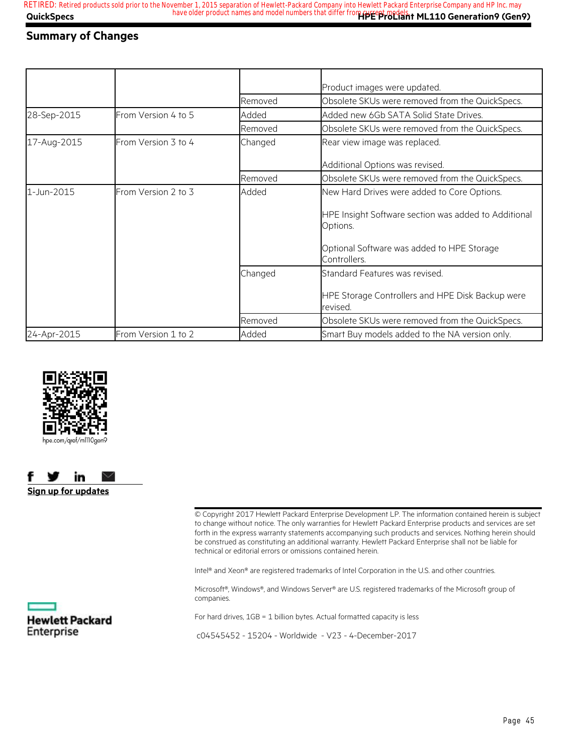## Summary of Changes

| | | | |
|---|---|---|---|
| | | | Product images were updated. |
| | | Removed | Obsolete SKUs were removed from the QuickSpecs. |
| 28-Sep-2015 | From Version 4 to 5 | Added | Added new 6Gb SATA Solid State Drives. |
| | | Removed | Obsolete SKUs were removed from the QuickSpecs. |
| 17-Aug-2015 | From Version 3 to 4 | Changed | Rear view image was replaced.<br><br>Additional Options was revised. |
| | | Removed | Obsolete SKUs were removed from the QuickSpecs. |
| 1-Jun-2015 | From Version 2 to 3 | Added | New Hard Drives were added to Core Options.<br><br>HPE Insight Software section was added to Additional Options.<br><br>Optional Software was added to HPE Storage Controllers. |
| | | Changed | Standard Features was revised.<br><br>HPE Storage Controllers and HPE Disk Backup were revised. |
| | | Removed | Obsolete SKUs were removed from the QuickSpecs. |
| 24-Apr-2015 | From Version 1 to 2 | Added | Smart Buy models added to the NA version only. |

hpe.com/qref/ml110gen9

**Sign up for updates**

© Copyright 2017 Hewlett Packard Enterprise Development LP. The information contained herein is subject to change without notice. The only warranties for Hewlett Packard Enterprise products and services are set forth in the express warranty statements accompanying such products and services. Nothing herein should be construed as constituting an additional warranty. Hewlett Packard Enterprise shall not be liable for technical or editorial errors or omissions contained herein.

Intel® and Xeon® are registered trademarks of Intel Corporation in the U.S. and other countries.

Microsoft®, Windows®, and Windows Server® are U.S. registered trademarks of the Microsoft group of companies.

For hard drives, 1GB = 1 billion bytes. Actual formatted capacity is less

c04545452 - 15204 - Worldwide - V23 - 4-December-2017